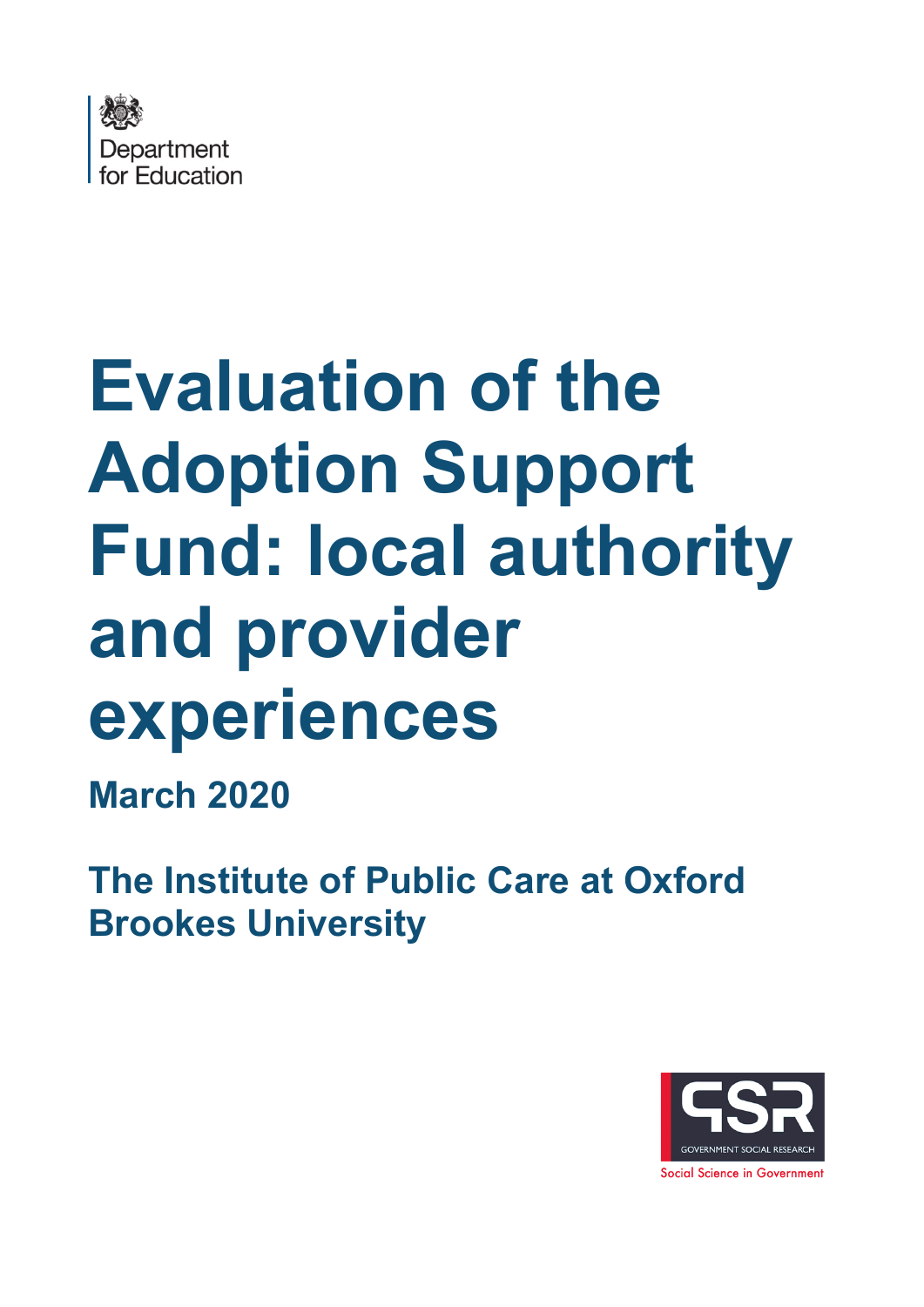Department for Education

# Evaluation of the Adoption Support Fund: local authority and provider experiences

**March 2020**

**The Institute of Public Care at Oxford Brookes University**

GOVERNMENT SOCIAL RESEARCH

Social Science in Government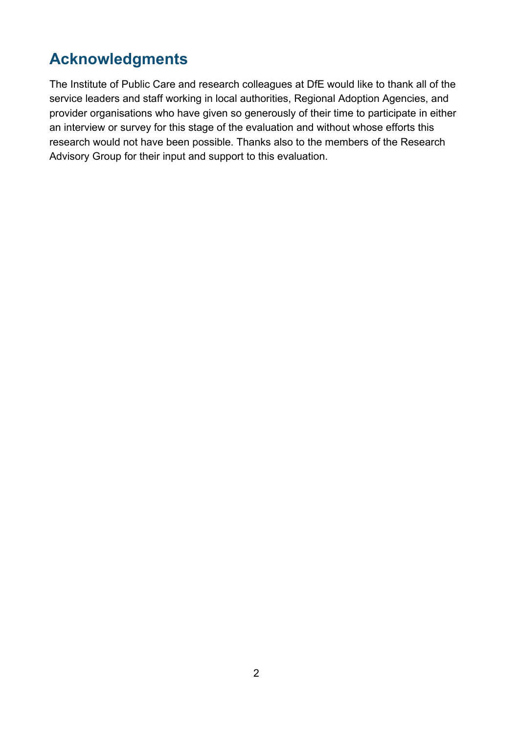## Acknowledgments

The Institute of Public Care and research colleagues at DfE would like to thank all of the service leaders and staff working in local authorities, Regional Adoption Agencies, and provider organisations who have given so generously of their time to participate in either an interview or survey for this stage of the evaluation and without whose efforts this research would not have been possible. Thanks also to the members of the Research Advisory Group for their input and support to this evaluation.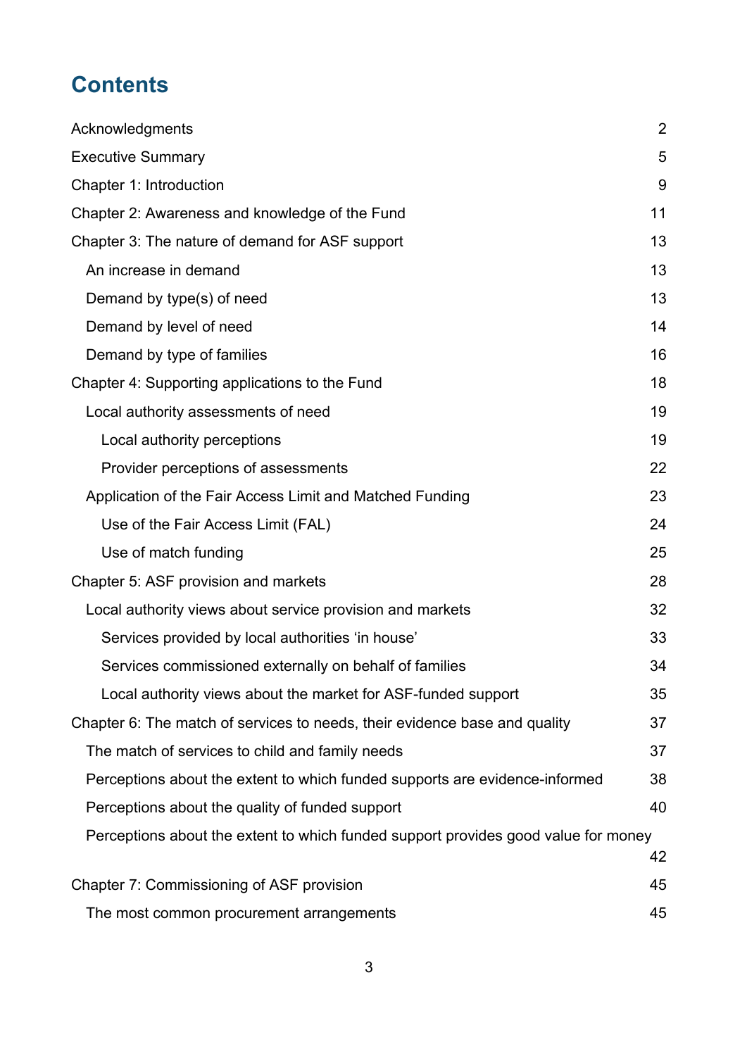# Contents

Acknowledgments 2

Executive Summary 5

Chapter 1: Introduction 9

Chapter 2: Awareness and knowledge of the Fund 11

Chapter 3: The nature of demand for ASF support 13

- An increase in demand 13
- Demand by type(s) of need 13
- Demand by level of need 14
- Demand by type of families 16

Chapter 4: Supporting applications to the Fund 18

- Local authority assessments of need 19
  - Local authority perceptions 19
  - Provider perceptions of assessments 22
- Application of the Fair Access Limit and Matched Funding 23
  - Use of the Fair Access Limit (FAL) 24
  - Use of match funding 25

Chapter 5: ASF provision and markets 28

- Local authority views about service provision and markets 32
  - Services provided by local authorities 'in house' 33
  - Services commissioned externally on behalf of families 34
  - Local authority views about the market for ASF-funded support 35

Chapter 6: The match of services to needs, their evidence base and quality 37

- The match of services to child and family needs 37
- Perceptions about the extent to which funded supports are evidence-informed 38
- Perceptions about the quality of funded support 40
- Perceptions about the extent to which funded support provides good value for money 42

Chapter 7: Commissioning of ASF provision 45

- The most common procurement arrangements 45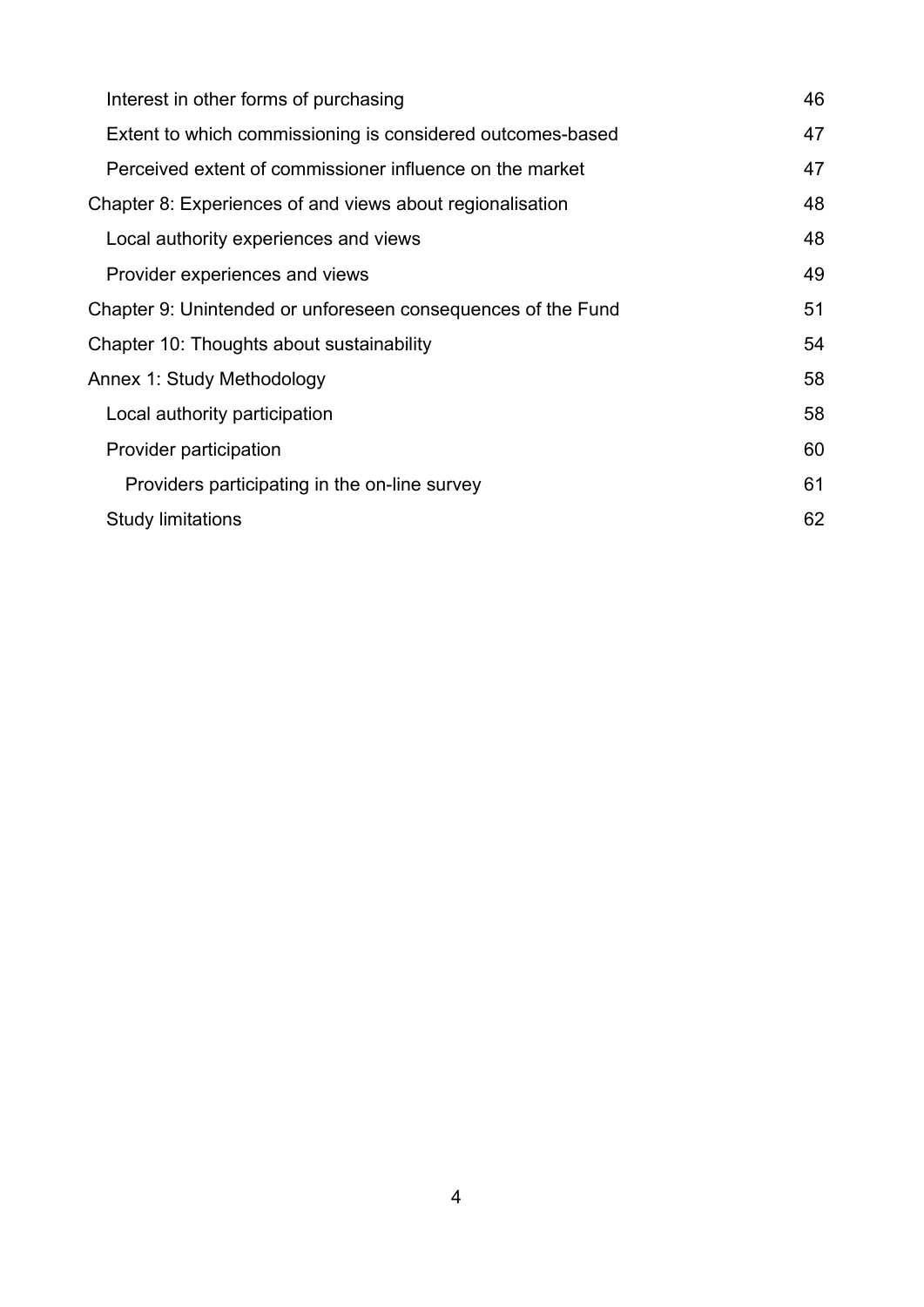- Interest in other forms of purchasing 46
- Extent to which commissioning is considered outcomes-based 47
- Perceived extent of commissioner influence on the market 47

Chapter 8: Experiences of and views about regionalisation 48

- Local authority experiences and views 48
- Provider experiences and views 49

Chapter 9: Unintended or unforeseen consequences of the Fund 51

Chapter 10: Thoughts about sustainability 54

Annex 1: Study Methodology 58

- Local authority participation 58
- Provider participation 60
  - Providers participating in the on-line survey 61
- Study limitations 62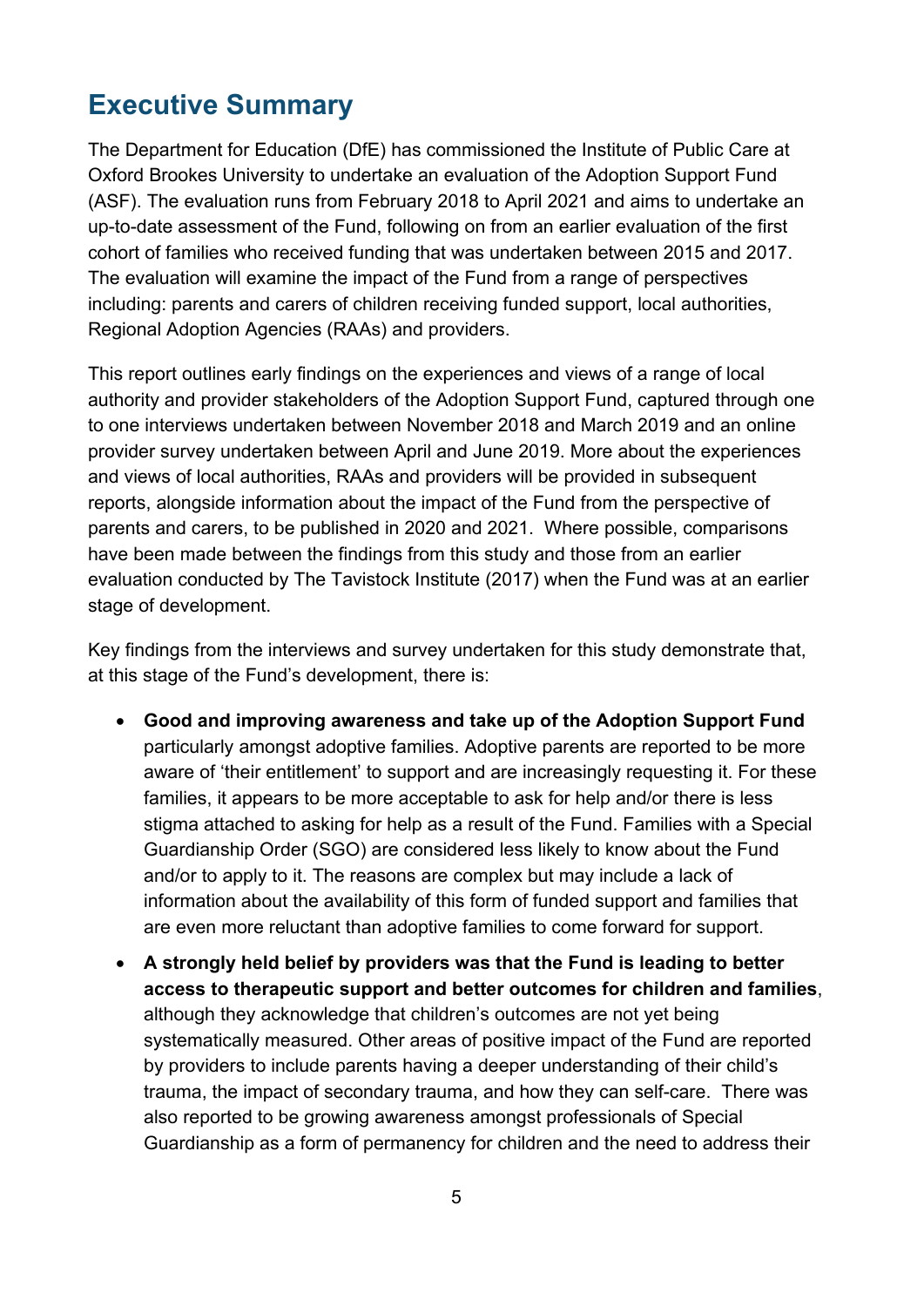## Executive Summary

The Department for Education (DfE) has commissioned the Institute of Public Care at Oxford Brookes University to undertake an evaluation of the Adoption Support Fund (ASF). The evaluation runs from February 2018 to April 2021 and aims to undertake an up-to-date assessment of the Fund, following on from an earlier evaluation of the first cohort of families who received funding that was undertaken between 2015 and 2017. The evaluation will examine the impact of the Fund from a range of perspectives including: parents and carers of children receiving funded support, local authorities, Regional Adoption Agencies (RAAs) and providers.

This report outlines early findings on the experiences and views of a range of local authority and provider stakeholders of the Adoption Support Fund, captured through one to one interviews undertaken between November 2018 and March 2019 and an online provider survey undertaken between April and June 2019. More about the experiences and views of local authorities, RAAs and providers will be provided in subsequent reports, alongside information about the impact of the Fund from the perspective of parents and carers, to be published in 2020 and 2021. Where possible, comparisons have been made between the findings from this study and those from an earlier evaluation conducted by The Tavistock Institute (2017) when the Fund was at an earlier stage of development.

Key findings from the interviews and survey undertaken for this study demonstrate that, at this stage of the Fund's development, there is:

- **Good and improving awareness and take up of the Adoption Support Fund** particularly amongst adoptive families. Adoptive parents are reported to be more aware of 'their entitlement' to support and are increasingly requesting it. For these families, it appears to be more acceptable to ask for help and/or there is less stigma attached to asking for help as a result of the Fund. Families with a Special Guardianship Order (SGO) are considered less likely to know about the Fund and/or to apply to it. The reasons are complex but may include a lack of information about the availability of this form of funded support and families that are even more reluctant than adoptive families to come forward for support.
- **A strongly held belief by providers was that the Fund is leading to better access to therapeutic support and better outcomes for children and families**, although they acknowledge that children's outcomes are not yet being systematically measured. Other areas of positive impact of the Fund are reported by providers to include parents having a deeper understanding of their child's trauma, the impact of secondary trauma, and how they can self-care. There was also reported to be growing awareness amongst professionals of Special Guardianship as a form of permanency for children and the need to address their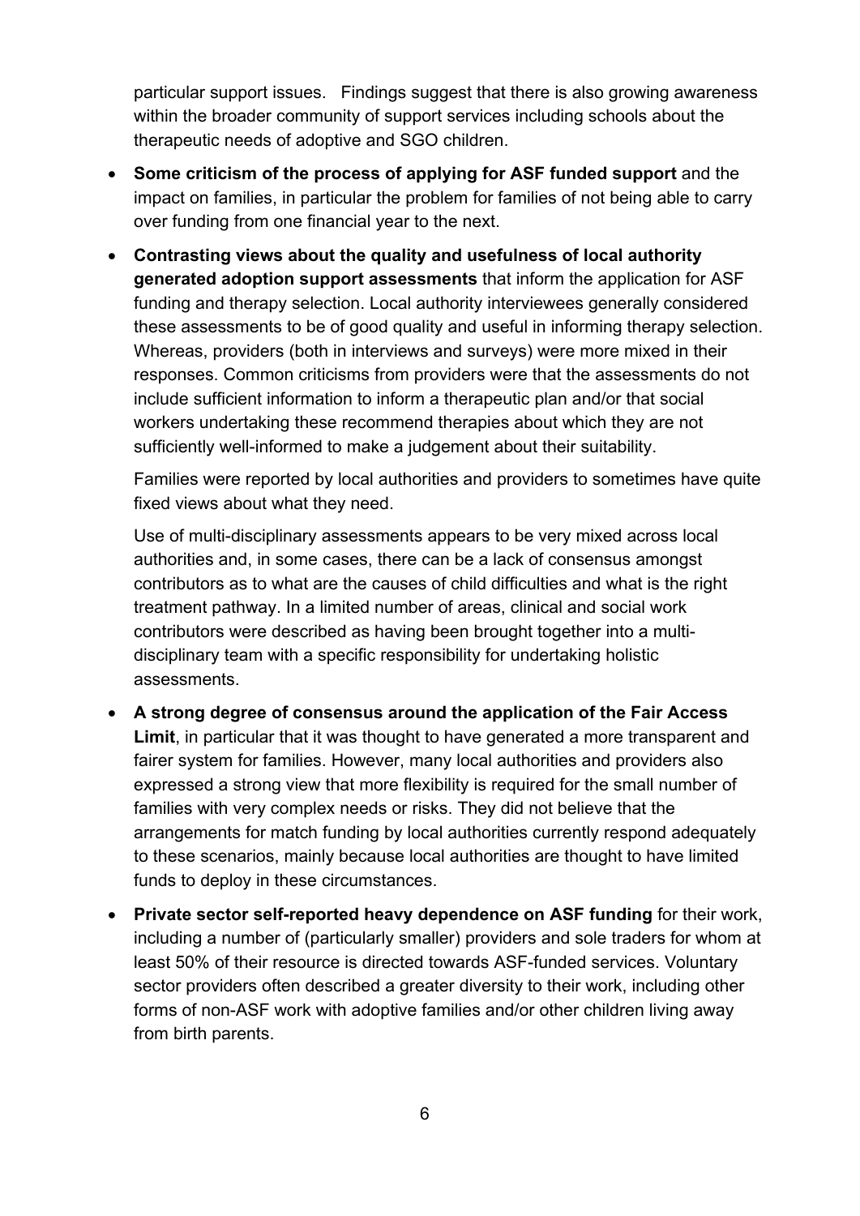particular support issues. Findings suggest that there is also growing awareness within the broader community of support services including schools about the therapeutic needs of adoptive and SGO children.

- **Some criticism of the process of applying for ASF funded support** and the impact on families, in particular the problem for families of not being able to carry over funding from one financial year to the next.
- **Contrasting views about the quality and usefulness of local authority generated adoption support assessments** that inform the application for ASF funding and therapy selection. Local authority interviewees generally considered these assessments to be of good quality and useful in informing therapy selection. Whereas, providers (both in interviews and surveys) were more mixed in their responses. Common criticisms from providers were that the assessments do not include sufficient information to inform a therapeutic plan and/or that social workers undertaking these recommend therapies about which they are not sufficiently well-informed to make a judgement about their suitability.

  Families were reported by local authorities and providers to sometimes have quite fixed views about what they need.

  Use of multi-disciplinary assessments appears to be very mixed across local authorities and, in some cases, there can be a lack of consensus amongst contributors as to what are the causes of child difficulties and what is the right treatment pathway. In a limited number of areas, clinical and social work contributors were described as having been brought together into a multi-disciplinary team with a specific responsibility for undertaking holistic assessments.

- **A strong degree of consensus around the application of the Fair Access Limit**, in particular that it was thought to have generated a more transparent and fairer system for families. However, many local authorities and providers also expressed a strong view that more flexibility is required for the small number of families with very complex needs or risks. They did not believe that the arrangements for match funding by local authorities currently respond adequately to these scenarios, mainly because local authorities are thought to have limited funds to deploy in these circumstances.
- **Private sector self-reported heavy dependence on ASF funding** for their work, including a number of (particularly smaller) providers and sole traders for whom at least 50% of their resource is directed towards ASF-funded services. Voluntary sector providers often described a greater diversity to their work, including other forms of non-ASF work with adoptive families and/or other children living away from birth parents.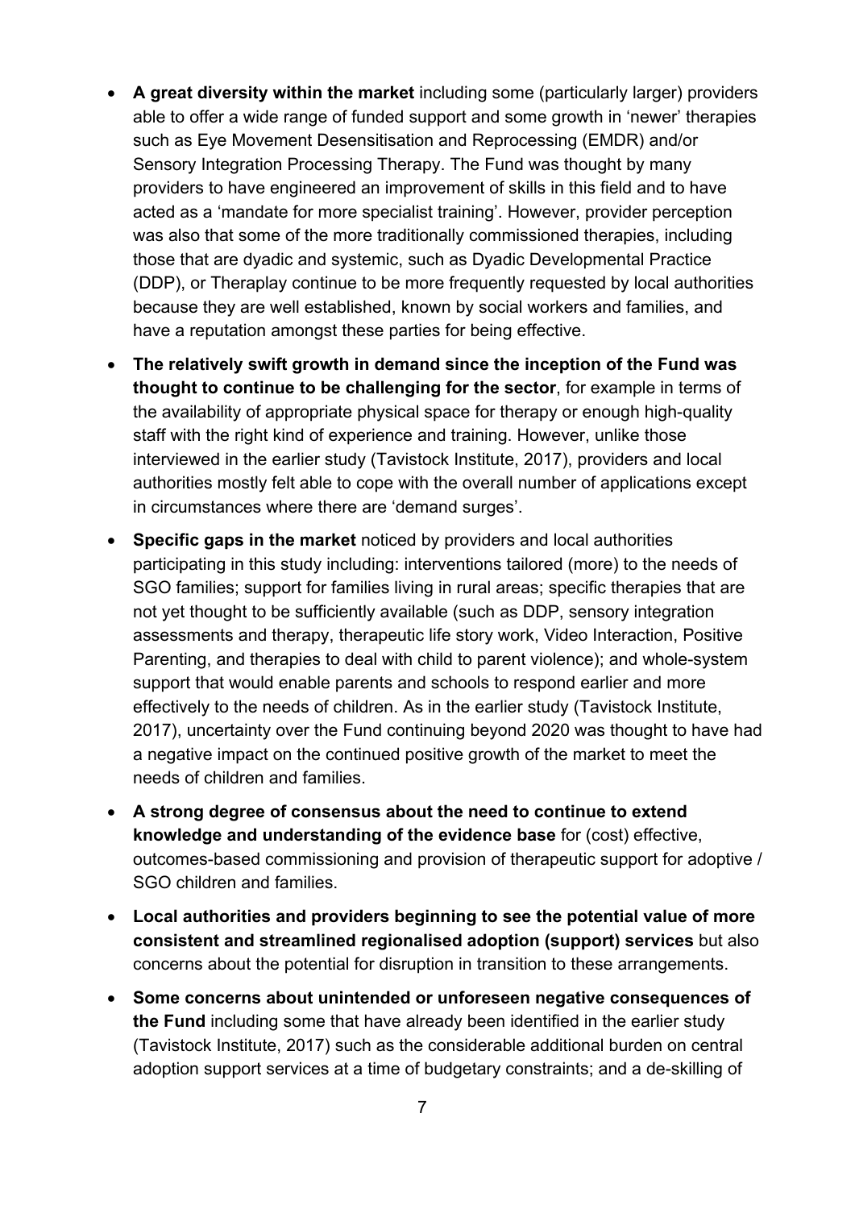- **A great diversity within the market** including some (particularly larger) providers able to offer a wide range of funded support and some growth in 'newer' therapies such as Eye Movement Desensitisation and Reprocessing (EMDR) and/or Sensory Integration Processing Therapy. The Fund was thought by many providers to have engineered an improvement of skills in this field and to have acted as a 'mandate for more specialist training'. However, provider perception was also that some of the more traditionally commissioned therapies, including those that are dyadic and systemic, such as Dyadic Developmental Practice (DDP), or Theraplay continue to be more frequently requested by local authorities because they are well established, known by social workers and families, and have a reputation amongst these parties for being effective.
- **The relatively swift growth in demand since the inception of the Fund was thought to continue to be challenging for the sector**, for example in terms of the availability of appropriate physical space for therapy or enough high-quality staff with the right kind of experience and training. However, unlike those interviewed in the earlier study (Tavistock Institute, 2017), providers and local authorities mostly felt able to cope with the overall number of applications except in circumstances where there are 'demand surges'.
- **Specific gaps in the market** noticed by providers and local authorities participating in this study including: interventions tailored (more) to the needs of SGO families; support for families living in rural areas; specific therapies that are not yet thought to be sufficiently available (such as DDP, sensory integration assessments and therapy, therapeutic life story work, Video Interaction, Positive Parenting, and therapies to deal with child to parent violence); and whole-system support that would enable parents and schools to respond earlier and more effectively to the needs of children. As in the earlier study (Tavistock Institute, 2017), uncertainty over the Fund continuing beyond 2020 was thought to have had a negative impact on the continued positive growth of the market to meet the needs of children and families.
- **A strong degree of consensus about the need to continue to extend knowledge and understanding of the evidence base** for (cost) effective, outcomes-based commissioning and provision of therapeutic support for adoptive / SGO children and families.
- **Local authorities and providers beginning to see the potential value of more consistent and streamlined regionalised adoption (support) services** but also concerns about the potential for disruption in transition to these arrangements.
- **Some concerns about unintended or unforeseen negative consequences of the Fund** including some that have already been identified in the earlier study (Tavistock Institute, 2017) such as the considerable additional burden on central adoption support services at a time of budgetary constraints; and a de-skilling of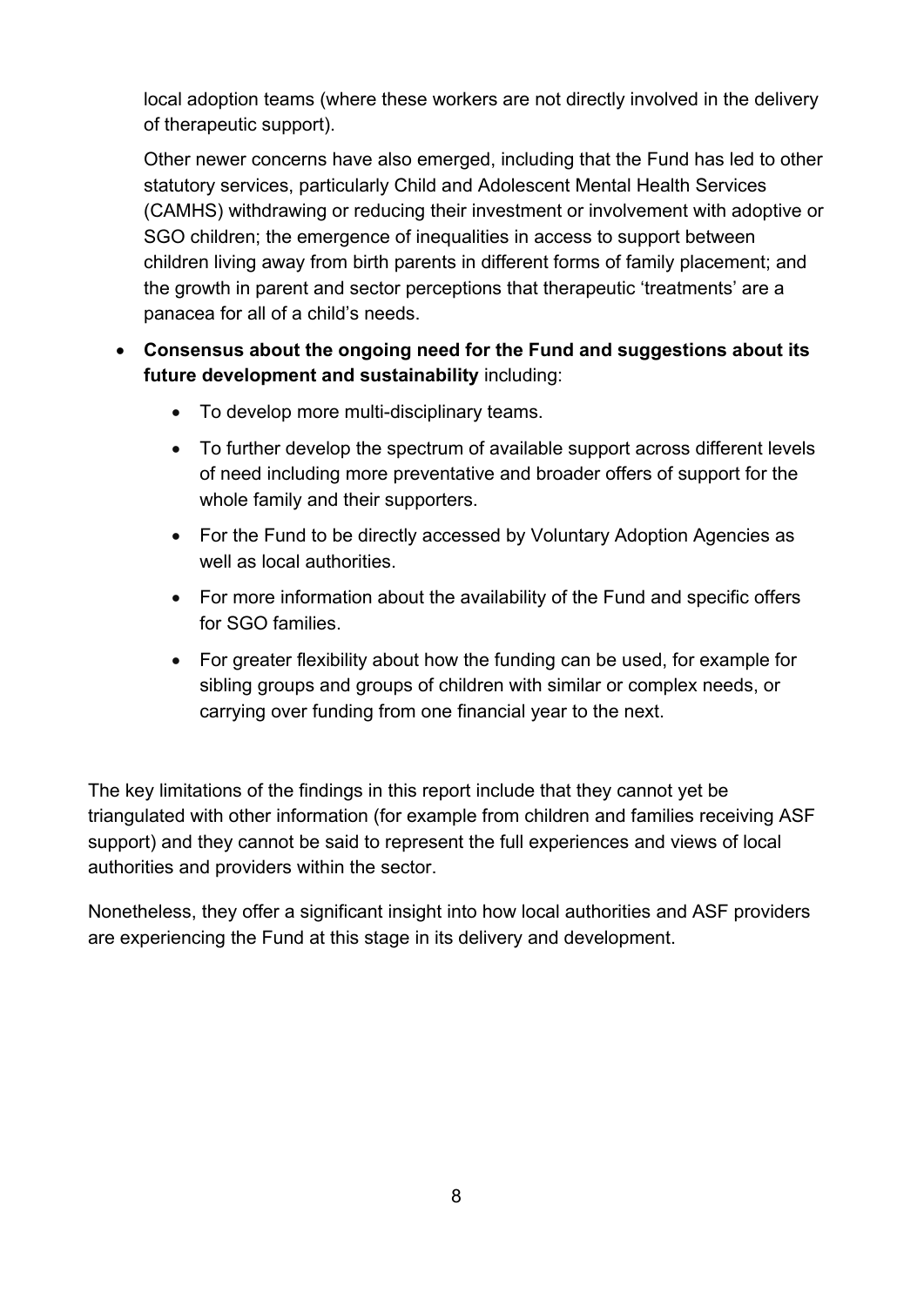local adoption teams (where these workers are not directly involved in the delivery of therapeutic support).

Other newer concerns have also emerged, including that the Fund has led to other statutory services, particularly Child and Adolescent Mental Health Services (CAMHS) withdrawing or reducing their investment or involvement with adoptive or SGO children; the emergence of inequalities in access to support between children living away from birth parents in different forms of family placement; and the growth in parent and sector perceptions that therapeutic 'treatments' are a panacea for all of a child's needs.

- **Consensus about the ongoing need for the Fund and suggestions about its future development and sustainability** including:
  - To develop more multi-disciplinary teams.
  - To further develop the spectrum of available support across different levels of need including more preventative and broader offers of support for the whole family and their supporters.
  - For the Fund to be directly accessed by Voluntary Adoption Agencies as well as local authorities.
  - For more information about the availability of the Fund and specific offers for SGO families.
  - For greater flexibility about how the funding can be used, for example for sibling groups and groups of children with similar or complex needs, or carrying over funding from one financial year to the next.

The key limitations of the findings in this report include that they cannot yet be triangulated with other information (for example from children and families receiving ASF support) and they cannot be said to represent the full experiences and views of local authorities and providers within the sector.

Nonetheless, they offer a significant insight into how local authorities and ASF providers are experiencing the Fund at this stage in its delivery and development.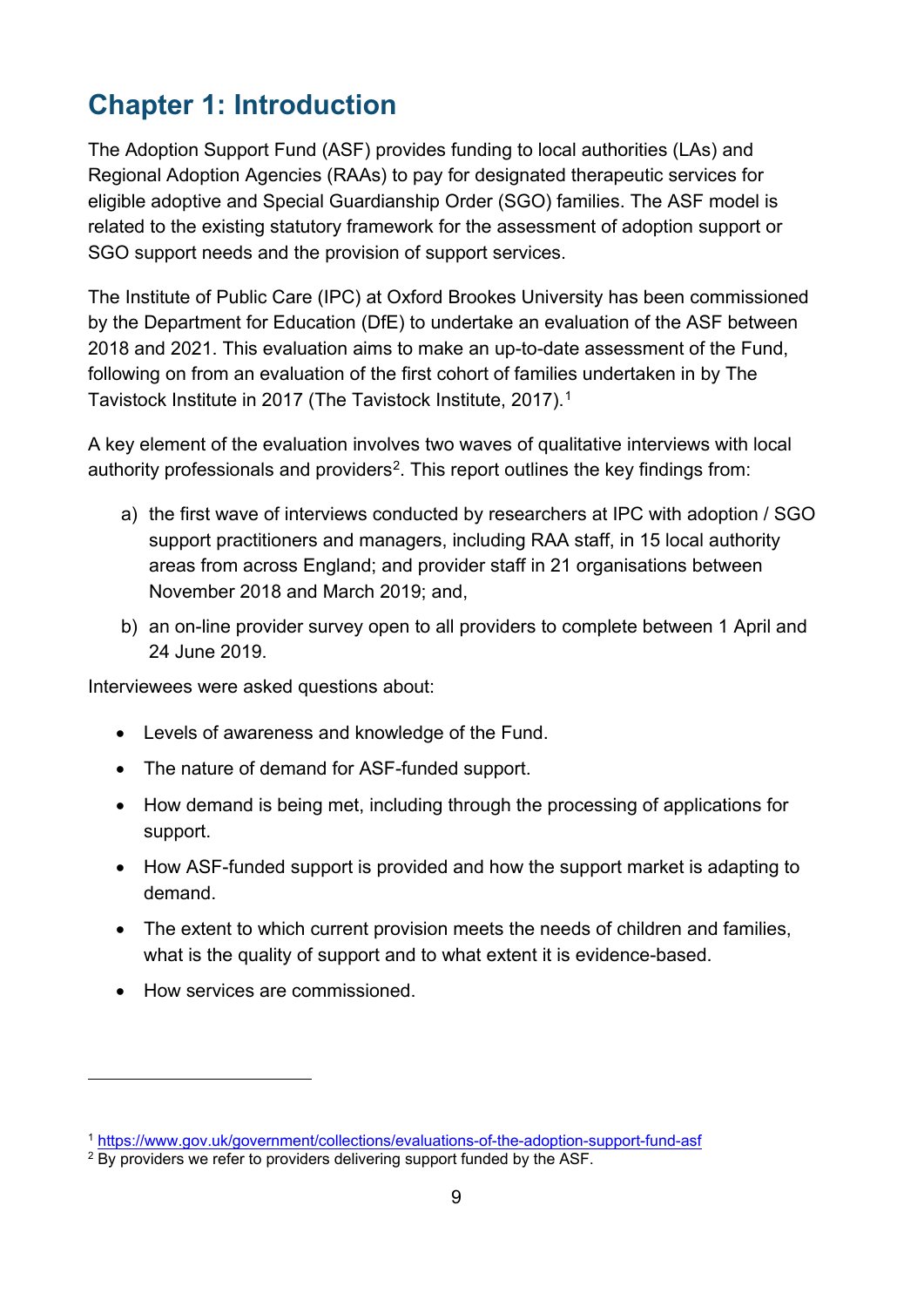# Chapter 1: Introduction

The Adoption Support Fund (ASF) provides funding to local authorities (LAs) and Regional Adoption Agencies (RAAs) to pay for designated therapeutic services for eligible adoptive and Special Guardianship Order (SGO) families. The ASF model is related to the existing statutory framework for the assessment of adoption support or SGO support needs and the provision of support services.

The Institute of Public Care (IPC) at Oxford Brookes University has been commissioned by the Department for Education (DfE) to undertake an evaluation of the ASF between 2018 and 2021. This evaluation aims to make an up-to-date assessment of the Fund, following on from an evaluation of the first cohort of families undertaken in by The Tavistock Institute in 2017 (The Tavistock Institute, 2017).[1]

A key element of the evaluation involves two waves of qualitative interviews with local authority professionals and providers[2]. This report outlines the key findings from:

a) the first wave of interviews conducted by researchers at IPC with adoption / SGO support practitioners and managers, including RAA staff, in 15 local authority areas from across England; and provider staff in 21 organisations between November 2018 and March 2019; and,

b) an on-line provider survey open to all providers to complete between 1 April and 24 June 2019.

Interviewees were asked questions about:

- Levels of awareness and knowledge of the Fund.
- The nature of demand for ASF-funded support.
- How demand is being met, including through the processing of applications for support.
- How ASF-funded support is provided and how the support market is adapting to demand.
- The extent to which current provision meets the needs of children and families, what is the quality of support and to what extent it is evidence-based.
- How services are commissioned.

---

[1] https://www.gov.uk/government/collections/evaluations-of-the-adoption-support-fund-asf

[2] By providers we refer to providers delivering support funded by the ASF.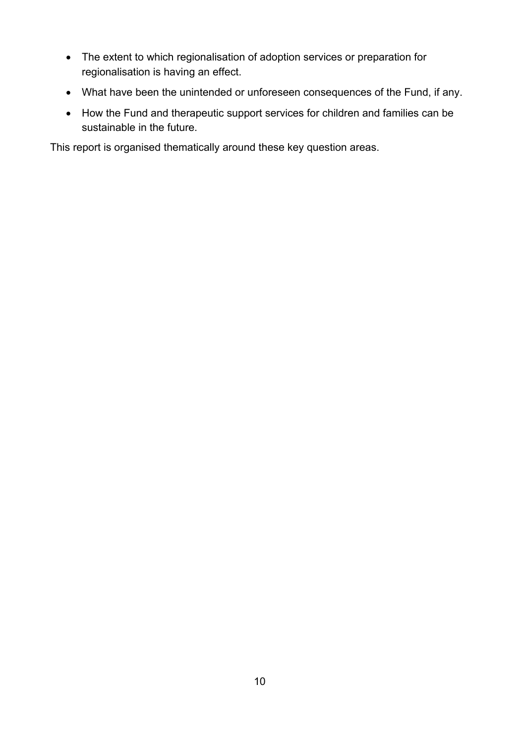- The extent to which regionalisation of adoption services or preparation for regionalisation is having an effect.
- What have been the unintended or unforeseen consequences of the Fund, if any.
- How the Fund and therapeutic support services for children and families can be sustainable in the future.

This report is organised thematically around these key question areas.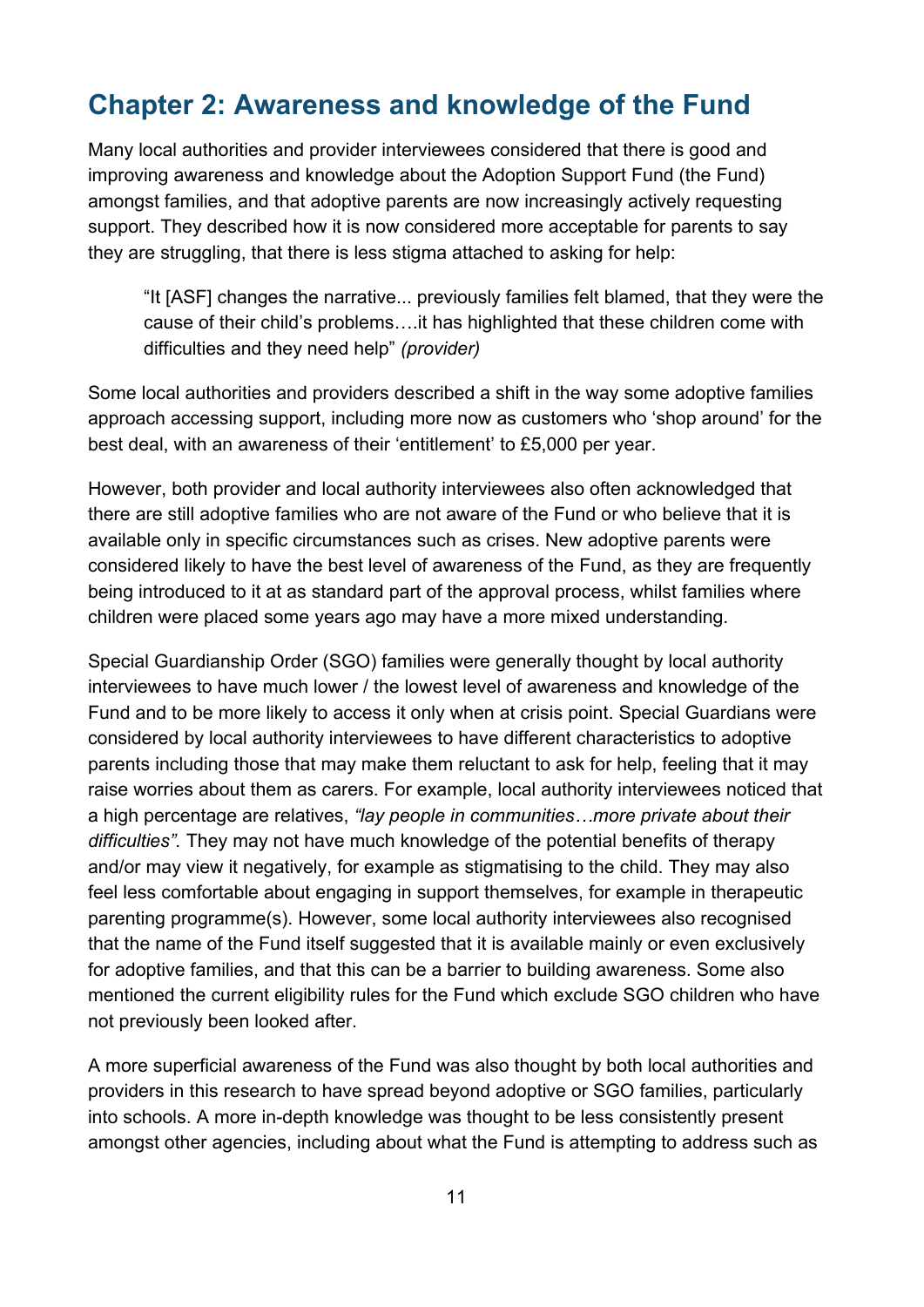# Chapter 2: Awareness and knowledge of the Fund

Many local authorities and provider interviewees considered that there is good and improving awareness and knowledge about the Adoption Support Fund (the Fund) amongst families, and that adoptive parents are now increasingly actively requesting support. They described how it is now considered more acceptable for parents to say they are struggling, that there is less stigma attached to asking for help:

> "It [ASF] changes the narrative... previously families felt blamed, that they were the cause of their child's problems….it has highlighted that these children come with difficulties and they need help" *(provider)*

Some local authorities and providers described a shift in the way some adoptive families approach accessing support, including more now as customers who 'shop around' for the best deal, with an awareness of their 'entitlement' to £5,000 per year.

However, both provider and local authority interviewees also often acknowledged that there are still adoptive families who are not aware of the Fund or who believe that it is available only in specific circumstances such as crises. New adoptive parents were considered likely to have the best level of awareness of the Fund, as they are frequently being introduced to it at as standard part of the approval process, whilst families where children were placed some years ago may have a more mixed understanding.

Special Guardianship Order (SGO) families were generally thought by local authority interviewees to have much lower / the lowest level of awareness and knowledge of the Fund and to be more likely to access it only when at crisis point. Special Guardians were considered by local authority interviewees to have different characteristics to adoptive parents including those that may make them reluctant to ask for help, feeling that it may raise worries about them as carers. For example, local authority interviewees noticed that a high percentage are relatives, *"lay people in communities…more private about their difficulties".* They may not have much knowledge of the potential benefits of therapy and/or may view it negatively, for example as stigmatising to the child. They may also feel less comfortable about engaging in support themselves, for example in therapeutic parenting programme(s). However, some local authority interviewees also recognised that the name of the Fund itself suggested that it is available mainly or even exclusively for adoptive families, and that this can be a barrier to building awareness. Some also mentioned the current eligibility rules for the Fund which exclude SGO children who have not previously been looked after.

A more superficial awareness of the Fund was also thought by both local authorities and providers in this research to have spread beyond adoptive or SGO families, particularly into schools. A more in-depth knowledge was thought to be less consistently present amongst other agencies, including about what the Fund is attempting to address such as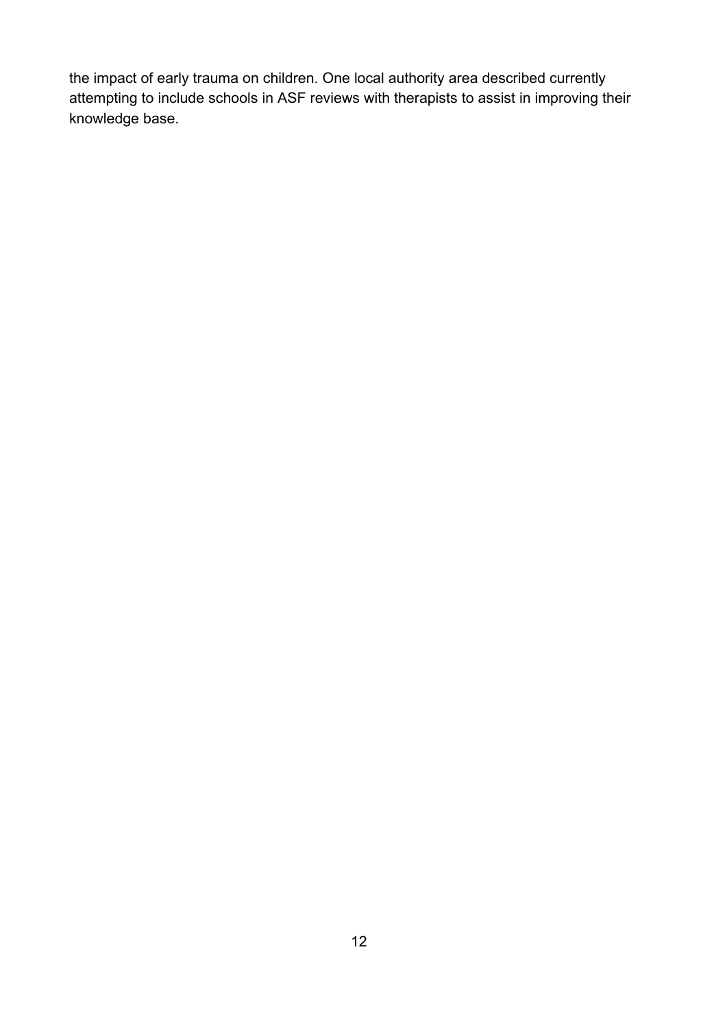the impact of early trauma on children. One local authority area described currently attempting to include schools in ASF reviews with therapists to assist in improving their knowledge base.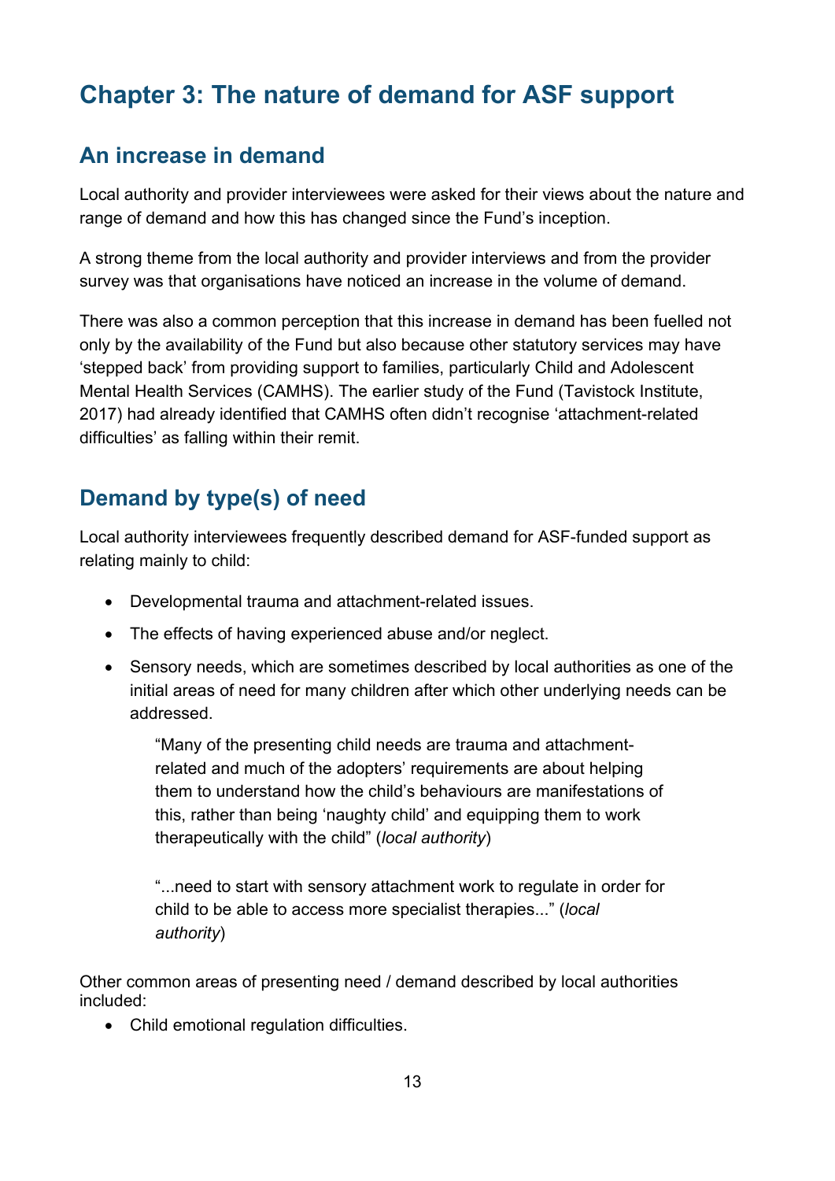# Chapter 3: The nature of demand for ASF support

## An increase in demand

Local authority and provider interviewees were asked for their views about the nature and range of demand and how this has changed since the Fund's inception.

A strong theme from the local authority and provider interviews and from the provider survey was that organisations have noticed an increase in the volume of demand.

There was also a common perception that this increase in demand has been fuelled not only by the availability of the Fund but also because other statutory services may have 'stepped back' from providing support to families, particularly Child and Adolescent Mental Health Services (CAMHS). The earlier study of the Fund (Tavistock Institute, 2017) had already identified that CAMHS often didn't recognise 'attachment-related difficulties' as falling within their remit.

## Demand by type(s) of need

Local authority interviewees frequently described demand for ASF-funded support as relating mainly to child:

- Developmental trauma and attachment-related issues.
- The effects of having experienced abuse and/or neglect.
- Sensory needs, which are sometimes described by local authorities as one of the initial areas of need for many children after which other underlying needs can be addressed.

> "Many of the presenting child needs are trauma and attachment-related and much of the adopters' requirements are about helping them to understand how the child's behaviours are manifestations of this, rather than being 'naughty child' and equipping them to work therapeutically with the child" (*local authority*)

> "...need to start with sensory attachment work to regulate in order for child to be able to access more specialist therapies..." (*local authority*)

Other common areas of presenting need / demand described by local authorities included:

- Child emotional regulation difficulties.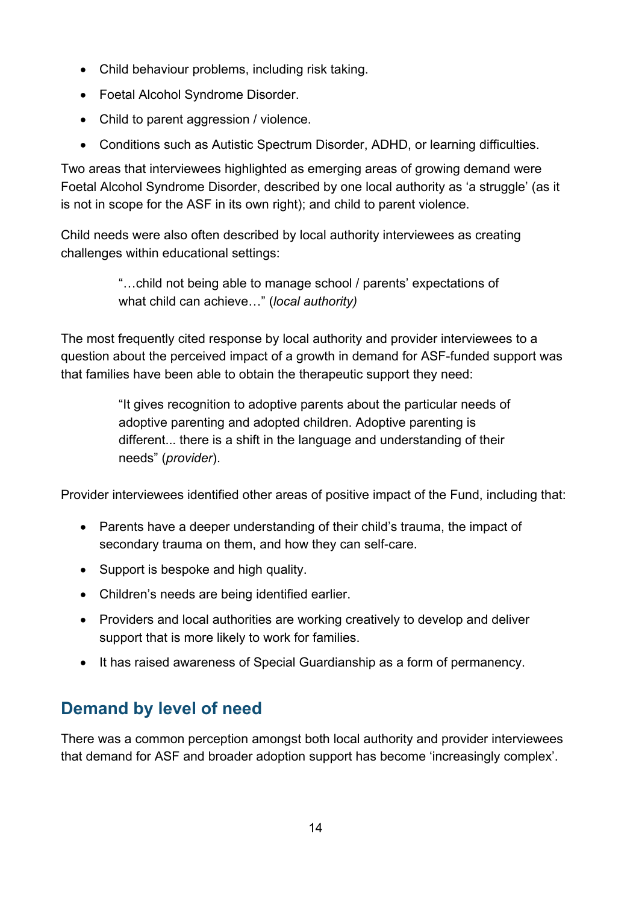- Child behaviour problems, including risk taking.
- Foetal Alcohol Syndrome Disorder.
- Child to parent aggression / violence.
- Conditions such as Autistic Spectrum Disorder, ADHD, or learning difficulties.

Two areas that interviewees highlighted as emerging areas of growing demand were Foetal Alcohol Syndrome Disorder, described by one local authority as 'a struggle' (as it is not in scope for the ASF in its own right); and child to parent violence.

Child needs were also often described by local authority interviewees as creating challenges within educational settings:

> "…child not being able to manage school / parents' expectations of what child can achieve…" (*local authority)*

The most frequently cited response by local authority and provider interviewees to a question about the perceived impact of a growth in demand for ASF-funded support was that families have been able to obtain the therapeutic support they need:

> "It gives recognition to adoptive parents about the particular needs of adoptive parenting and adopted children. Adoptive parenting is different... there is a shift in the language and understanding of their needs" (*provider*).

Provider interviewees identified other areas of positive impact of the Fund, including that:

- Parents have a deeper understanding of their child's trauma, the impact of secondary trauma on them, and how they can self-care.
- Support is bespoke and high quality.
- Children's needs are being identified earlier.
- Providers and local authorities are working creatively to develop and deliver support that is more likely to work for families.
- It has raised awareness of Special Guardianship as a form of permanency.

## Demand by level of need

There was a common perception amongst both local authority and provider interviewees that demand for ASF and broader adoption support has become 'increasingly complex'.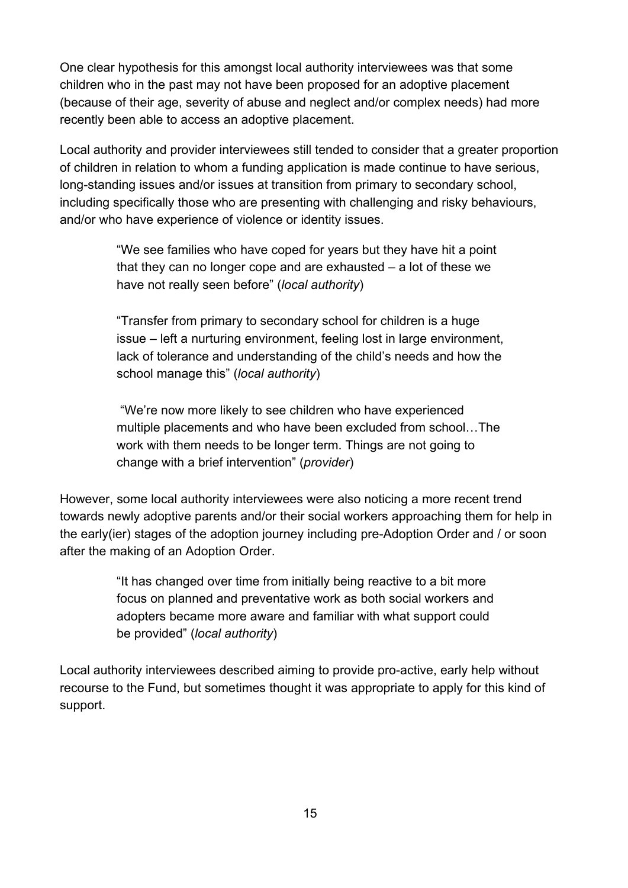One clear hypothesis for this amongst local authority interviewees was that some children who in the past may not have been proposed for an adoptive placement (because of their age, severity of abuse and neglect and/or complex needs) had more recently been able to access an adoptive placement.

Local authority and provider interviewees still tended to consider that a greater proportion of children in relation to whom a funding application is made continue to have serious, long-standing issues and/or issues at transition from primary to secondary school, including specifically those who are presenting with challenging and risky behaviours, and/or who have experience of violence or identity issues.

> "We see families who have coped for years but they have hit a point that they can no longer cope and are exhausted – a lot of these we have not really seen before" (*local authority*)

> "Transfer from primary to secondary school for children is a huge issue – left a nurturing environment, feeling lost in large environment, lack of tolerance and understanding of the child's needs and how the school manage this" (*local authority*)

> "We're now more likely to see children who have experienced multiple placements and who have been excluded from school…The work with them needs to be longer term. Things are not going to change with a brief intervention" (*provider*)

However, some local authority interviewees were also noticing a more recent trend towards newly adoptive parents and/or their social workers approaching them for help in the early(ier) stages of the adoption journey including pre-Adoption Order and / or soon after the making of an Adoption Order.

> "It has changed over time from initially being reactive to a bit more focus on planned and preventative work as both social workers and adopters became more aware and familiar with what support could be provided" (*local authority*)

Local authority interviewees described aiming to provide pro-active, early help without recourse to the Fund, but sometimes thought it was appropriate to apply for this kind of support.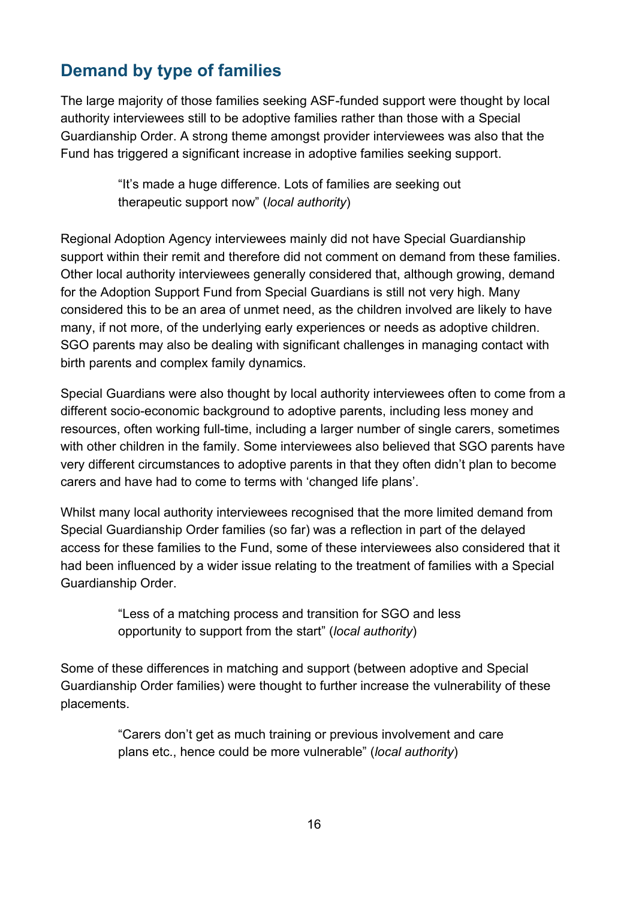## Demand by type of families

The large majority of those families seeking ASF-funded support were thought by local authority interviewees still to be adoptive families rather than those with a Special Guardianship Order. A strong theme amongst provider interviewees was also that the Fund has triggered a significant increase in adoptive families seeking support.

> "It's made a huge difference. Lots of families are seeking out therapeutic support now" (*local authority*)

Regional Adoption Agency interviewees mainly did not have Special Guardianship support within their remit and therefore did not comment on demand from these families. Other local authority interviewees generally considered that, although growing, demand for the Adoption Support Fund from Special Guardians is still not very high. Many considered this to be an area of unmet need, as the children involved are likely to have many, if not more, of the underlying early experiences or needs as adoptive children. SGO parents may also be dealing with significant challenges in managing contact with birth parents and complex family dynamics.

Special Guardians were also thought by local authority interviewees often to come from a different socio-economic background to adoptive parents, including less money and resources, often working full-time, including a larger number of single carers, sometimes with other children in the family. Some interviewees also believed that SGO parents have very different circumstances to adoptive parents in that they often didn't plan to become carers and have had to come to terms with 'changed life plans'.

Whilst many local authority interviewees recognised that the more limited demand from Special Guardianship Order families (so far) was a reflection in part of the delayed access for these families to the Fund, some of these interviewees also considered that it had been influenced by a wider issue relating to the treatment of families with a Special Guardianship Order.

> "Less of a matching process and transition for SGO and less opportunity to support from the start" (*local authority*)

Some of these differences in matching and support (between adoptive and Special Guardianship Order families) were thought to further increase the vulnerability of these placements.

> "Carers don't get as much training or previous involvement and care plans etc., hence could be more vulnerable" (*local authority*)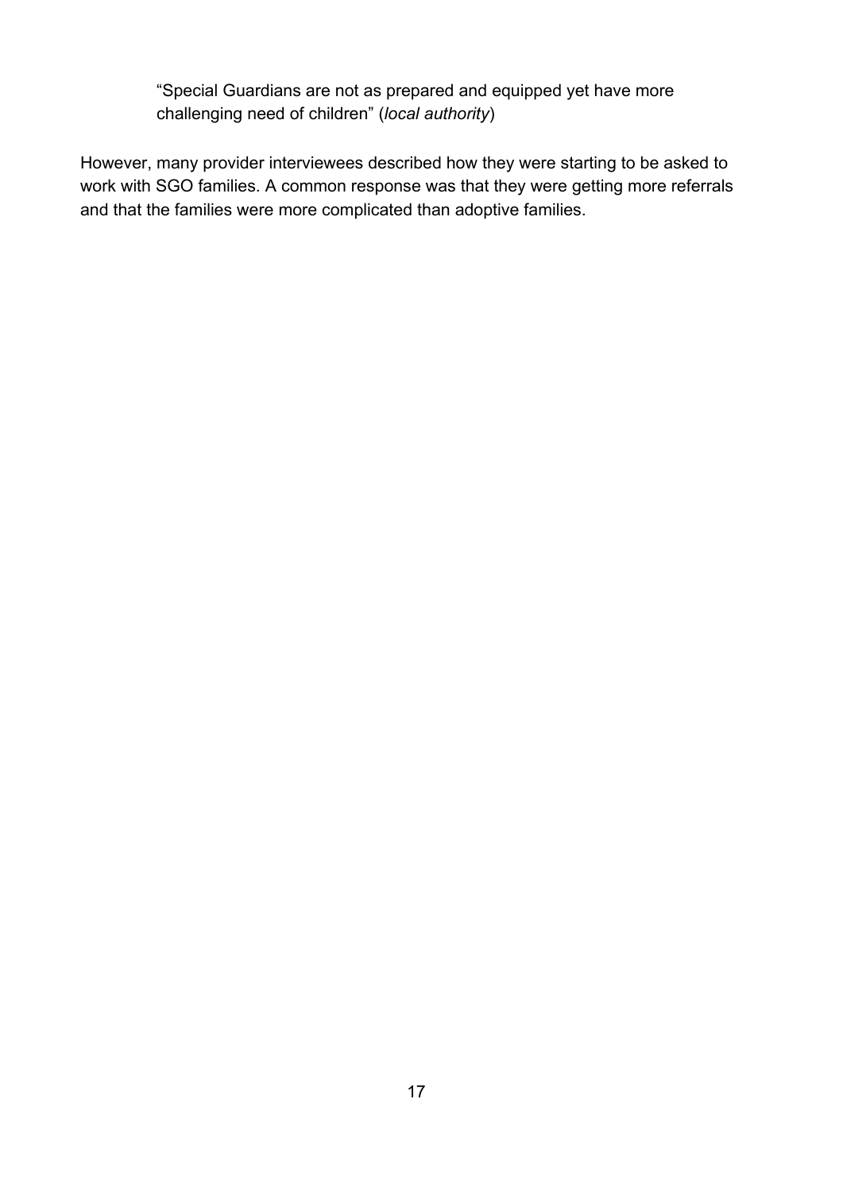> "Special Guardians are not as prepared and equipped yet have more challenging need of children" (*local authority*)

However, many provider interviewees described how they were starting to be asked to work with SGO families. A common response was that they were getting more referrals and that the families were more complicated than adoptive families.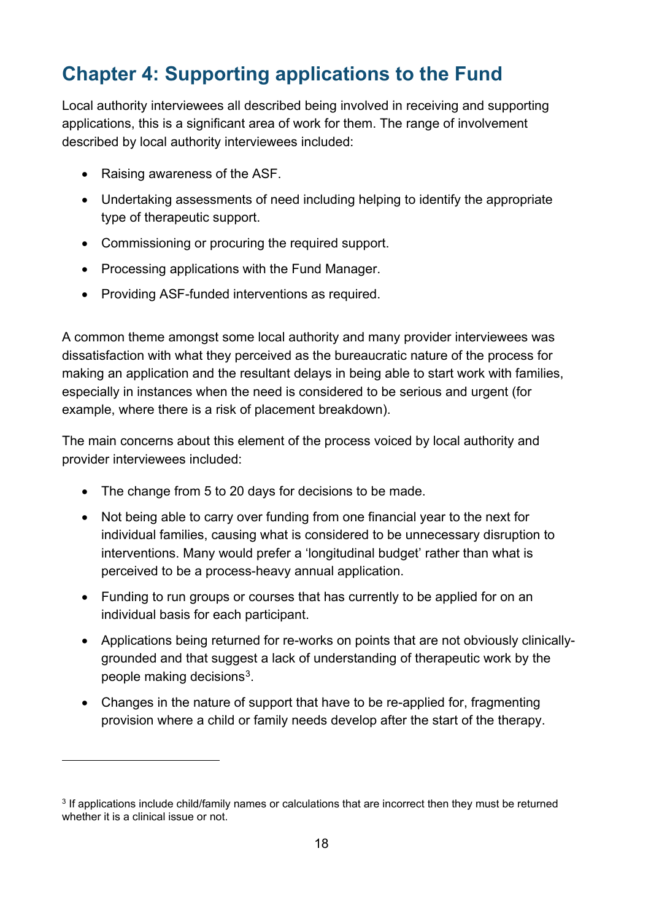# Chapter 4: Supporting applications to the Fund

Local authority interviewees all described being involved in receiving and supporting applications, this is a significant area of work for them. The range of involvement described by local authority interviewees included:

- Raising awareness of the ASF.
- Undertaking assessments of need including helping to identify the appropriate type of therapeutic support.
- Commissioning or procuring the required support.
- Processing applications with the Fund Manager.
- Providing ASF-funded interventions as required.

A common theme amongst some local authority and many provider interviewees was dissatisfaction with what they perceived as the bureaucratic nature of the process for making an application and the resultant delays in being able to start work with families, especially in instances when the need is considered to be serious and urgent (for example, where there is a risk of placement breakdown).

The main concerns about this element of the process voiced by local authority and provider interviewees included:

- The change from 5 to 20 days for decisions to be made.
- Not being able to carry over funding from one financial year to the next for individual families, causing what is considered to be unnecessary disruption to interventions. Many would prefer a 'longitudinal budget' rather than what is perceived to be a process-heavy annual application.
- Funding to run groups or courses that has currently to be applied for on an individual basis for each participant.
- Applications being returned for re-works on points that are not obviously clinically-grounded and that suggest a lack of understanding of therapeutic work by the people making decisions[3].
- Changes in the nature of support that have to be re-applied for, fragmenting provision where a child or family needs develop after the start of the therapy.

[3] If applications include child/family names or calculations that are incorrect then they must be returned whether it is a clinical issue or not.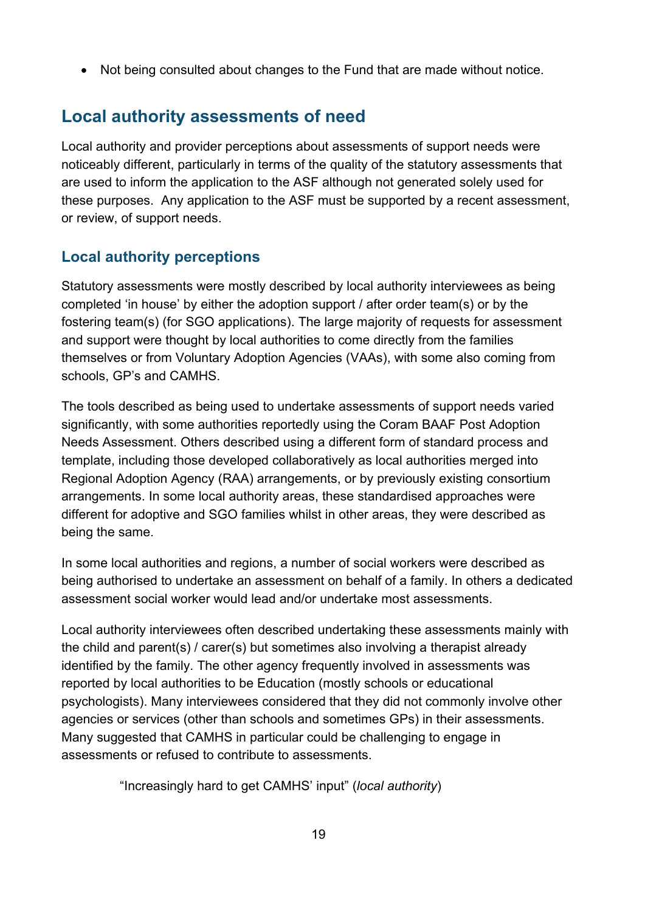- Not being consulted about changes to the Fund that are made without notice.

## Local authority assessments of need

Local authority and provider perceptions about assessments of support needs were noticeably different, particularly in terms of the quality of the statutory assessments that are used to inform the application to the ASF although not generated solely used for these purposes. Any application to the ASF must be supported by a recent assessment, or review, of support needs.

### Local authority perceptions

Statutory assessments were mostly described by local authority interviewees as being completed 'in house' by either the adoption support / after order team(s) or by the fostering team(s) (for SGO applications). The large majority of requests for assessment and support were thought by local authorities to come directly from the families themselves or from Voluntary Adoption Agencies (VAAs), with some also coming from schools, GP's and CAMHS.

The tools described as being used to undertake assessments of support needs varied significantly, with some authorities reportedly using the Coram BAAF Post Adoption Needs Assessment. Others described using a different form of standard process and template, including those developed collaboratively as local authorities merged into Regional Adoption Agency (RAA) arrangements, or by previously existing consortium arrangements. In some local authority areas, these standardised approaches were different for adoptive and SGO families whilst in other areas, they were described as being the same.

In some local authorities and regions, a number of social workers were described as being authorised to undertake an assessment on behalf of a family. In others a dedicated assessment social worker would lead and/or undertake most assessments.

Local authority interviewees often described undertaking these assessments mainly with the child and parent(s) / carer(s) but sometimes also involving a therapist already identified by the family. The other agency frequently involved in assessments was reported by local authorities to be Education (mostly schools or educational psychologists). Many interviewees considered that they did not commonly involve other agencies or services (other than schools and sometimes GPs) in their assessments. Many suggested that CAMHS in particular could be challenging to engage in assessments or refused to contribute to assessments.

> "Increasingly hard to get CAMHS' input" (*local authority*)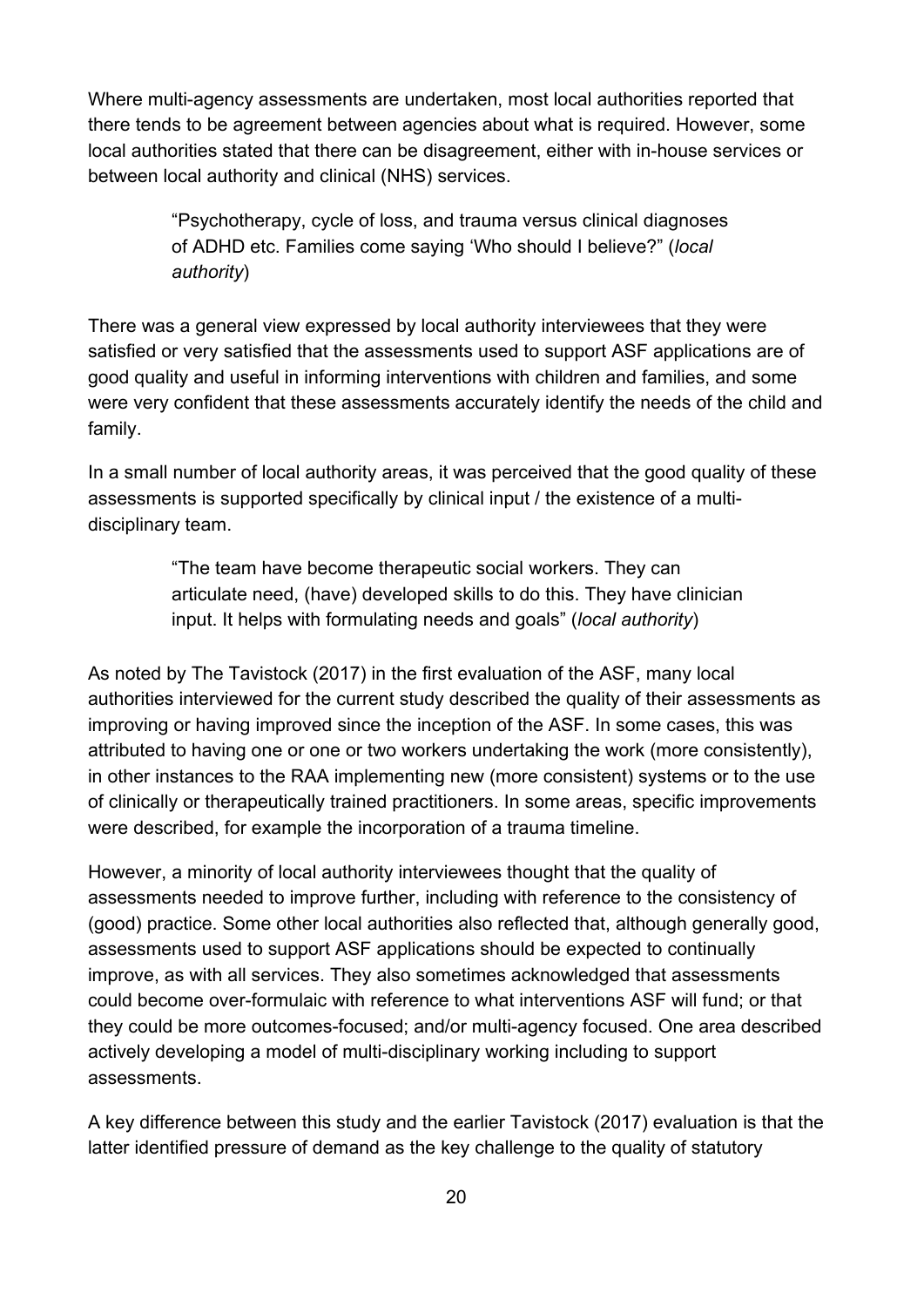Where multi-agency assessments are undertaken, most local authorities reported that there tends to be agreement between agencies about what is required. However, some local authorities stated that there can be disagreement, either with in-house services or between local authority and clinical (NHS) services.

> "Psychotherapy, cycle of loss, and trauma versus clinical diagnoses of ADHD etc. Families come saying 'Who should I believe?" (*local authority*)

There was a general view expressed by local authority interviewees that they were satisfied or very satisfied that the assessments used to support ASF applications are of good quality and useful in informing interventions with children and families, and some were very confident that these assessments accurately identify the needs of the child and family.

In a small number of local authority areas, it was perceived that the good quality of these assessments is supported specifically by clinical input / the existence of a multi-disciplinary team.

> "The team have become therapeutic social workers. They can articulate need, (have) developed skills to do this. They have clinician input. It helps with formulating needs and goals" (*local authority*)

As noted by The Tavistock (2017) in the first evaluation of the ASF, many local authorities interviewed for the current study described the quality of their assessments as improving or having improved since the inception of the ASF. In some cases, this was attributed to having one or one or two workers undertaking the work (more consistently), in other instances to the RAA implementing new (more consistent) systems or to the use of clinically or therapeutically trained practitioners. In some areas, specific improvements were described, for example the incorporation of a trauma timeline.

However, a minority of local authority interviewees thought that the quality of assessments needed to improve further, including with reference to the consistency of (good) practice. Some other local authorities also reflected that, although generally good, assessments used to support ASF applications should be expected to continually improve, as with all services. They also sometimes acknowledged that assessments could become over-formulaic with reference to what interventions ASF will fund; or that they could be more outcomes-focused; and/or multi-agency focused. One area described actively developing a model of multi-disciplinary working including to support assessments.

A key difference between this study and the earlier Tavistock (2017) evaluation is that the latter identified pressure of demand as the key challenge to the quality of statutory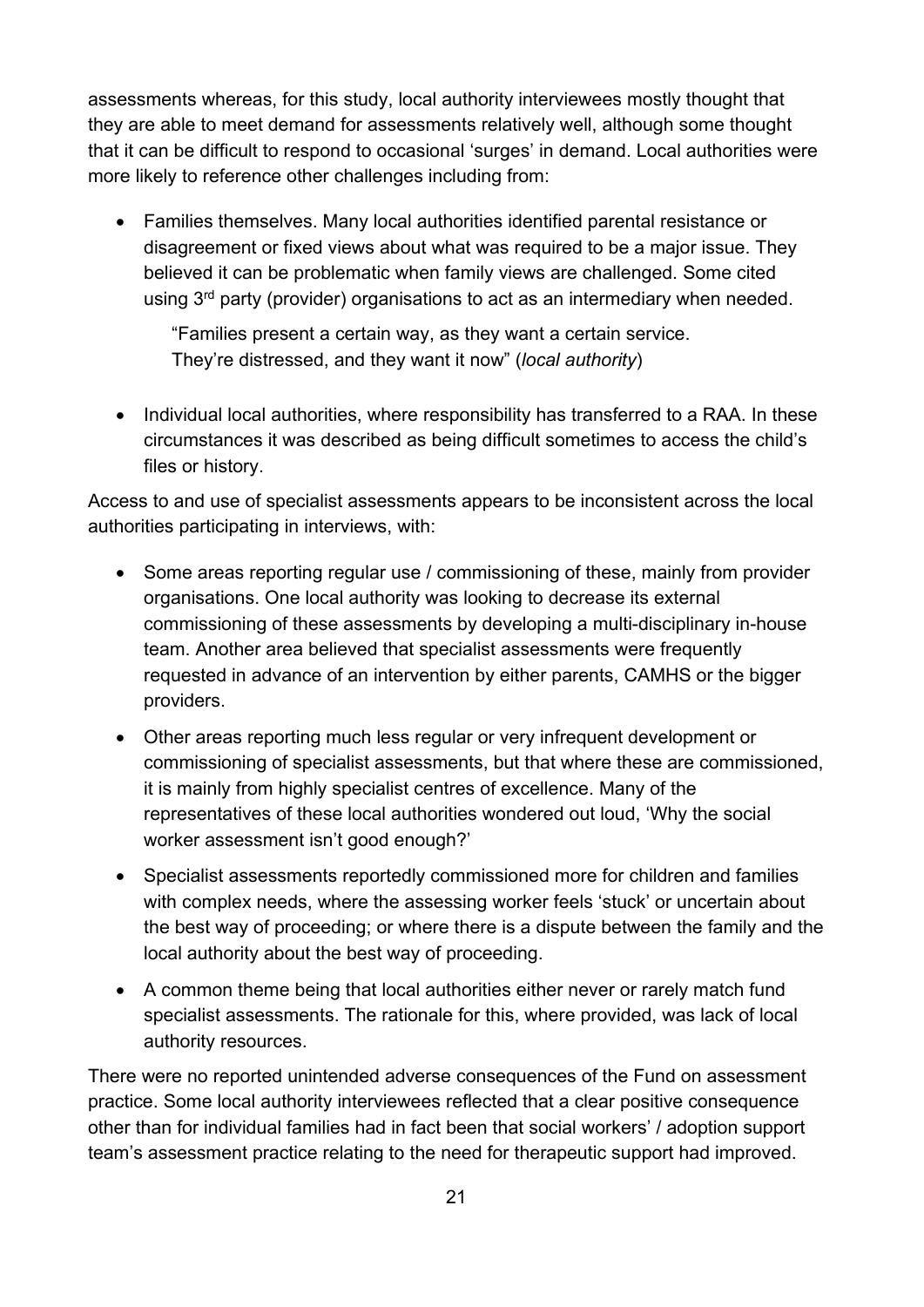assessments whereas, for this study, local authority interviewees mostly thought that they are able to meet demand for assessments relatively well, although some thought that it can be difficult to respond to occasional 'surges' in demand. Local authorities were more likely to reference other challenges including from:

- Families themselves. Many local authorities identified parental resistance or disagreement or fixed views about what was required to be a major issue. They believed it can be problematic when family views are challenged. Some cited using 3rd party (provider) organisations to act as an intermediary when needed.

  "Families present a certain way, as they want a certain service. They're distressed, and they want it now" (*local authority*)

- Individual local authorities, where responsibility has transferred to a RAA. In these circumstances it was described as being difficult sometimes to access the child's files or history.

Access to and use of specialist assessments appears to be inconsistent across the local authorities participating in interviews, with:

- Some areas reporting regular use / commissioning of these, mainly from provider organisations. One local authority was looking to decrease its external commissioning of these assessments by developing a multi-disciplinary in-house team. Another area believed that specialist assessments were frequently requested in advance of an intervention by either parents, CAMHS or the bigger providers.
- Other areas reporting much less regular or very infrequent development or commissioning of specialist assessments, but that where these are commissioned, it is mainly from highly specialist centres of excellence. Many of the representatives of these local authorities wondered out loud, 'Why the social worker assessment isn't good enough?'
- Specialist assessments reportedly commissioned more for children and families with complex needs, where the assessing worker feels 'stuck' or uncertain about the best way of proceeding; or where there is a dispute between the family and the local authority about the best way of proceeding.
- A common theme being that local authorities either never or rarely match fund specialist assessments. The rationale for this, where provided, was lack of local authority resources.

There were no reported unintended adverse consequences of the Fund on assessment practice. Some local authority interviewees reflected that a clear positive consequence other than for individual families had in fact been that social workers' / adoption support team's assessment practice relating to the need for therapeutic support had improved.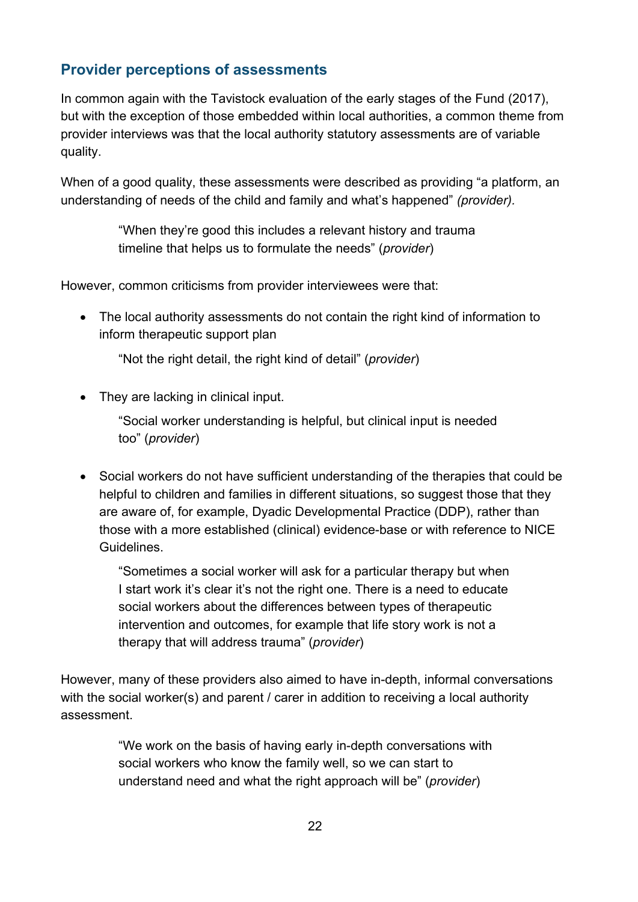## Provider perceptions of assessments

In common again with the Tavistock evaluation of the early stages of the Fund (2017), but with the exception of those embedded within local authorities, a common theme from provider interviews was that the local authority statutory assessments are of variable quality.

When of a good quality, these assessments were described as providing "a platform, an understanding of needs of the child and family and what's happened" *(provider).*

> "When they're good this includes a relevant history and trauma timeline that helps us to formulate the needs" (*provider*)

However, common criticisms from provider interviewees were that:

- The local authority assessments do not contain the right kind of information to inform therapeutic support plan

  > "Not the right detail, the right kind of detail" (*provider*)

- They are lacking in clinical input.

  > "Social worker understanding is helpful, but clinical input is needed too" (*provider*)

- Social workers do not have sufficient understanding of the therapies that could be helpful to children and families in different situations, so suggest those that they are aware of, for example, Dyadic Developmental Practice (DDP), rather than those with a more established (clinical) evidence-base or with reference to NICE Guidelines.

  > "Sometimes a social worker will ask for a particular therapy but when I start work it's clear it's not the right one. There is a need to educate social workers about the differences between types of therapeutic intervention and outcomes, for example that life story work is not a therapy that will address trauma" (*provider*)

However, many of these providers also aimed to have in-depth, informal conversations with the social worker(s) and parent / carer in addition to receiving a local authority assessment.

> "We work on the basis of having early in-depth conversations with social workers who know the family well, so we can start to understand need and what the right approach will be" (*provider*)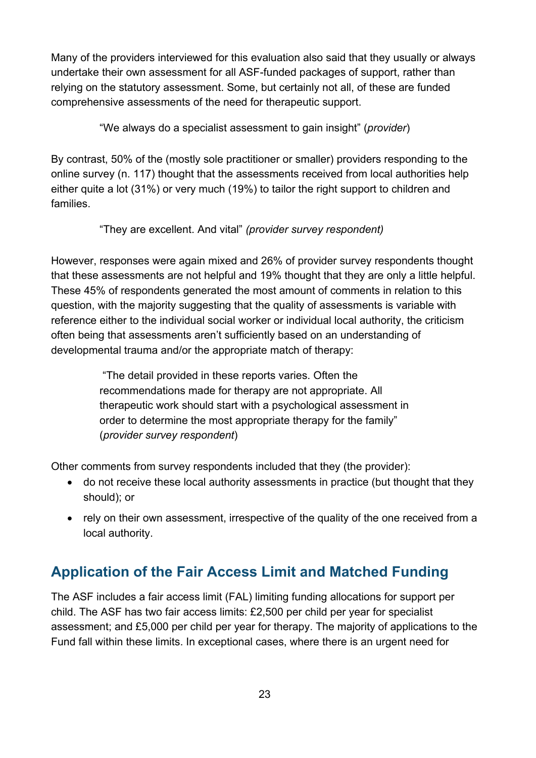Many of the providers interviewed for this evaluation also said that they usually or always undertake their own assessment for all ASF-funded packages of support, rather than relying on the statutory assessment. Some, but certainly not all, of these are funded comprehensive assessments of the need for therapeutic support.

> "We always do a specialist assessment to gain insight" (*provider*)

By contrast, 50% of the (mostly sole practitioner or smaller) providers responding to the online survey (n. 117) thought that the assessments received from local authorities help either quite a lot (31%) or very much (19%) to tailor the right support to children and families.

> "They are excellent. And vital" *(provider survey respondent)*

However, responses were again mixed and 26% of provider survey respondents thought that these assessments are not helpful and 19% thought that they are only a little helpful. These 45% of respondents generated the most amount of comments in relation to this question, with the majority suggesting that the quality of assessments is variable with reference either to the individual social worker or individual local authority, the criticism often being that assessments aren't sufficiently based on an understanding of developmental trauma and/or the appropriate match of therapy:

> "The detail provided in these reports varies. Often the recommendations made for therapy are not appropriate. All therapeutic work should start with a psychological assessment in order to determine the most appropriate therapy for the family" (*provider survey respondent*)

Other comments from survey respondents included that they (the provider):

- do not receive these local authority assessments in practice (but thought that they should); or
- rely on their own assessment, irrespective of the quality of the one received from a local authority.

## Application of the Fair Access Limit and Matched Funding

The ASF includes a fair access limit (FAL) limiting funding allocations for support per child. The ASF has two fair access limits: £2,500 per child per year for specialist assessment; and £5,000 per child per year for therapy. The majority of applications to the Fund fall within these limits. In exceptional cases, where there is an urgent need for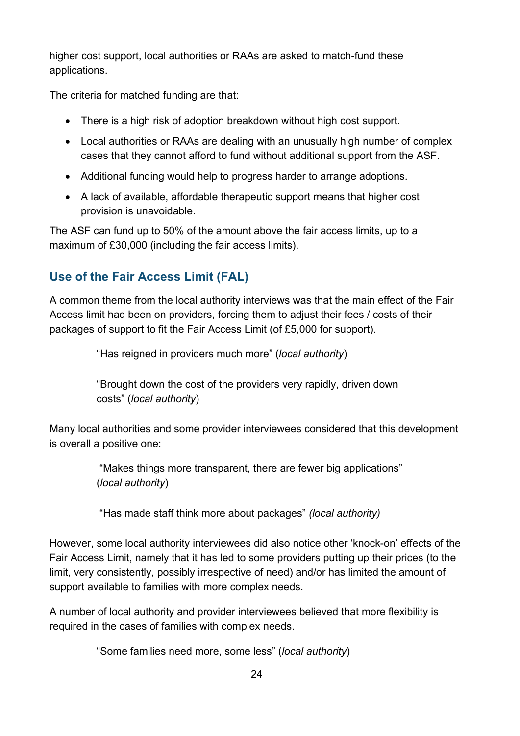higher cost support, local authorities or RAAs are asked to match-fund these applications.

The criteria for matched funding are that:

- There is a high risk of adoption breakdown without high cost support.
- Local authorities or RAAs are dealing with an unusually high number of complex cases that they cannot afford to fund without additional support from the ASF.
- Additional funding would help to progress harder to arrange adoptions.
- A lack of available, affordable therapeutic support means that higher cost provision is unavoidable.

The ASF can fund up to 50% of the amount above the fair access limits, up to a maximum of £30,000 (including the fair access limits).

## Use of the Fair Access Limit (FAL)

A common theme from the local authority interviews was that the main effect of the Fair Access limit had been on providers, forcing them to adjust their fees / costs of their packages of support to fit the Fair Access Limit (of £5,000 for support).

> "Has reigned in providers much more" (*local authority*)

> "Brought down the cost of the providers very rapidly, driven down costs" (*local authority*)

Many local authorities and some provider interviewees considered that this development is overall a positive one:

> "Makes things more transparent, there are fewer big applications" (*local authority*)

> "Has made staff think more about packages" *(local authority)*

However, some local authority interviewees did also notice other 'knock-on' effects of the Fair Access Limit, namely that it has led to some providers putting up their prices (to the limit, very consistently, possibly irrespective of need) and/or has limited the amount of support available to families with more complex needs.

A number of local authority and provider interviewees believed that more flexibility is required in the cases of families with complex needs.

> "Some families need more, some less" (*local authority*)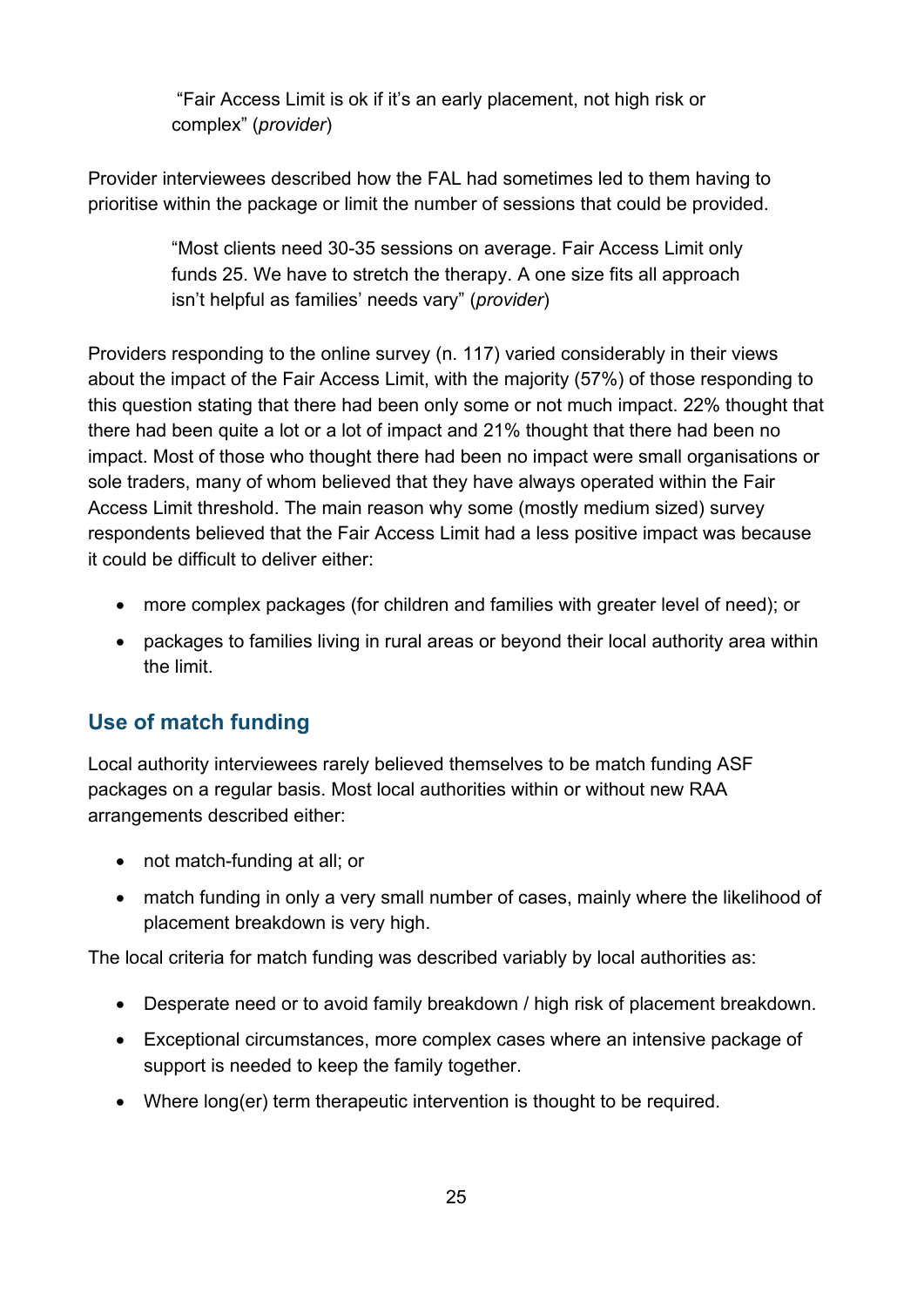> "Fair Access Limit is ok if it's an early placement, not high risk or complex" (*provider*)

Provider interviewees described how the FAL had sometimes led to them having to prioritise within the package or limit the number of sessions that could be provided.

> "Most clients need 30-35 sessions on average. Fair Access Limit only funds 25. We have to stretch the therapy. A one size fits all approach isn't helpful as families' needs vary" (*provider*)

Providers responding to the online survey (n. 117) varied considerably in their views about the impact of the Fair Access Limit, with the majority (57%) of those responding to this question stating that there had been only some or not much impact. 22% thought that there had been quite a lot or a lot of impact and 21% thought that there had been no impact. Most of those who thought there had been no impact were small organisations or sole traders, many of whom believed that they have always operated within the Fair Access Limit threshold. The main reason why some (mostly medium sized) survey respondents believed that the Fair Access Limit had a less positive impact was because it could be difficult to deliver either:

- more complex packages (for children and families with greater level of need); or
- packages to families living in rural areas or beyond their local authority area within the limit.

## Use of match funding

Local authority interviewees rarely believed themselves to be match funding ASF packages on a regular basis. Most local authorities within or without new RAA arrangements described either:

- not match-funding at all; or
- match funding in only a very small number of cases, mainly where the likelihood of placement breakdown is very high.

The local criteria for match funding was described variably by local authorities as:

- Desperate need or to avoid family breakdown / high risk of placement breakdown.
- Exceptional circumstances, more complex cases where an intensive package of support is needed to keep the family together.
- Where long(er) term therapeutic intervention is thought to be required.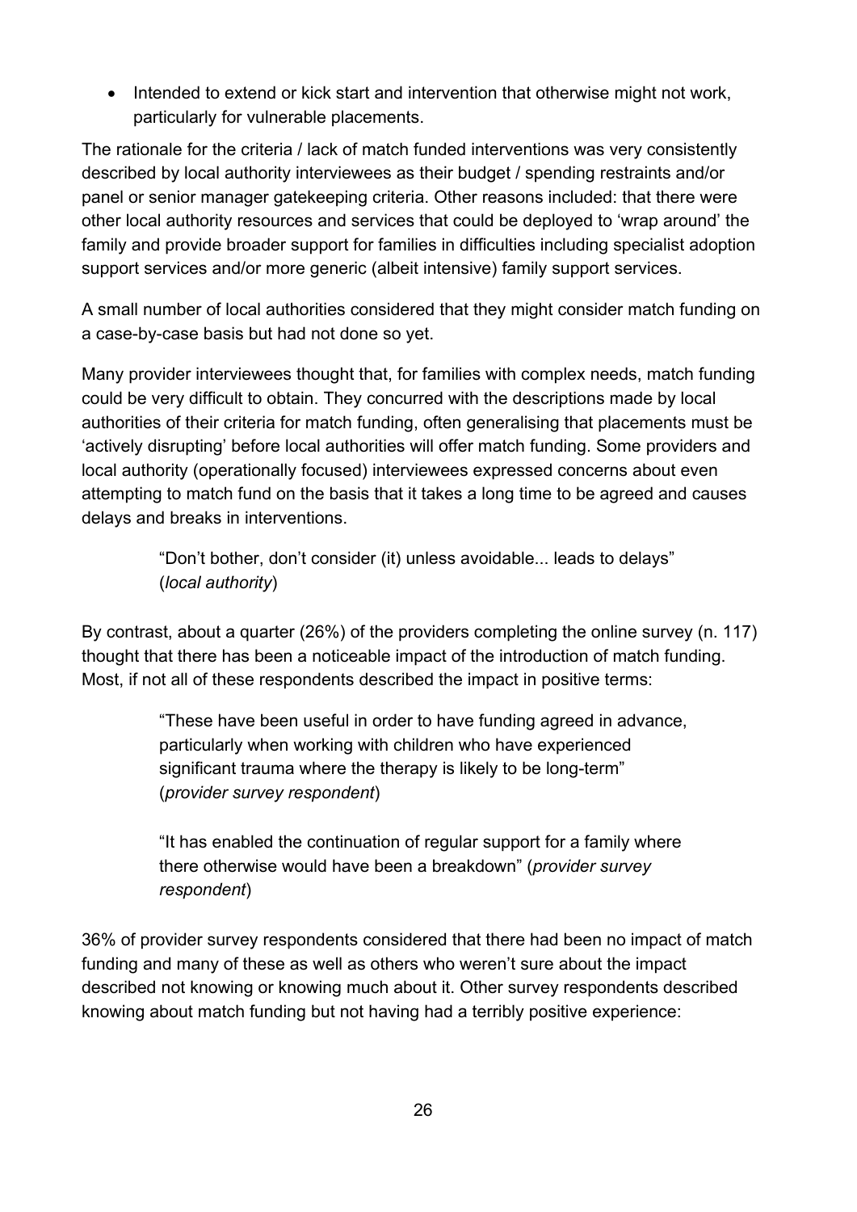- Intended to extend or kick start and intervention that otherwise might not work, particularly for vulnerable placements.

The rationale for the criteria / lack of match funded interventions was very consistently described by local authority interviewees as their budget / spending restraints and/or panel or senior manager gatekeeping criteria. Other reasons included: that there were other local authority resources and services that could be deployed to 'wrap around' the family and provide broader support for families in difficulties including specialist adoption support services and/or more generic (albeit intensive) family support services.

A small number of local authorities considered that they might consider match funding on a case-by-case basis but had not done so yet.

Many provider interviewees thought that, for families with complex needs, match funding could be very difficult to obtain. They concurred with the descriptions made by local authorities of their criteria for match funding, often generalising that placements must be 'actively disrupting' before local authorities will offer match funding. Some providers and local authority (operationally focused) interviewees expressed concerns about even attempting to match fund on the basis that it takes a long time to be agreed and causes delays and breaks in interventions.

> "Don't bother, don't consider (it) unless avoidable... leads to delays" (*local authority*)

By contrast, about a quarter (26%) of the providers completing the online survey (n. 117) thought that there has been a noticeable impact of the introduction of match funding. Most, if not all of these respondents described the impact in positive terms:

> "These have been useful in order to have funding agreed in advance, particularly when working with children who have experienced significant trauma where the therapy is likely to be long-term" (*provider survey respondent*)

> "It has enabled the continuation of regular support for a family where there otherwise would have been a breakdown" (*provider survey respondent*)

36% of provider survey respondents considered that there had been no impact of match funding and many of these as well as others who weren't sure about the impact described not knowing or knowing much about it. Other survey respondents described knowing about match funding but not having had a terribly positive experience: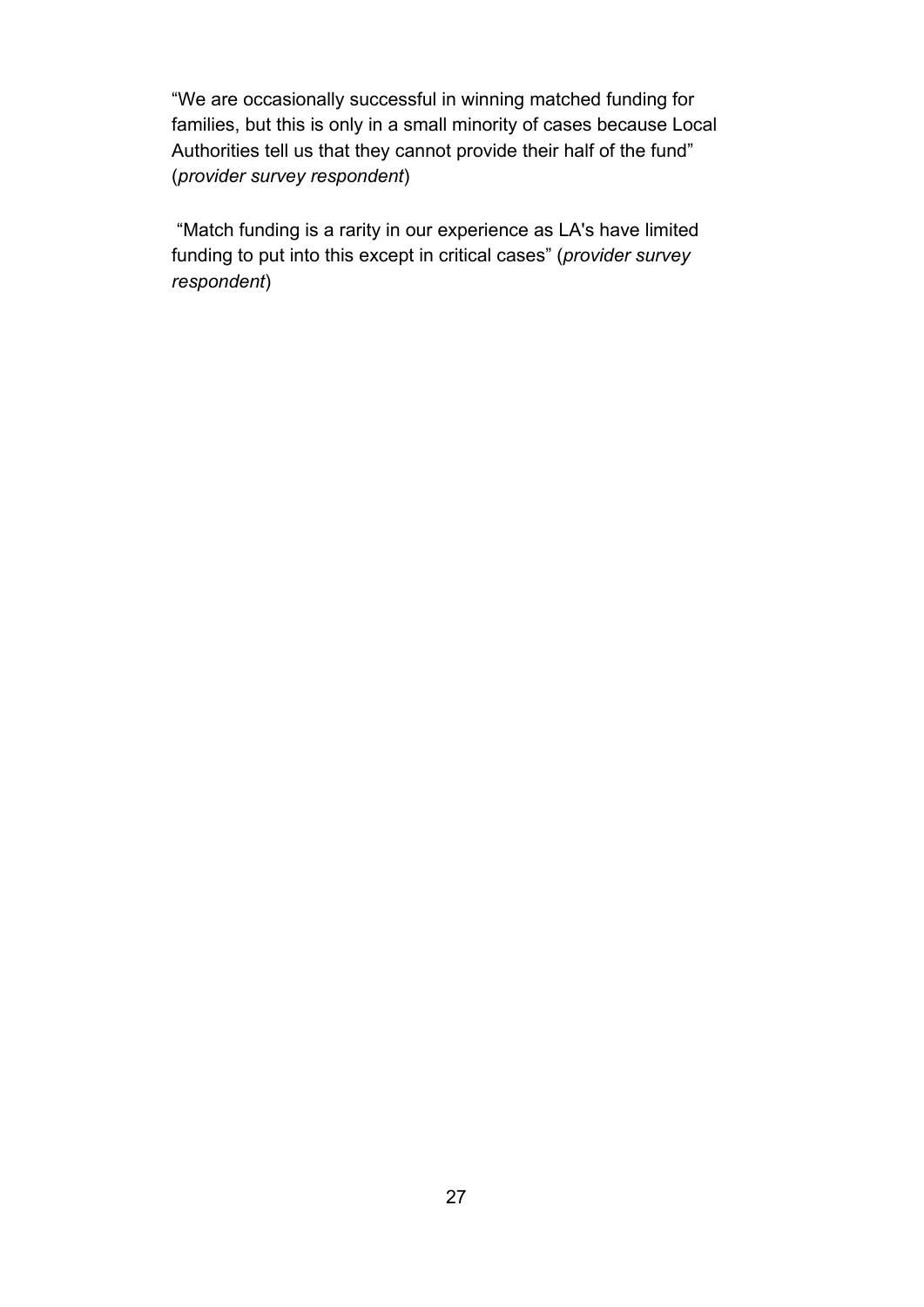"We are occasionally successful in winning matched funding for families, but this is only in a small minority of cases because Local Authorities tell us that they cannot provide their half of the fund" (*provider survey respondent*)

"Match funding is a rarity in our experience as LA's have limited funding to put into this except in critical cases" (*provider survey respondent*)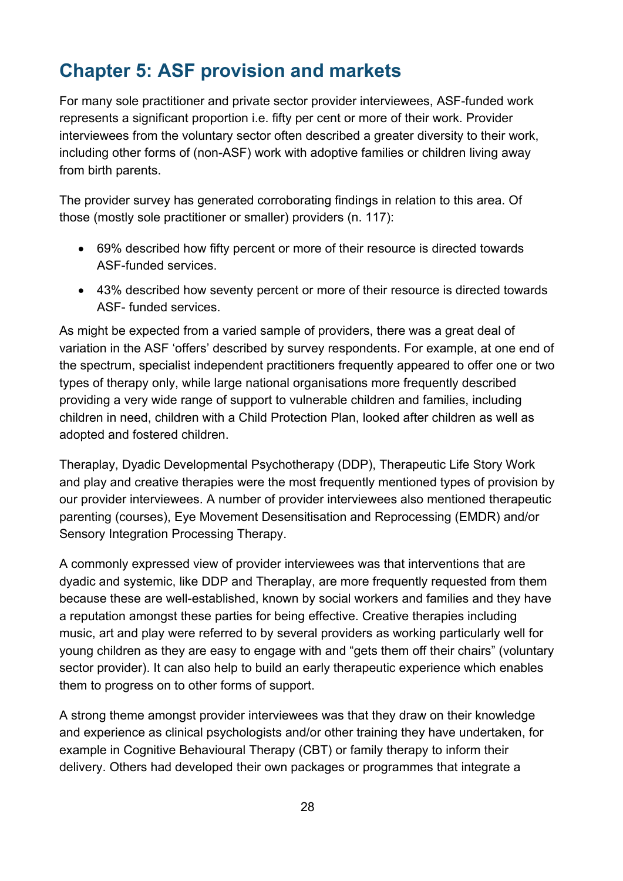# Chapter 5: ASF provision and markets

For many sole practitioner and private sector provider interviewees, ASF-funded work represents a significant proportion i.e. fifty per cent or more of their work. Provider interviewees from the voluntary sector often described a greater diversity to their work, including other forms of (non-ASF) work with adoptive families or children living away from birth parents.

The provider survey has generated corroborating findings in relation to this area. Of those (mostly sole practitioner or smaller) providers (n. 117):

- 69% described how fifty percent or more of their resource is directed towards ASF-funded services.
- 43% described how seventy percent or more of their resource is directed towards ASF- funded services.

As might be expected from a varied sample of providers, there was a great deal of variation in the ASF 'offers' described by survey respondents. For example, at one end of the spectrum, specialist independent practitioners frequently appeared to offer one or two types of therapy only, while large national organisations more frequently described providing a very wide range of support to vulnerable children and families, including children in need, children with a Child Protection Plan, looked after children as well as adopted and fostered children.

Theraplay, Dyadic Developmental Psychotherapy (DDP), Therapeutic Life Story Work and play and creative therapies were the most frequently mentioned types of provision by our provider interviewees. A number of provider interviewees also mentioned therapeutic parenting (courses), Eye Movement Desensitisation and Reprocessing (EMDR) and/or Sensory Integration Processing Therapy.

A commonly expressed view of provider interviewees was that interventions that are dyadic and systemic, like DDP and Theraplay, are more frequently requested from them because these are well-established, known by social workers and families and they have a reputation amongst these parties for being effective. Creative therapies including music, art and play were referred to by several providers as working particularly well for young children as they are easy to engage with and "gets them off their chairs" (voluntary sector provider). It can also help to build an early therapeutic experience which enables them to progress on to other forms of support.

A strong theme amongst provider interviewees was that they draw on their knowledge and experience as clinical psychologists and/or other training they have undertaken, for example in Cognitive Behavioural Therapy (CBT) or family therapy to inform their delivery. Others had developed their own packages or programmes that integrate a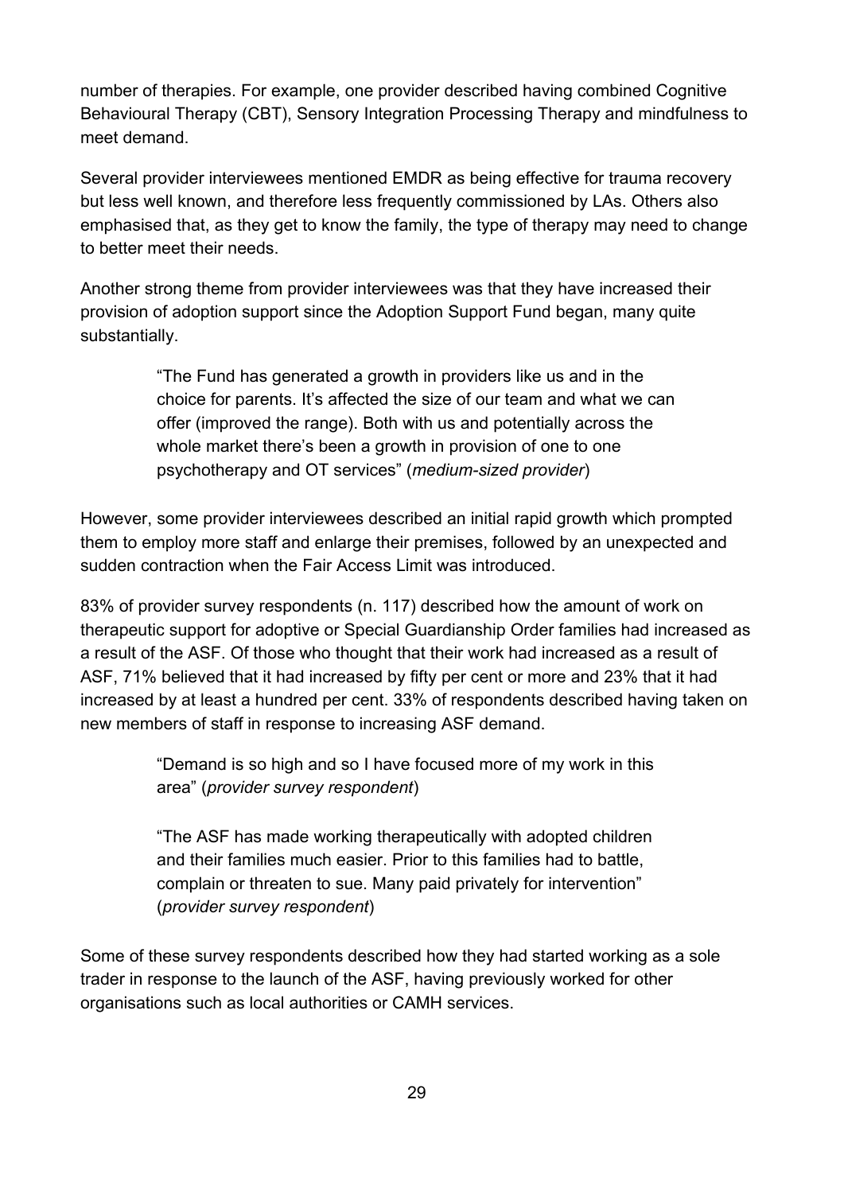number of therapies. For example, one provider described having combined Cognitive Behavioural Therapy (CBT), Sensory Integration Processing Therapy and mindfulness to meet demand.

Several provider interviewees mentioned EMDR as being effective for trauma recovery but less well known, and therefore less frequently commissioned by LAs. Others also emphasised that, as they get to know the family, the type of therapy may need to change to better meet their needs.

Another strong theme from provider interviewees was that they have increased their provision of adoption support since the Adoption Support Fund began, many quite substantially.

> "The Fund has generated a growth in providers like us and in the choice for parents. It's affected the size of our team and what we can offer (improved the range). Both with us and potentially across the whole market there's been a growth in provision of one to one psychotherapy and OT services" (*medium-sized provider*)

However, some provider interviewees described an initial rapid growth which prompted them to employ more staff and enlarge their premises, followed by an unexpected and sudden contraction when the Fair Access Limit was introduced.

83% of provider survey respondents (n. 117) described how the amount of work on therapeutic support for adoptive or Special Guardianship Order families had increased as a result of the ASF. Of those who thought that their work had increased as a result of ASF, 71% believed that it had increased by fifty per cent or more and 23% that it had increased by at least a hundred per cent. 33% of respondents described having taken on new members of staff in response to increasing ASF demand.

> "Demand is so high and so I have focused more of my work in this area" (*provider survey respondent*)

> "The ASF has made working therapeutically with adopted children and their families much easier. Prior to this families had to battle, complain or threaten to sue. Many paid privately for intervention" (*provider survey respondent*)

Some of these survey respondents described how they had started working as a sole trader in response to the launch of the ASF, having previously worked for other organisations such as local authorities or CAMH services.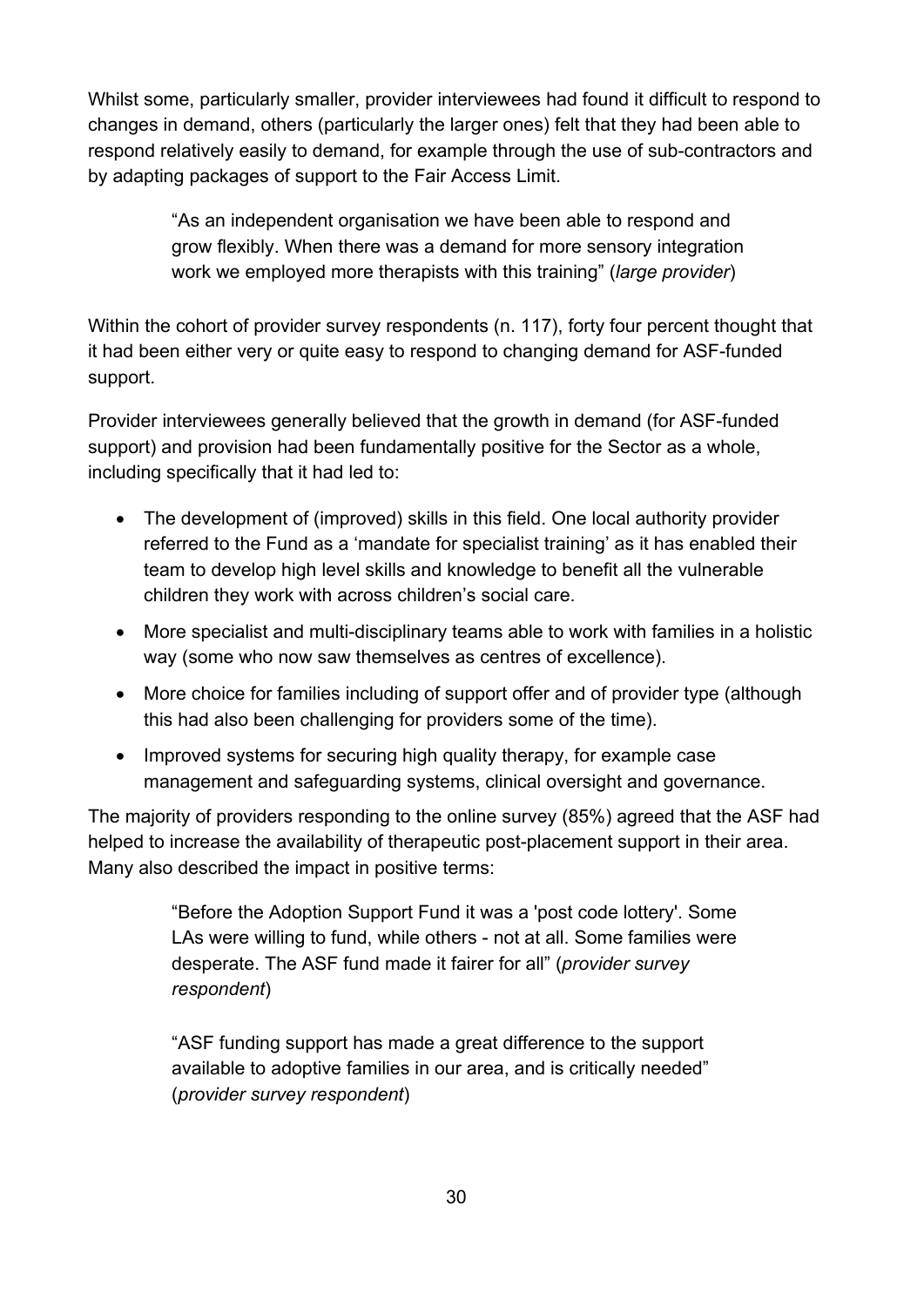Whilst some, particularly smaller, provider interviewees had found it difficult to respond to changes in demand, others (particularly the larger ones) felt that they had been able to respond relatively easily to demand, for example through the use of sub-contractors and by adapting packages of support to the Fair Access Limit.

> “As an independent organisation we have been able to respond and grow flexibly. When there was a demand for more sensory integration work we employed more therapists with this training” (*large provider*)

Within the cohort of provider survey respondents (n. 117), forty four percent thought that it had been either very or quite easy to respond to changing demand for ASF-funded support.

Provider interviewees generally believed that the growth in demand (for ASF-funded support) and provision had been fundamentally positive for the Sector as a whole, including specifically that it had led to:

- The development of (improved) skills in this field. One local authority provider referred to the Fund as a ‘mandate for specialist training’ as it has enabled their team to develop high level skills and knowledge to benefit all the vulnerable children they work with across children’s social care.
- More specialist and multi-disciplinary teams able to work with families in a holistic way (some who now saw themselves as centres of excellence).
- More choice for families including of support offer and of provider type (although this had also been challenging for providers some of the time).
- Improved systems for securing high quality therapy, for example case management and safeguarding systems, clinical oversight and governance.

The majority of providers responding to the online survey (85%) agreed that the ASF had helped to increase the availability of therapeutic post-placement support in their area. Many also described the impact in positive terms:

> “Before the Adoption Support Fund it was a 'post code lottery'. Some LAs were willing to fund, while others - not at all. Some families were desperate. The ASF fund made it fairer for all” (*provider survey respondent*)

> “ASF funding support has made a great difference to the support available to adoptive families in our area, and is critically needed” (*provider survey respondent*)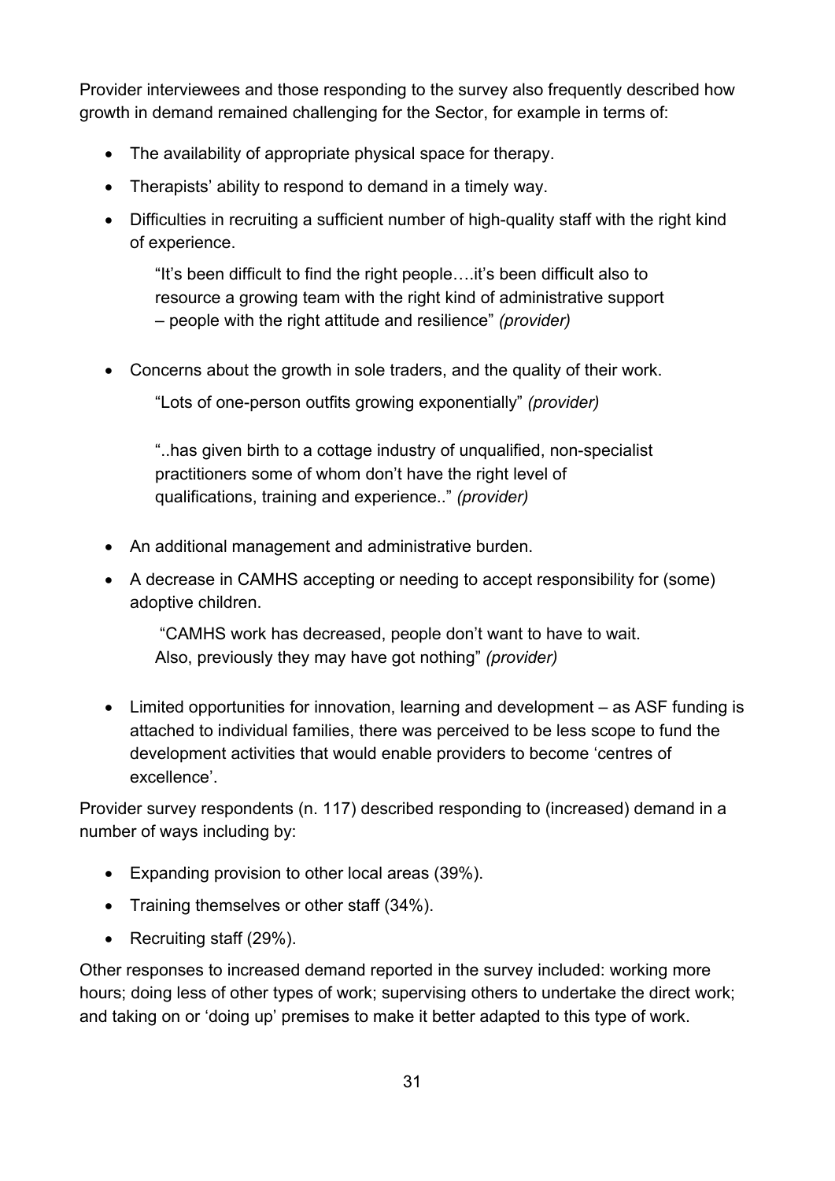Provider interviewees and those responding to the survey also frequently described how growth in demand remained challenging for the Sector, for example in terms of:

- The availability of appropriate physical space for therapy.
- Therapists' ability to respond to demand in a timely way.
- Difficulties in recruiting a sufficient number of high-quality staff with the right kind of experience.

  > "It's been difficult to find the right people….it's been difficult also to resource a growing team with the right kind of administrative support – people with the right attitude and resilience" *(provider)*

- Concerns about the growth in sole traders, and the quality of their work.

  > "Lots of one-person outfits growing exponentially" *(provider)*

  > "..has given birth to a cottage industry of unqualified, non-specialist practitioners some of whom don't have the right level of qualifications, training and experience.." *(provider)*

- An additional management and administrative burden.
- A decrease in CAMHS accepting or needing to accept responsibility for (some) adoptive children.

  > "CAMHS work has decreased, people don't want to have to wait. Also, previously they may have got nothing" *(provider)*

- Limited opportunities for innovation, learning and development – as ASF funding is attached to individual families, there was perceived to be less scope to fund the development activities that would enable providers to become 'centres of excellence'.

Provider survey respondents (n. 117) described responding to (increased) demand in a number of ways including by:

- Expanding provision to other local areas (39%).
- Training themselves or other staff (34%).
- Recruiting staff (29%).

Other responses to increased demand reported in the survey included: working more hours; doing less of other types of work; supervising others to undertake the direct work; and taking on or 'doing up' premises to make it better adapted to this type of work.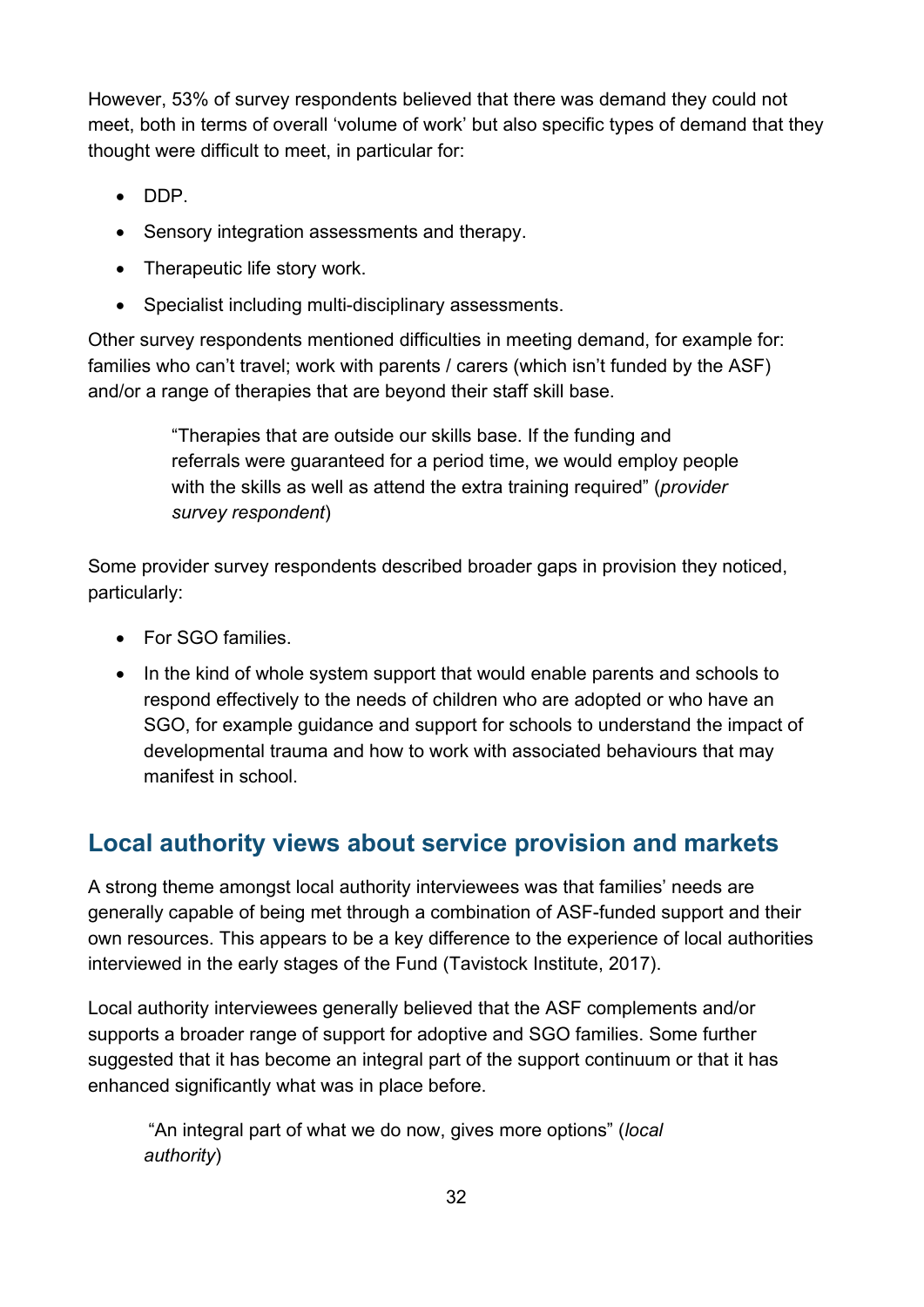However, 53% of survey respondents believed that there was demand they could not meet, both in terms of overall 'volume of work' but also specific types of demand that they thought were difficult to meet, in particular for:

- DDP.
- Sensory integration assessments and therapy.
- Therapeutic life story work.
- Specialist including multi-disciplinary assessments.

Other survey respondents mentioned difficulties in meeting demand, for example for: families who can't travel; work with parents / carers (which isn't funded by the ASF) and/or a range of therapies that are beyond their staff skill base.

> "Therapies that are outside our skills base. If the funding and referrals were guaranteed for a period time, we would employ people with the skills as well as attend the extra training required" (*provider survey respondent*)

Some provider survey respondents described broader gaps in provision they noticed, particularly:

- For SGO families.
- In the kind of whole system support that would enable parents and schools to respond effectively to the needs of children who are adopted or who have an SGO, for example guidance and support for schools to understand the impact of developmental trauma and how to work with associated behaviours that may manifest in school.

## Local authority views about service provision and markets

A strong theme amongst local authority interviewees was that families' needs are generally capable of being met through a combination of ASF-funded support and their own resources. This appears to be a key difference to the experience of local authorities interviewed in the early stages of the Fund (Tavistock Institute, 2017).

Local authority interviewees generally believed that the ASF complements and/or supports a broader range of support for adoptive and SGO families. Some further suggested that it has become an integral part of the support continuum or that it has enhanced significantly what was in place before.

> "An integral part of what we do now, gives more options" (*local authority*)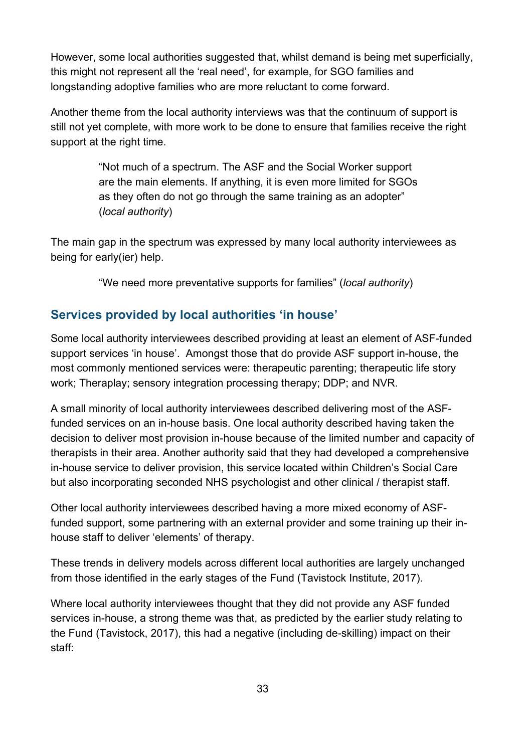However, some local authorities suggested that, whilst demand is being met superficially, this might not represent all the 'real need', for example, for SGO families and longstanding adoptive families who are more reluctant to come forward.

Another theme from the local authority interviews was that the continuum of support is still not yet complete, with more work to be done to ensure that families receive the right support at the right time.

> "Not much of a spectrum. The ASF and the Social Worker support are the main elements. If anything, it is even more limited for SGOs as they often do not go through the same training as an adopter" (*local authority*)

The main gap in the spectrum was expressed by many local authority interviewees as being for early(ier) help.

> "We need more preventative supports for families" (*local authority*)

## Services provided by local authorities 'in house'

Some local authority interviewees described providing at least an element of ASF-funded support services 'in house'. Amongst those that do provide ASF support in-house, the most commonly mentioned services were: therapeutic parenting; therapeutic life story work; Theraplay; sensory integration processing therapy; DDP; and NVR.

A small minority of local authority interviewees described delivering most of the ASF-funded services on an in-house basis. One local authority described having taken the decision to deliver most provision in-house because of the limited number and capacity of therapists in their area. Another authority said that they had developed a comprehensive in-house service to deliver provision, this service located within Children's Social Care but also incorporating seconded NHS psychologist and other clinical / therapist staff.

Other local authority interviewees described having a more mixed economy of ASF-funded support, some partnering with an external provider and some training up their in-house staff to deliver 'elements' of therapy.

These trends in delivery models across different local authorities are largely unchanged from those identified in the early stages of the Fund (Tavistock Institute, 2017).

Where local authority interviewees thought that they did not provide any ASF funded services in-house, a strong theme was that, as predicted by the earlier study relating to the Fund (Tavistock, 2017), this had a negative (including de-skilling) impact on their staff: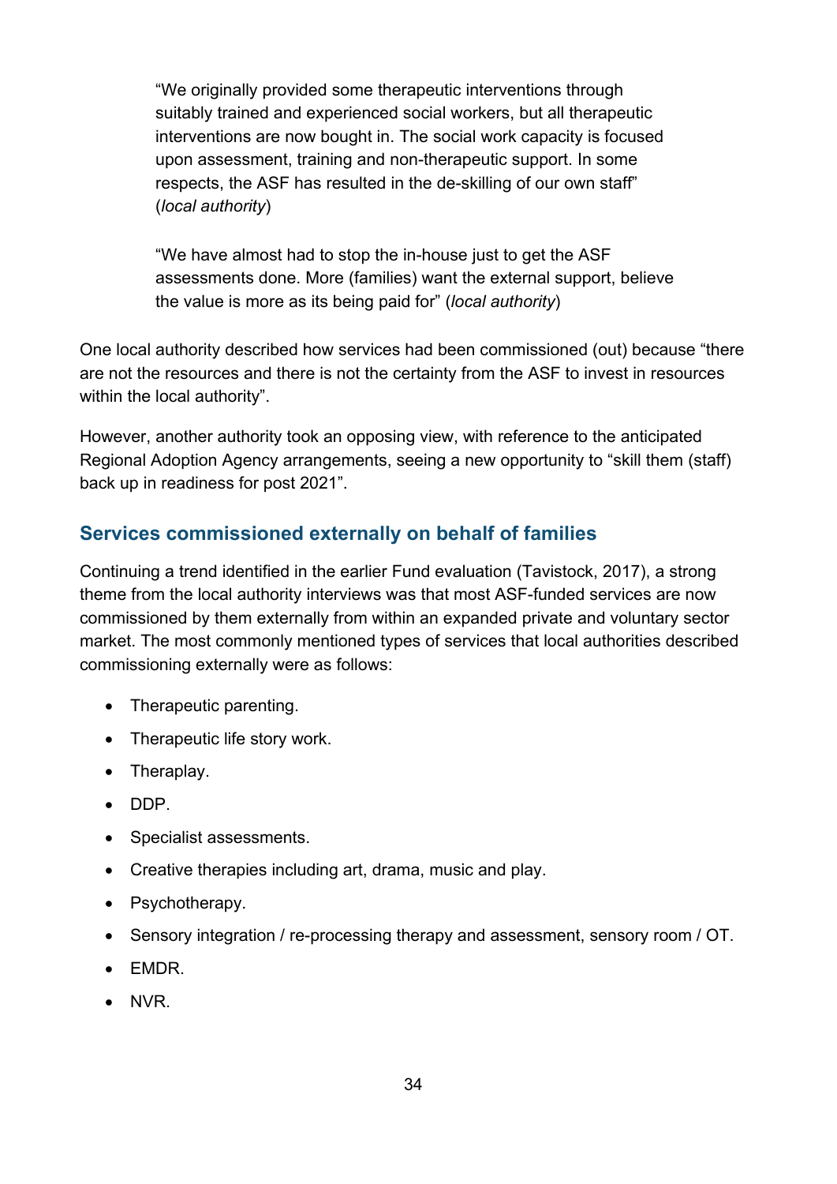> "We originally provided some therapeutic interventions through suitably trained and experienced social workers, but all therapeutic interventions are now bought in. The social work capacity is focused upon assessment, training and non-therapeutic support. In some respects, the ASF has resulted in the de-skilling of our own staff" (*local authority*)

> "We have almost had to stop the in-house just to get the ASF assessments done. More (families) want the external support, believe the value is more as its being paid for" (*local authority*)

One local authority described how services had been commissioned (out) because "there are not the resources and there is not the certainty from the ASF to invest in resources within the local authority".

However, another authority took an opposing view, with reference to the anticipated Regional Adoption Agency arrangements, seeing a new opportunity to "skill them (staff) back up in readiness for post 2021".

### Services commissioned externally on behalf of families

Continuing a trend identified in the earlier Fund evaluation (Tavistock, 2017), a strong theme from the local authority interviews was that most ASF-funded services are now commissioned by them externally from within an expanded private and voluntary sector market. The most commonly mentioned types of services that local authorities described commissioning externally were as follows:

- Therapeutic parenting.
- Therapeutic life story work.
- Theraplay.
- DDP.
- Specialist assessments.
- Creative therapies including art, drama, music and play.
- Psychotherapy.
- Sensory integration / re-processing therapy and assessment, sensory room / OT.
- EMDR.
- NVR.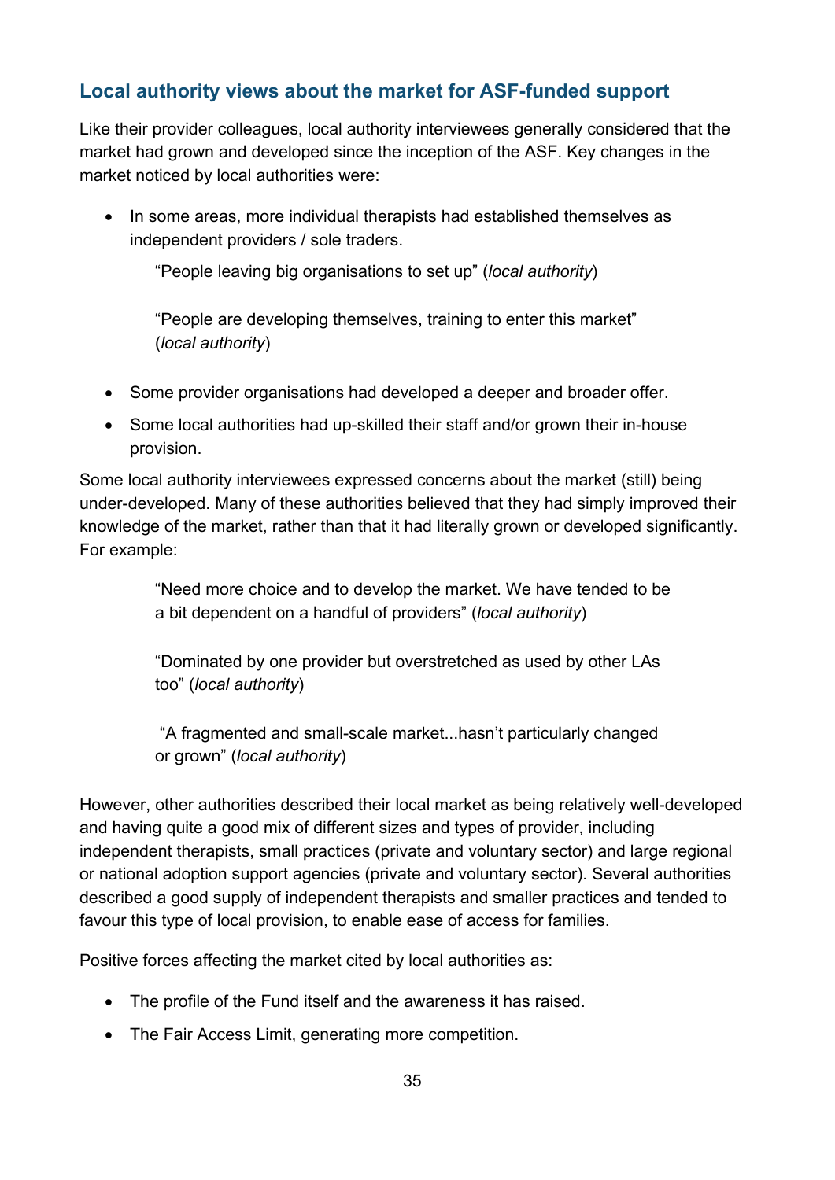## Local authority views about the market for ASF-funded support

Like their provider colleagues, local authority interviewees generally considered that the market had grown and developed since the inception of the ASF. Key changes in the market noticed by local authorities were:

- In some areas, more individual therapists had established themselves as independent providers / sole traders.

  > "People leaving big organisations to set up" (*local authority*)
  >
  > "People are developing themselves, training to enter this market" (*local authority*)

- Some provider organisations had developed a deeper and broader offer.
- Some local authorities had up-skilled their staff and/or grown their in-house provision.

Some local authority interviewees expressed concerns about the market (still) being under-developed. Many of these authorities believed that they had simply improved their knowledge of the market, rather than that it had literally grown or developed significantly. For example:

> "Need more choice and to develop the market. We have tended to be a bit dependent on a handful of providers" (*local authority*)
>
> "Dominated by one provider but overstretched as used by other LAs too" (*local authority*)
>
> "A fragmented and small-scale market...hasn't particularly changed or grown" (*local authority*)

However, other authorities described their local market as being relatively well-developed and having quite a good mix of different sizes and types of provider, including independent therapists, small practices (private and voluntary sector) and large regional or national adoption support agencies (private and voluntary sector). Several authorities described a good supply of independent therapists and smaller practices and tended to favour this type of local provision, to enable ease of access for families.

Positive forces affecting the market cited by local authorities as:

- The profile of the Fund itself and the awareness it has raised.
- The Fair Access Limit, generating more competition.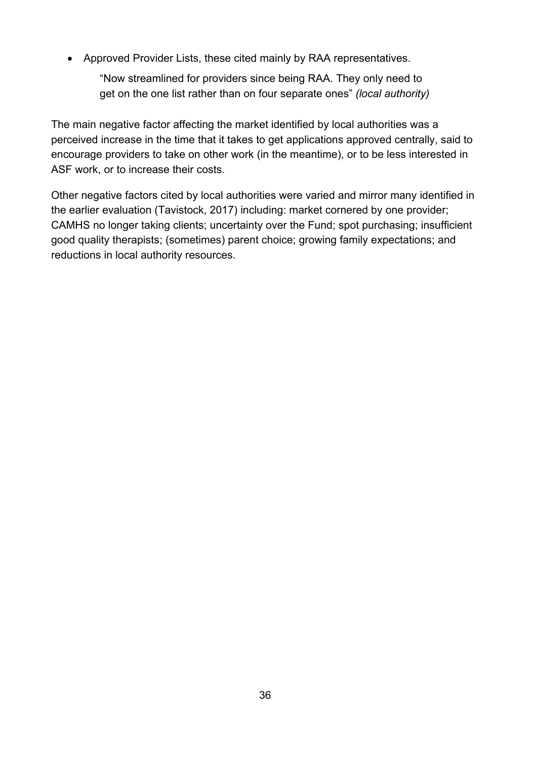- Approved Provider Lists, these cited mainly by RAA representatives.

  "Now streamlined for providers since being RAA. They only need to get on the one list rather than on four separate ones" *(local authority)*

The main negative factor affecting the market identified by local authorities was a perceived increase in the time that it takes to get applications approved centrally, said to encourage providers to take on other work (in the meantime), or to be less interested in ASF work, or to increase their costs.

Other negative factors cited by local authorities were varied and mirror many identified in the earlier evaluation (Tavistock, 2017) including: market cornered by one provider; CAMHS no longer taking clients; uncertainty over the Fund; spot purchasing; insufficient good quality therapists; (sometimes) parent choice; growing family expectations; and reductions in local authority resources.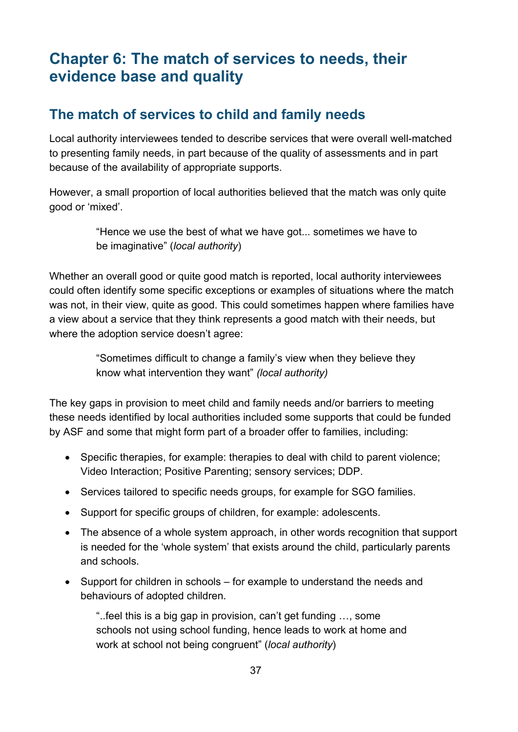# Chapter 6: The match of services to needs, their evidence base and quality

## The match of services to child and family needs

Local authority interviewees tended to describe services that were overall well-matched to presenting family needs, in part because of the quality of assessments and in part because of the availability of appropriate supports.

However, a small proportion of local authorities believed that the match was only quite good or 'mixed'.

> "Hence we use the best of what we have got... sometimes we have to be imaginative" (*local authority*)

Whether an overall good or quite good match is reported, local authority interviewees could often identify some specific exceptions or examples of situations where the match was not, in their view, quite as good. This could sometimes happen where families have a view about a service that they think represents a good match with their needs, but where the adoption service doesn't agree:

> "Sometimes difficult to change a family's view when they believe they know what intervention they want" *(local authority)*

The key gaps in provision to meet child and family needs and/or barriers to meeting these needs identified by local authorities included some supports that could be funded by ASF and some that might form part of a broader offer to families, including:

- Specific therapies, for example: therapies to deal with child to parent violence; Video Interaction; Positive Parenting; sensory services; DDP.
- Services tailored to specific needs groups, for example for SGO families.
- Support for specific groups of children, for example: adolescents.
- The absence of a whole system approach, in other words recognition that support is needed for the 'whole system' that exists around the child, particularly parents and schools.
- Support for children in schools – for example to understand the needs and behaviours of adopted children.

> "..feel this is a big gap in provision, can't get funding …, some schools not using school funding, hence leads to work at home and work at school not being congruent" (*local authority*)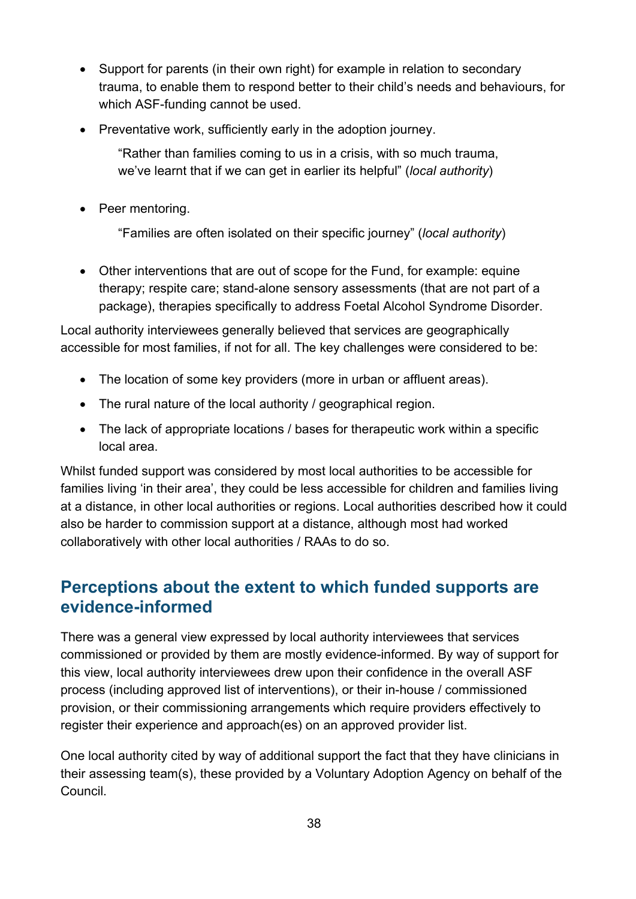- Support for parents (in their own right) for example in relation to secondary trauma, to enable them to respond better to their child's needs and behaviours, for which ASF-funding cannot be used.
- Preventative work, sufficiently early in the adoption journey.

  "Rather than families coming to us in a crisis, with so much trauma, we've learnt that if we can get in earlier its helpful" (*local authority*)

- Peer mentoring.

  "Families are often isolated on their specific journey" (*local authority*)

- Other interventions that are out of scope for the Fund, for example: equine therapy; respite care; stand-alone sensory assessments (that are not part of a package), therapies specifically to address Foetal Alcohol Syndrome Disorder.

Local authority interviewees generally believed that services are geographically accessible for most families, if not for all. The key challenges were considered to be:

- The location of some key providers (more in urban or affluent areas).
- The rural nature of the local authority / geographical region.
- The lack of appropriate locations / bases for therapeutic work within a specific local area.

Whilst funded support was considered by most local authorities to be accessible for families living 'in their area', they could be less accessible for children and families living at a distance, in other local authorities or regions. Local authorities described how it could also be harder to commission support at a distance, although most had worked collaboratively with other local authorities / RAAs to do so.

## Perceptions about the extent to which funded supports are evidence-informed

There was a general view expressed by local authority interviewees that services commissioned or provided by them are mostly evidence-informed. By way of support for this view, local authority interviewees drew upon their confidence in the overall ASF process (including approved list of interventions), or their in-house / commissioned provision, or their commissioning arrangements which require providers effectively to register their experience and approach(es) on an approved provider list.

One local authority cited by way of additional support the fact that they have clinicians in their assessing team(s), these provided by a Voluntary Adoption Agency on behalf of the Council.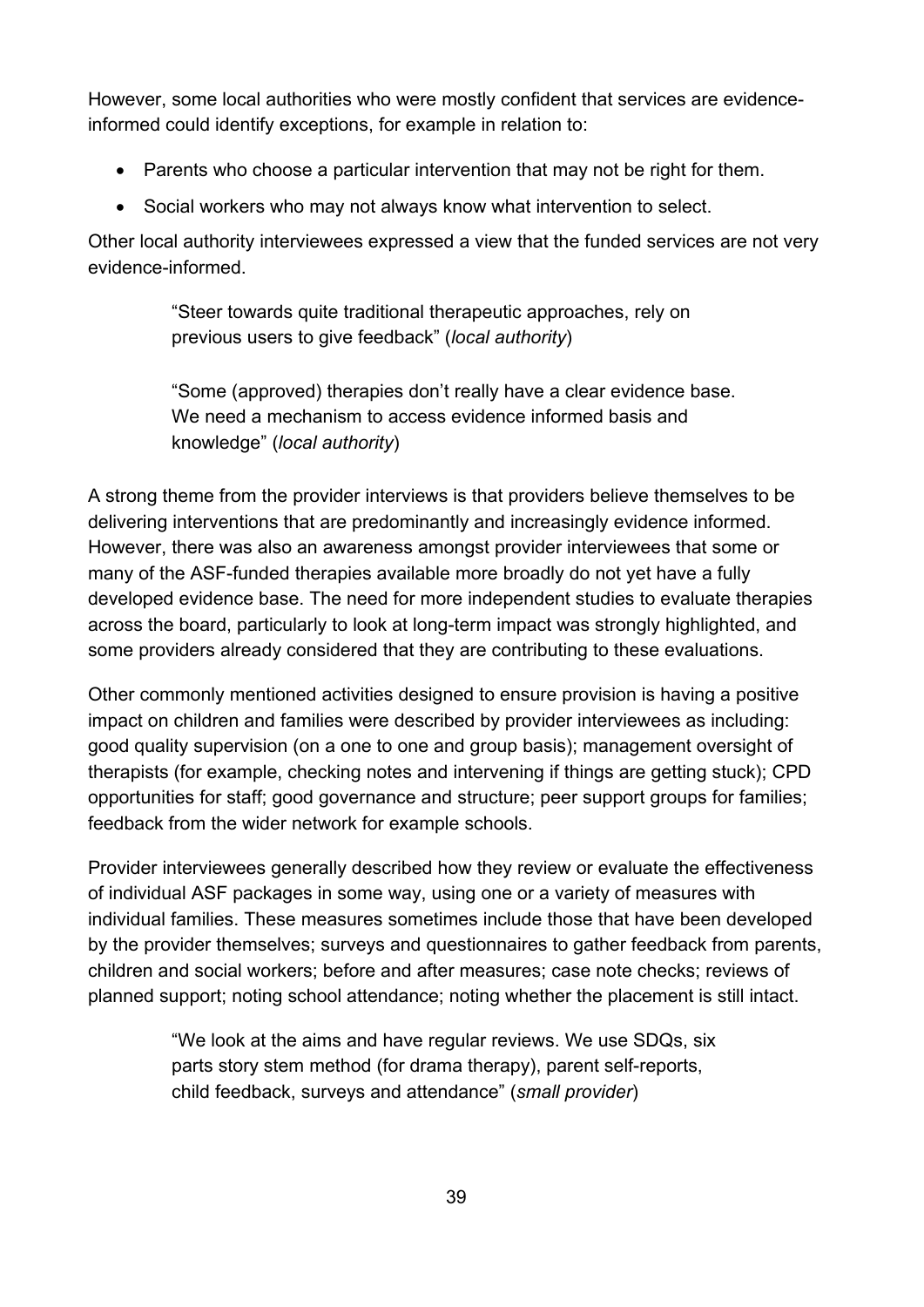However, some local authorities who were mostly confident that services are evidence-informed could identify exceptions, for example in relation to:

- Parents who choose a particular intervention that may not be right for them.
- Social workers who may not always know what intervention to select.

Other local authority interviewees expressed a view that the funded services are not very evidence-informed.

> "Steer towards quite traditional therapeutic approaches, rely on previous users to give feedback" (*local authority*)

> "Some (approved) therapies don't really have a clear evidence base. We need a mechanism to access evidence informed basis and knowledge" (*local authority*)

A strong theme from the provider interviews is that providers believe themselves to be delivering interventions that are predominantly and increasingly evidence informed. However, there was also an awareness amongst provider interviewees that some or many of the ASF-funded therapies available more broadly do not yet have a fully developed evidence base. The need for more independent studies to evaluate therapies across the board, particularly to look at long-term impact was strongly highlighted, and some providers already considered that they are contributing to these evaluations.

Other commonly mentioned activities designed to ensure provision is having a positive impact on children and families were described by provider interviewees as including: good quality supervision (on a one to one and group basis); management oversight of therapists (for example, checking notes and intervening if things are getting stuck); CPD opportunities for staff; good governance and structure; peer support groups for families; feedback from the wider network for example schools.

Provider interviewees generally described how they review or evaluate the effectiveness of individual ASF packages in some way, using one or a variety of measures with individual families. These measures sometimes include those that have been developed by the provider themselves; surveys and questionnaires to gather feedback from parents, children and social workers; before and after measures; case note checks; reviews of planned support; noting school attendance; noting whether the placement is still intact.

> "We look at the aims and have regular reviews. We use SDQs, six parts story stem method (for drama therapy), parent self-reports, child feedback, surveys and attendance" (*small provider*)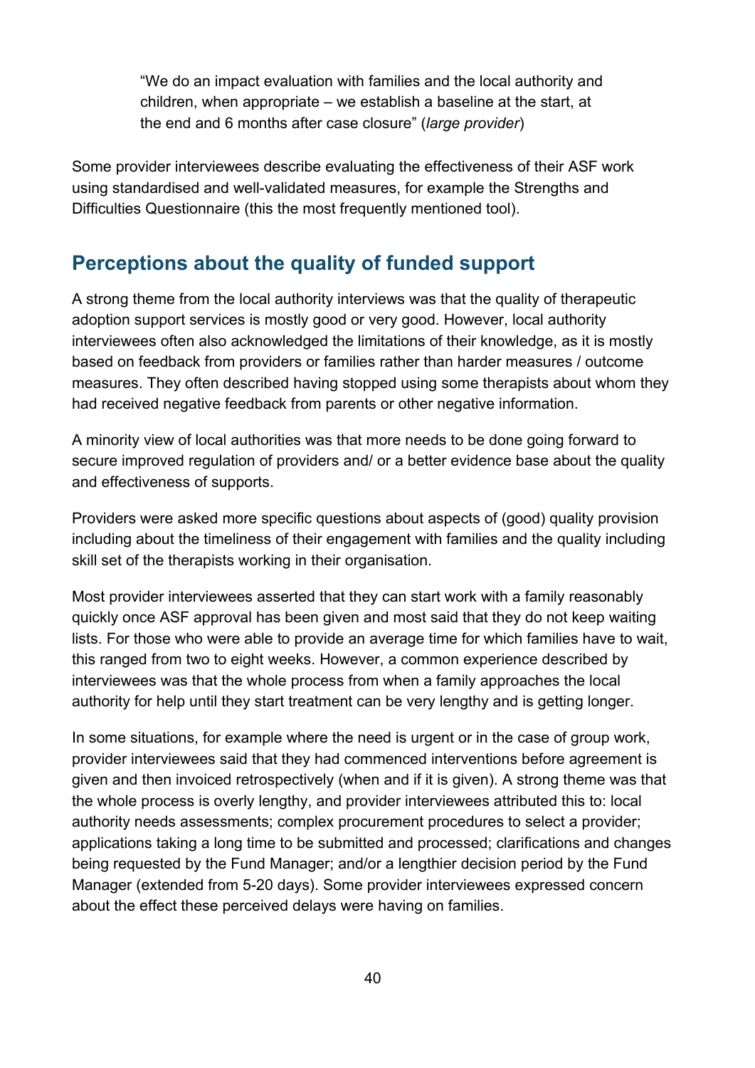> "We do an impact evaluation with families and the local authority and children, when appropriate – we establish a baseline at the start, at the end and 6 months after case closure" (*large provider*)

Some provider interviewees describe evaluating the effectiveness of their ASF work using standardised and well-validated measures, for example the Strengths and Difficulties Questionnaire (this the most frequently mentioned tool).

## Perceptions about the quality of funded support

A strong theme from the local authority interviews was that the quality of therapeutic adoption support services is mostly good or very good. However, local authority interviewees often also acknowledged the limitations of their knowledge, as it is mostly based on feedback from providers or families rather than harder measures / outcome measures. They often described having stopped using some therapists about whom they had received negative feedback from parents or other negative information.

A minority view of local authorities was that more needs to be done going forward to secure improved regulation of providers and/ or a better evidence base about the quality and effectiveness of supports.

Providers were asked more specific questions about aspects of (good) quality provision including about the timeliness of their engagement with families and the quality including skill set of the therapists working in their organisation.

Most provider interviewees asserted that they can start work with a family reasonably quickly once ASF approval has been given and most said that they do not keep waiting lists. For those who were able to provide an average time for which families have to wait, this ranged from two to eight weeks. However, a common experience described by interviewees was that the whole process from when a family approaches the local authority for help until they start treatment can be very lengthy and is getting longer.

In some situations, for example where the need is urgent or in the case of group work, provider interviewees said that they had commenced interventions before agreement is given and then invoiced retrospectively (when and if it is given). A strong theme was that the whole process is overly lengthy, and provider interviewees attributed this to: local authority needs assessments; complex procurement procedures to select a provider; applications taking a long time to be submitted and processed; clarifications and changes being requested by the Fund Manager; and/or a lengthier decision period by the Fund Manager (extended from 5-20 days). Some provider interviewees expressed concern about the effect these perceived delays were having on families.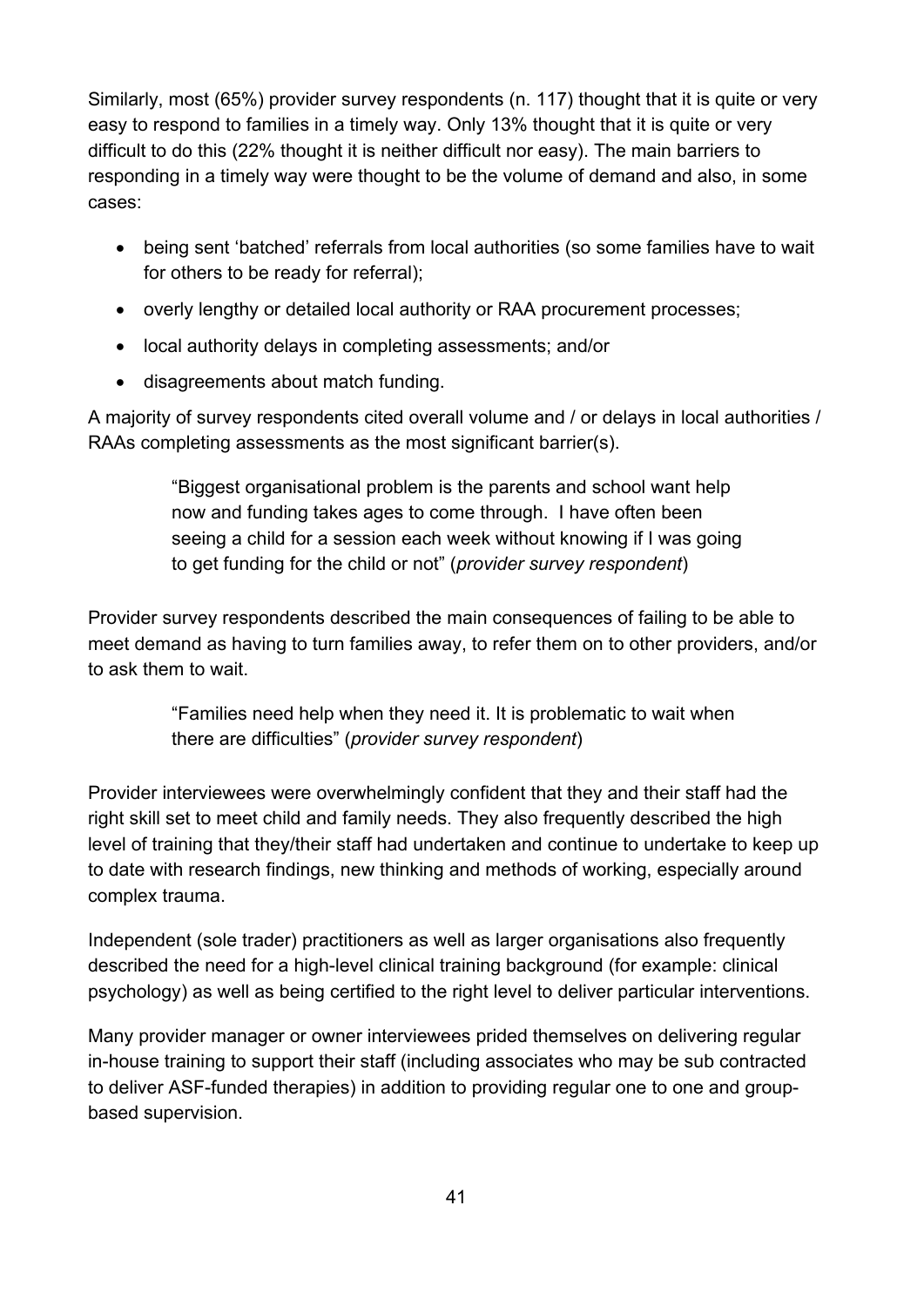Similarly, most (65%) provider survey respondents (n. 117) thought that it is quite or very easy to respond to families in a timely way. Only 13% thought that it is quite or very difficult to do this (22% thought it is neither difficult nor easy). The main barriers to responding in a timely way were thought to be the volume of demand and also, in some cases:

- being sent 'batched' referrals from local authorities (so some families have to wait for others to be ready for referral);
- overly lengthy or detailed local authority or RAA procurement processes;
- local authority delays in completing assessments; and/or
- disagreements about match funding.

A majority of survey respondents cited overall volume and / or delays in local authorities / RAAs completing assessments as the most significant barrier(s).

> "Biggest organisational problem is the parents and school want help now and funding takes ages to come through. I have often been seeing a child for a session each week without knowing if I was going to get funding for the child or not" (*provider survey respondent*)

Provider survey respondents described the main consequences of failing to be able to meet demand as having to turn families away, to refer them on to other providers, and/or to ask them to wait.

> "Families need help when they need it. It is problematic to wait when there are difficulties" (*provider survey respondent*)

Provider interviewees were overwhelmingly confident that they and their staff had the right skill set to meet child and family needs. They also frequently described the high level of training that they/their staff had undertaken and continue to undertake to keep up to date with research findings, new thinking and methods of working, especially around complex trauma.

Independent (sole trader) practitioners as well as larger organisations also frequently described the need for a high-level clinical training background (for example: clinical psychology) as well as being certified to the right level to deliver particular interventions.

Many provider manager or owner interviewees prided themselves on delivering regular in-house training to support their staff (including associates who may be sub contracted to deliver ASF-funded therapies) in addition to providing regular one to one and group-based supervision.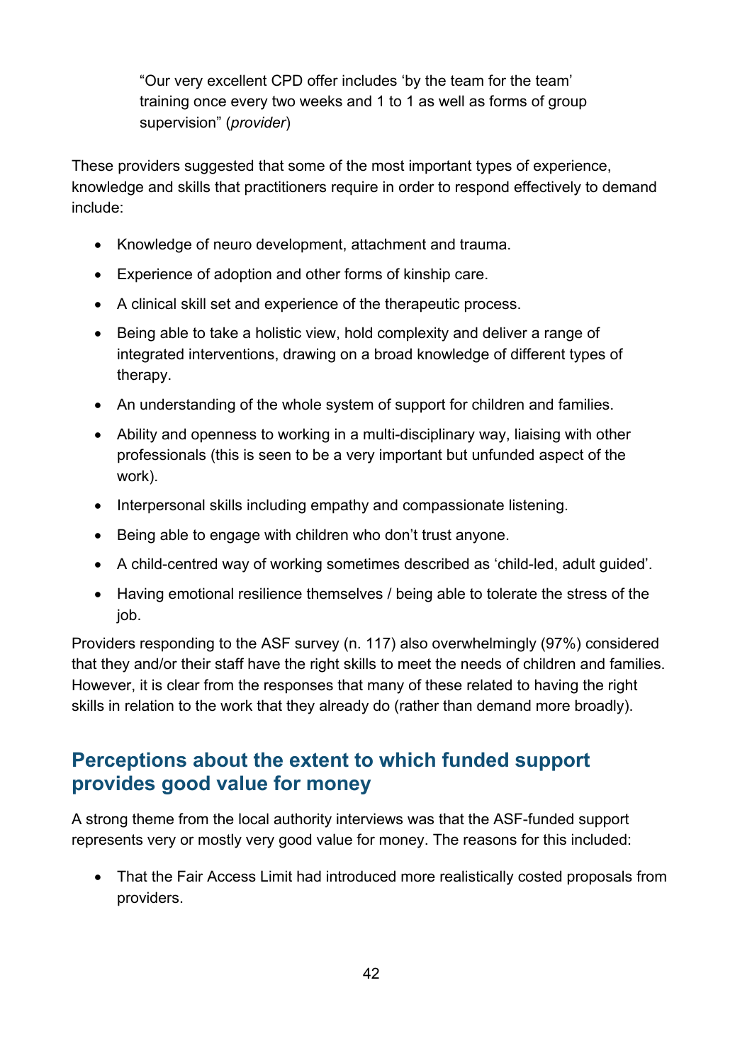> "Our very excellent CPD offer includes 'by the team for the team' training once every two weeks and 1 to 1 as well as forms of group supervision" (*provider*)

These providers suggested that some of the most important types of experience, knowledge and skills that practitioners require in order to respond effectively to demand include:

- Knowledge of neuro development, attachment and trauma.
- Experience of adoption and other forms of kinship care.
- A clinical skill set and experience of the therapeutic process.
- Being able to take a holistic view, hold complexity and deliver a range of integrated interventions, drawing on a broad knowledge of different types of therapy.
- An understanding of the whole system of support for children and families.
- Ability and openness to working in a multi-disciplinary way, liaising with other professionals (this is seen to be a very important but unfunded aspect of the work).
- Interpersonal skills including empathy and compassionate listening.
- Being able to engage with children who don't trust anyone.
- A child-centred way of working sometimes described as 'child-led, adult guided'.
- Having emotional resilience themselves / being able to tolerate the stress of the job.

Providers responding to the ASF survey (n. 117) also overwhelmingly (97%) considered that they and/or their staff have the right skills to meet the needs of children and families. However, it is clear from the responses that many of these related to having the right skills in relation to the work that they already do (rather than demand more broadly).

## Perceptions about the extent to which funded support provides good value for money

A strong theme from the local authority interviews was that the ASF-funded support represents very or mostly very good value for money. The reasons for this included:

- That the Fair Access Limit had introduced more realistically costed proposals from providers.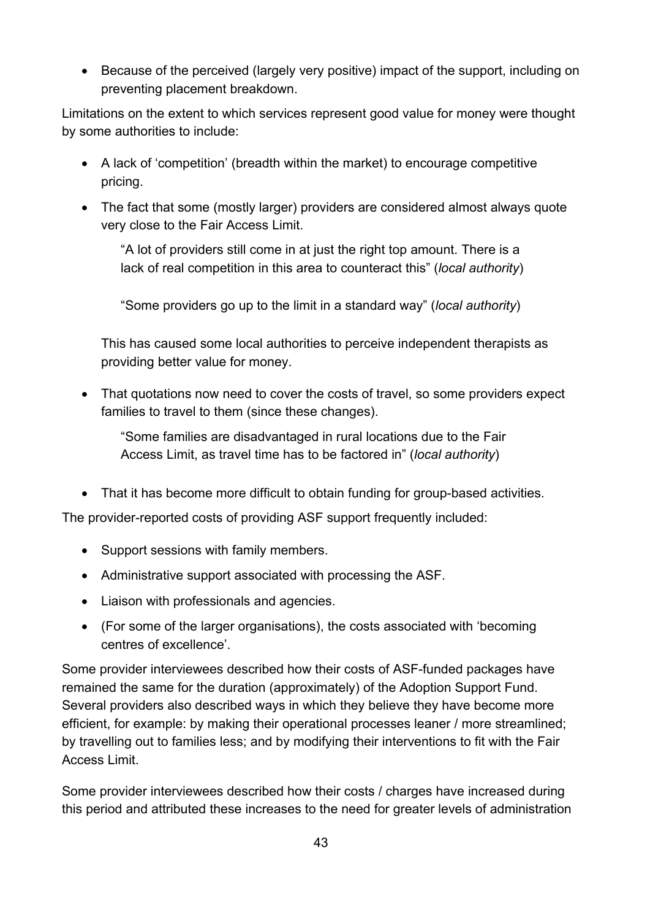- Because of the perceived (largely very positive) impact of the support, including on preventing placement breakdown.

Limitations on the extent to which services represent good value for money were thought by some authorities to include:

- A lack of 'competition' (breadth within the market) to encourage competitive pricing.
- The fact that some (mostly larger) providers are considered almost always quote very close to the Fair Access Limit.

  "A lot of providers still come in at just the right top amount. There is a lack of real competition in this area to counteract this" (*local authority*)

  "Some providers go up to the limit in a standard way" (*local authority*)

  This has caused some local authorities to perceive independent therapists as providing better value for money.

- That quotations now need to cover the costs of travel, so some providers expect families to travel to them (since these changes).

  "Some families are disadvantaged in rural locations due to the Fair Access Limit, as travel time has to be factored in" (*local authority*)

- That it has become more difficult to obtain funding for group-based activities.

The provider-reported costs of providing ASF support frequently included:

- Support sessions with family members.
- Administrative support associated with processing the ASF.
- Liaison with professionals and agencies.
- (For some of the larger organisations), the costs associated with 'becoming centres of excellence'.

Some provider interviewees described how their costs of ASF-funded packages have remained the same for the duration (approximately) of the Adoption Support Fund. Several providers also described ways in which they believe they have become more efficient, for example: by making their operational processes leaner / more streamlined; by travelling out to families less; and by modifying their interventions to fit with the Fair Access Limit.

Some provider interviewees described how their costs / charges have increased during this period and attributed these increases to the need for greater levels of administration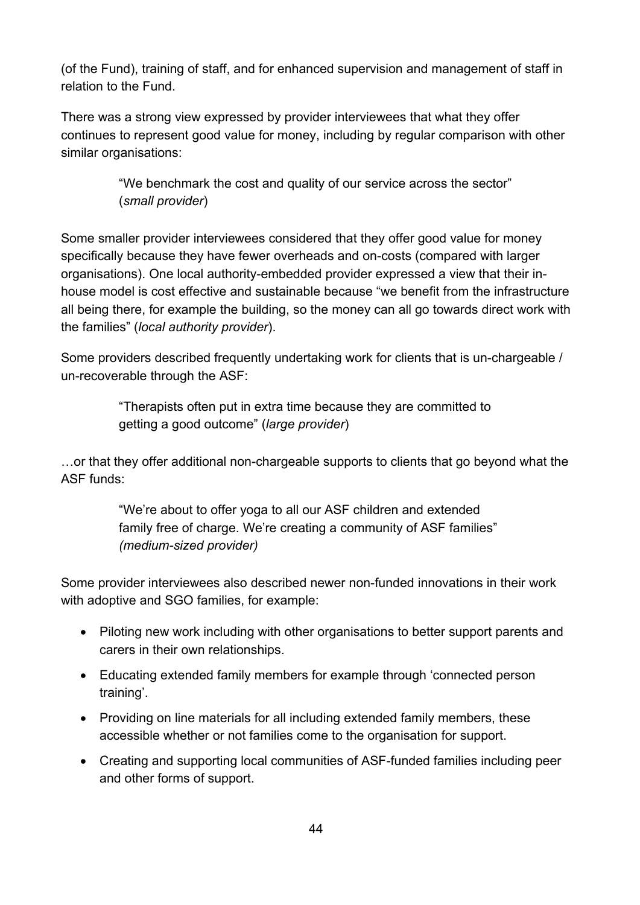(of the Fund), training of staff, and for enhanced supervision and management of staff in relation to the Fund.

There was a strong view expressed by provider interviewees that what they offer continues to represent good value for money, including by regular comparison with other similar organisations:

> "We benchmark the cost and quality of our service across the sector" (*small provider*)

Some smaller provider interviewees considered that they offer good value for money specifically because they have fewer overheads and on-costs (compared with larger organisations). One local authority-embedded provider expressed a view that their in-house model is cost effective and sustainable because "we benefit from the infrastructure all being there, for example the building, so the money can all go towards direct work with the families" (*local authority provider*).

Some providers described frequently undertaking work for clients that is un-chargeable / un-recoverable through the ASF:

> "Therapists often put in extra time because they are committed to getting a good outcome" (*large provider*)

…or that they offer additional non-chargeable supports to clients that go beyond what the ASF funds:

> "We're about to offer yoga to all our ASF children and extended family free of charge. We're creating a community of ASF families" *(medium-sized provider)*

Some provider interviewees also described newer non-funded innovations in their work with adoptive and SGO families, for example:

- Piloting new work including with other organisations to better support parents and carers in their own relationships.
- Educating extended family members for example through 'connected person training'.
- Providing on line materials for all including extended family members, these accessible whether or not families come to the organisation for support.
- Creating and supporting local communities of ASF-funded families including peer and other forms of support.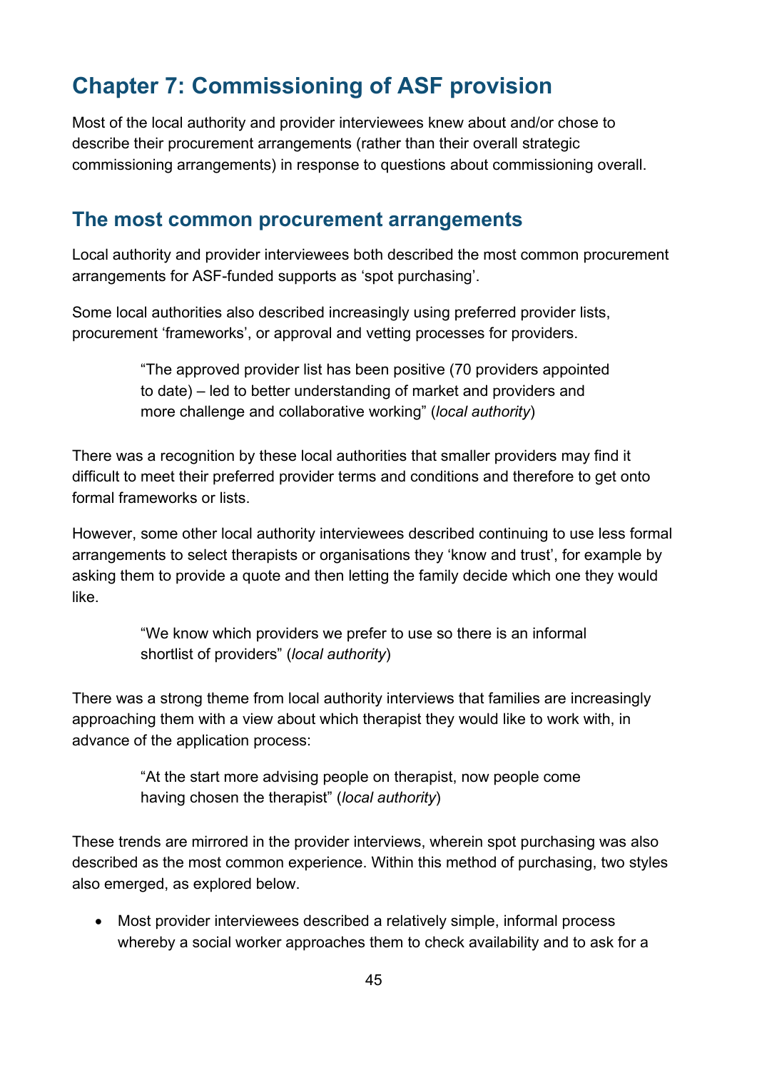# Chapter 7: Commissioning of ASF provision

Most of the local authority and provider interviewees knew about and/or chose to describe their procurement arrangements (rather than their overall strategic commissioning arrangements) in response to questions about commissioning overall.

## The most common procurement arrangements

Local authority and provider interviewees both described the most common procurement arrangements for ASF-funded supports as 'spot purchasing'.

Some local authorities also described increasingly using preferred provider lists, procurement 'frameworks', or approval and vetting processes for providers.

> "The approved provider list has been positive (70 providers appointed to date) – led to better understanding of market and providers and more challenge and collaborative working" (*local authority*)

There was a recognition by these local authorities that smaller providers may find it difficult to meet their preferred provider terms and conditions and therefore to get onto formal frameworks or lists.

However, some other local authority interviewees described continuing to use less formal arrangements to select therapists or organisations they 'know and trust', for example by asking them to provide a quote and then letting the family decide which one they would like.

> "We know which providers we prefer to use so there is an informal shortlist of providers" (*local authority*)

There was a strong theme from local authority interviews that families are increasingly approaching them with a view about which therapist they would like to work with, in advance of the application process:

> "At the start more advising people on therapist, now people come having chosen the therapist" (*local authority*)

These trends are mirrored in the provider interviews, wherein spot purchasing was also described as the most common experience. Within this method of purchasing, two styles also emerged, as explored below.

- Most provider interviewees described a relatively simple, informal process whereby a social worker approaches them to check availability and to ask for a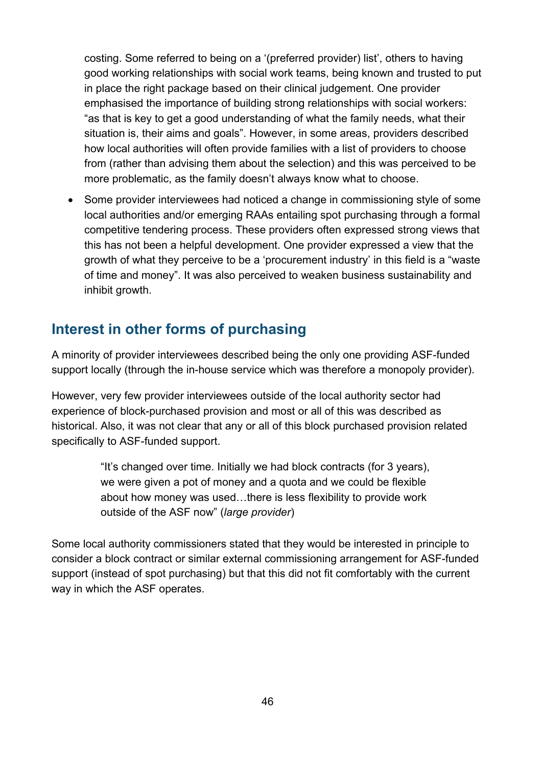costing. Some referred to being on a '(preferred provider) list', others to having good working relationships with social work teams, being known and trusted to put in place the right package based on their clinical judgement. One provider emphasised the importance of building strong relationships with social workers: "as that is key to get a good understanding of what the family needs, what their situation is, their aims and goals". However, in some areas, providers described how local authorities will often provide families with a list of providers to choose from (rather than advising them about the selection) and this was perceived to be more problematic, as the family doesn't always know what to choose.

- Some provider interviewees had noticed a change in commissioning style of some local authorities and/or emerging RAAs entailing spot purchasing through a formal competitive tendering process. These providers often expressed strong views that this has not been a helpful development. One provider expressed a view that the growth of what they perceive to be a 'procurement industry' in this field is a "waste of time and money". It was also perceived to weaken business sustainability and inhibit growth.

## Interest in other forms of purchasing

A minority of provider interviewees described being the only one providing ASF-funded support locally (through the in-house service which was therefore a monopoly provider).

However, very few provider interviewees outside of the local authority sector had experience of block-purchased provision and most or all of this was described as historical. Also, it was not clear that any or all of this block purchased provision related specifically to ASF-funded support.

> "It's changed over time. Initially we had block contracts (for 3 years), we were given a pot of money and a quota and we could be flexible about how money was used…there is less flexibility to provide work outside of the ASF now" (*large provider*)

Some local authority commissioners stated that they would be interested in principle to consider a block contract or similar external commissioning arrangement for ASF-funded support (instead of spot purchasing) but that this did not fit comfortably with the current way in which the ASF operates.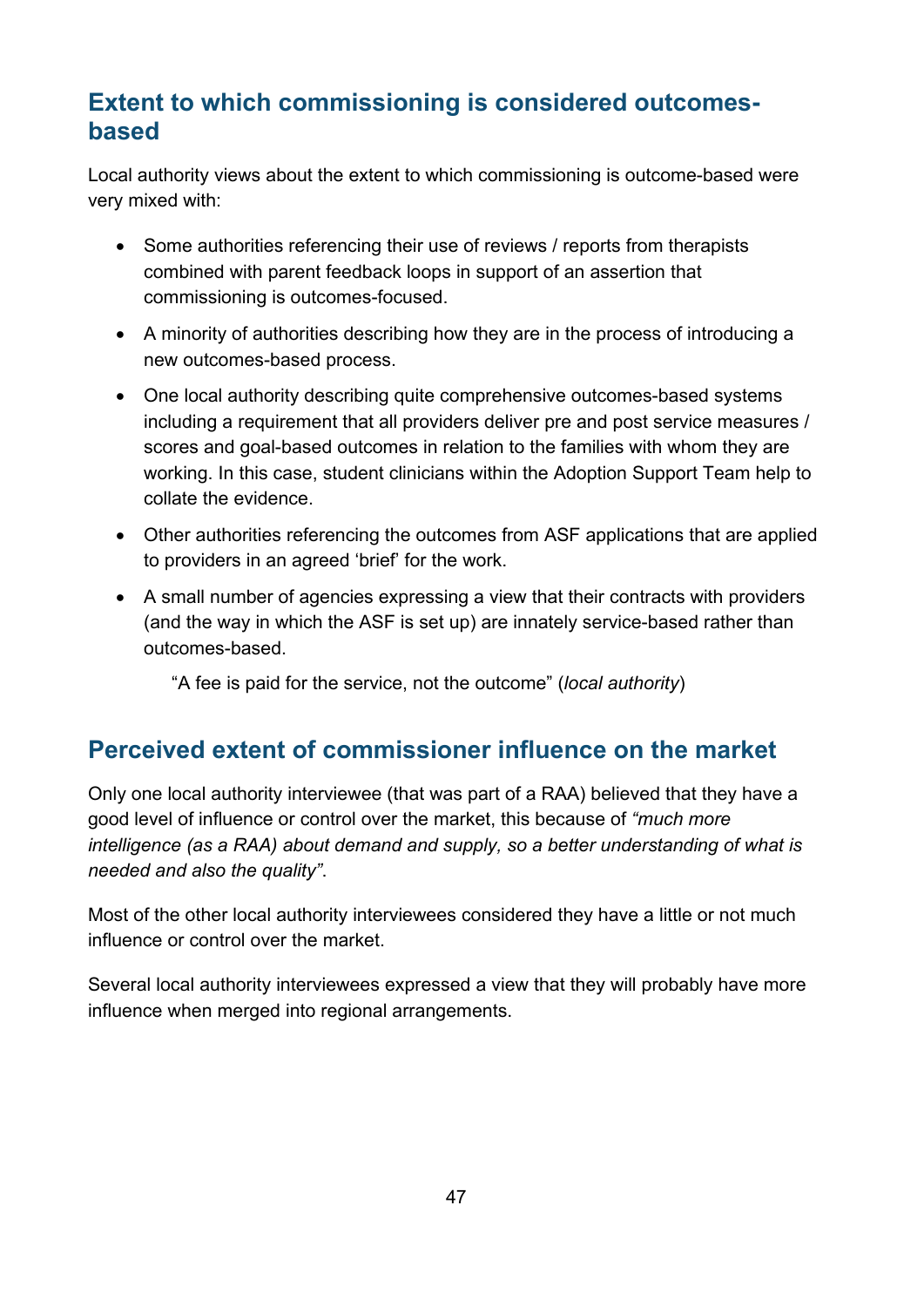## Extent to which commissioning is considered outcomes-based

Local authority views about the extent to which commissioning is outcome-based were very mixed with:

- Some authorities referencing their use of reviews / reports from therapists combined with parent feedback loops in support of an assertion that commissioning is outcomes-focused.
- A minority of authorities describing how they are in the process of introducing a new outcomes-based process.
- One local authority describing quite comprehensive outcomes-based systems including a requirement that all providers deliver pre and post service measures / scores and goal-based outcomes in relation to the families with whom they are working. In this case, student clinicians within the Adoption Support Team help to collate the evidence.
- Other authorities referencing the outcomes from ASF applications that are applied to providers in an agreed 'brief' for the work.
- A small number of agencies expressing a view that their contracts with providers (and the way in which the ASF is set up) are innately service-based rather than outcomes-based.

  "A fee is paid for the service, not the outcome" (*local authority*)

## Perceived extent of commissioner influence on the market

Only one local authority interviewee (that was part of a RAA) believed that they have a good level of influence or control over the market, this because of *"much more intelligence (as a RAA) about demand and supply, so a better understanding of what is needed and also the quality"*.

Most of the other local authority interviewees considered they have a little or not much influence or control over the market.

Several local authority interviewees expressed a view that they will probably have more influence when merged into regional arrangements.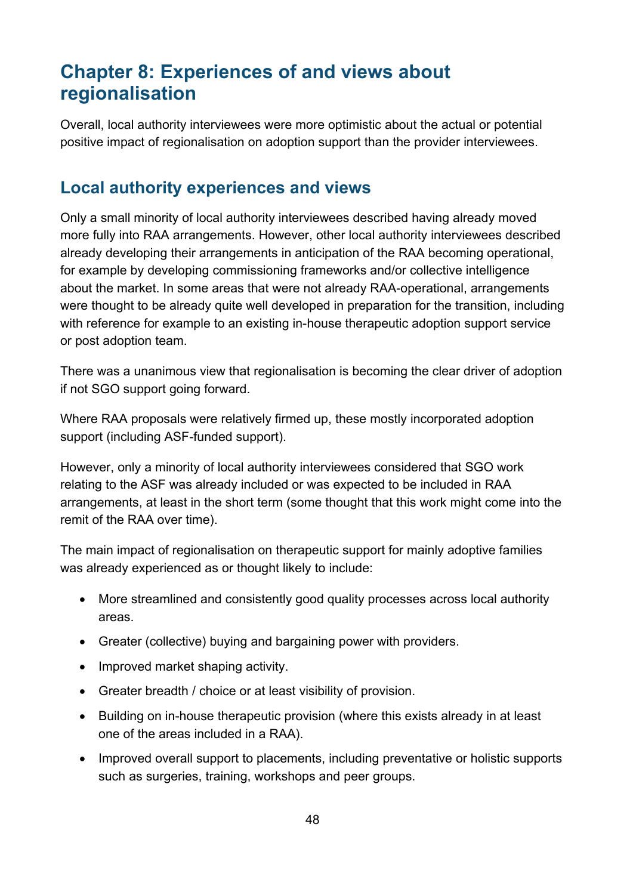# Chapter 8: Experiences of and views about regionalisation

Overall, local authority interviewees were more optimistic about the actual or potential positive impact of regionalisation on adoption support than the provider interviewees.

## Local authority experiences and views

Only a small minority of local authority interviewees described having already moved more fully into RAA arrangements. However, other local authority interviewees described already developing their arrangements in anticipation of the RAA becoming operational, for example by developing commissioning frameworks and/or collective intelligence about the market. In some areas that were not already RAA-operational, arrangements were thought to be already quite well developed in preparation for the transition, including with reference for example to an existing in-house therapeutic adoption support service or post adoption team.

There was a unanimous view that regionalisation is becoming the clear driver of adoption if not SGO support going forward.

Where RAA proposals were relatively firmed up, these mostly incorporated adoption support (including ASF-funded support).

However, only a minority of local authority interviewees considered that SGO work relating to the ASF was already included or was expected to be included in RAA arrangements, at least in the short term (some thought that this work might come into the remit of the RAA over time).

The main impact of regionalisation on therapeutic support for mainly adoptive families was already experienced as or thought likely to include:

- More streamlined and consistently good quality processes across local authority areas.
- Greater (collective) buying and bargaining power with providers.
- Improved market shaping activity.
- Greater breadth / choice or at least visibility of provision.
- Building on in-house therapeutic provision (where this exists already in at least one of the areas included in a RAA).
- Improved overall support to placements, including preventative or holistic supports such as surgeries, training, workshops and peer groups.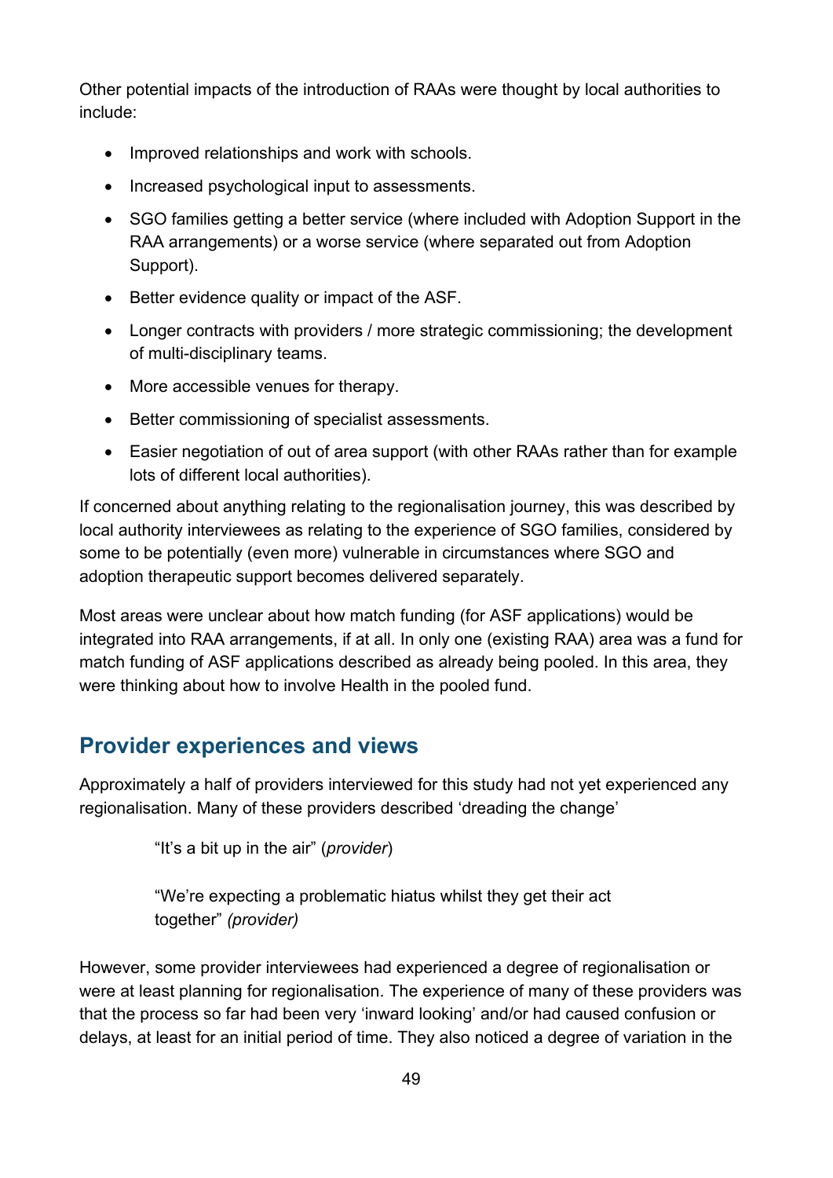Other potential impacts of the introduction of RAAs were thought by local authorities to include:

- Improved relationships and work with schools.
- Increased psychological input to assessments.
- SGO families getting a better service (where included with Adoption Support in the RAA arrangements) or a worse service (where separated out from Adoption Support).
- Better evidence quality or impact of the ASF.
- Longer contracts with providers / more strategic commissioning; the development of multi-disciplinary teams.
- More accessible venues for therapy.
- Better commissioning of specialist assessments.
- Easier negotiation of out of area support (with other RAAs rather than for example lots of different local authorities).

If concerned about anything relating to the regionalisation journey, this was described by local authority interviewees as relating to the experience of SGO families, considered by some to be potentially (even more) vulnerable in circumstances where SGO and adoption therapeutic support becomes delivered separately.

Most areas were unclear about how match funding (for ASF applications) would be integrated into RAA arrangements, if at all. In only one (existing RAA) area was a fund for match funding of ASF applications described as already being pooled. In this area, they were thinking about how to involve Health in the pooled fund.

## Provider experiences and views

Approximately a half of providers interviewed for this study had not yet experienced any regionalisation. Many of these providers described 'dreading the change'

> "It's a bit up in the air" (*provider*)
>
> "We're expecting a problematic hiatus whilst they get their act together" *(provider)*

However, some provider interviewees had experienced a degree of regionalisation or were at least planning for regionalisation. The experience of many of these providers was that the process so far had been very 'inward looking' and/or had caused confusion or delays, at least for an initial period of time. They also noticed a degree of variation in the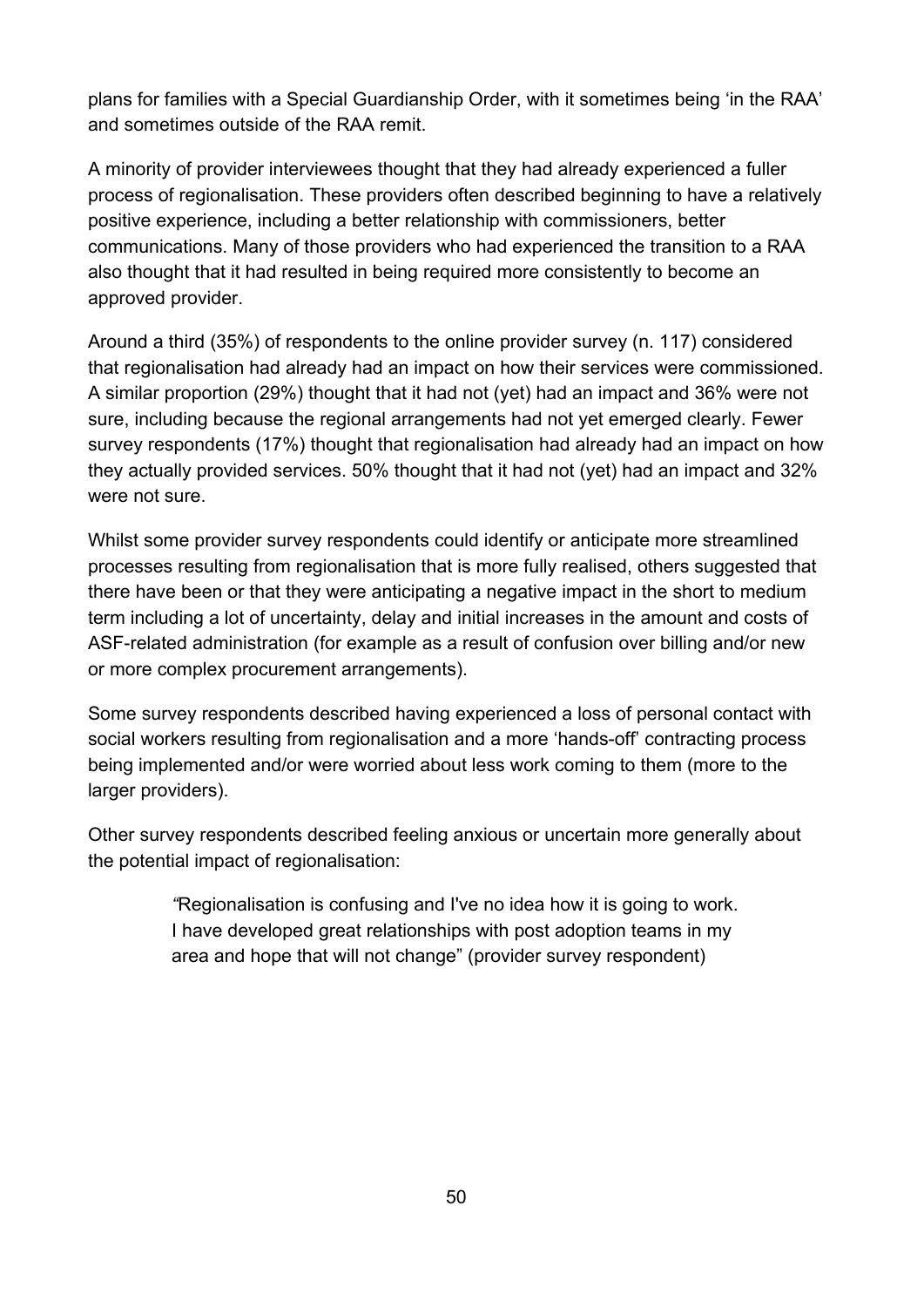plans for families with a Special Guardianship Order, with it sometimes being 'in the RAA' and sometimes outside of the RAA remit.

A minority of provider interviewees thought that they had already experienced a fuller process of regionalisation. These providers often described beginning to have a relatively positive experience, including a better relationship with commissioners, better communications. Many of those providers who had experienced the transition to a RAA also thought that it had resulted in being required more consistently to become an approved provider.

Around a third (35%) of respondents to the online provider survey (n. 117) considered that regionalisation had already had an impact on how their services were commissioned. A similar proportion (29%) thought that it had not (yet) had an impact and 36% were not sure, including because the regional arrangements had not yet emerged clearly. Fewer survey respondents (17%) thought that regionalisation had already had an impact on how they actually provided services. 50% thought that it had not (yet) had an impact and 32% were not sure.

Whilst some provider survey respondents could identify or anticipate more streamlined processes resulting from regionalisation that is more fully realised, others suggested that there have been or that they were anticipating a negative impact in the short to medium term including a lot of uncertainty, delay and initial increases in the amount and costs of ASF-related administration (for example as a result of confusion over billing and/or new or more complex procurement arrangements).

Some survey respondents described having experienced a loss of personal contact with social workers resulting from regionalisation and a more 'hands-off' contracting process being implemented and/or were worried about less work coming to them (more to the larger providers).

Other survey respondents described feeling anxious or uncertain more generally about the potential impact of regionalisation:

> "Regionalisation is confusing and I've no idea how it is going to work. I have developed great relationships with post adoption teams in my area and hope that will not change" (provider survey respondent)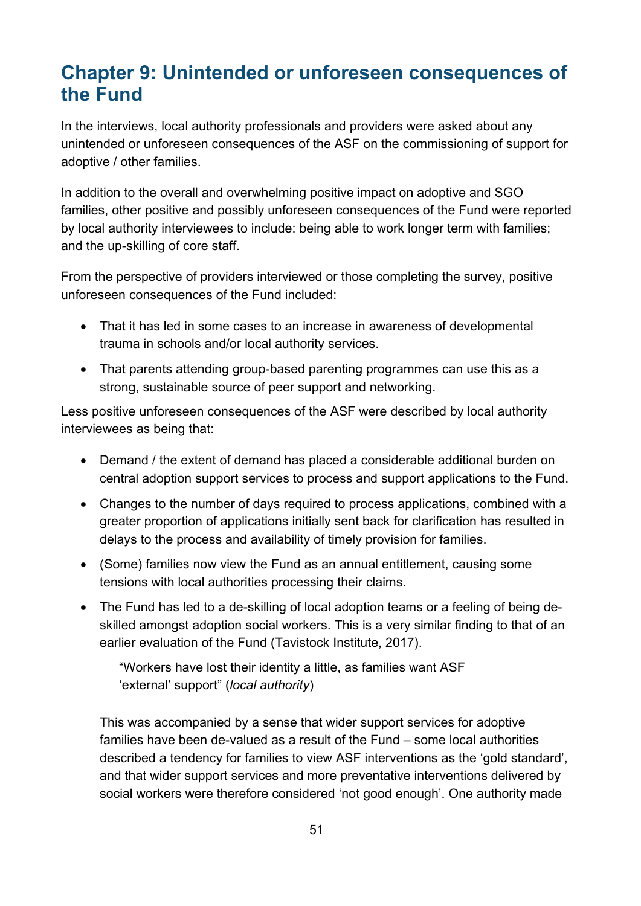## Chapter 9: Unintended or unforeseen consequences of the Fund

In the interviews, local authority professionals and providers were asked about any unintended or unforeseen consequences of the ASF on the commissioning of support for adoptive / other families.

In addition to the overall and overwhelming positive impact on adoptive and SGO families, other positive and possibly unforeseen consequences of the Fund were reported by local authority interviewees to include: being able to work longer term with families; and the up-skilling of core staff.

From the perspective of providers interviewed or those completing the survey, positive unforeseen consequences of the Fund included:

- That it has led in some cases to an increase in awareness of developmental trauma in schools and/or local authority services.
- That parents attending group-based parenting programmes can use this as a strong, sustainable source of peer support and networking.

Less positive unforeseen consequences of the ASF were described by local authority interviewees as being that:

- Demand / the extent of demand has placed a considerable additional burden on central adoption support services to process and support applications to the Fund.
- Changes to the number of days required to process applications, combined with a greater proportion of applications initially sent back for clarification has resulted in delays to the process and availability of timely provision for families.
- (Some) families now view the Fund as an annual entitlement, causing some tensions with local authorities processing their claims.
- The Fund has led to a de-skilling of local adoption teams or a feeling of being de-skilled amongst adoption social workers. This is a very similar finding to that of an earlier evaluation of the Fund (Tavistock Institute, 2017).

  > "Workers have lost their identity a little, as families want ASF 'external' support" (*local authority*)

  This was accompanied by a sense that wider support services for adoptive families have been de-valued as a result of the Fund – some local authorities described a tendency for families to view ASF interventions as the 'gold standard', and that wider support services and more preventative interventions delivered by social workers were therefore considered 'not good enough'. One authority made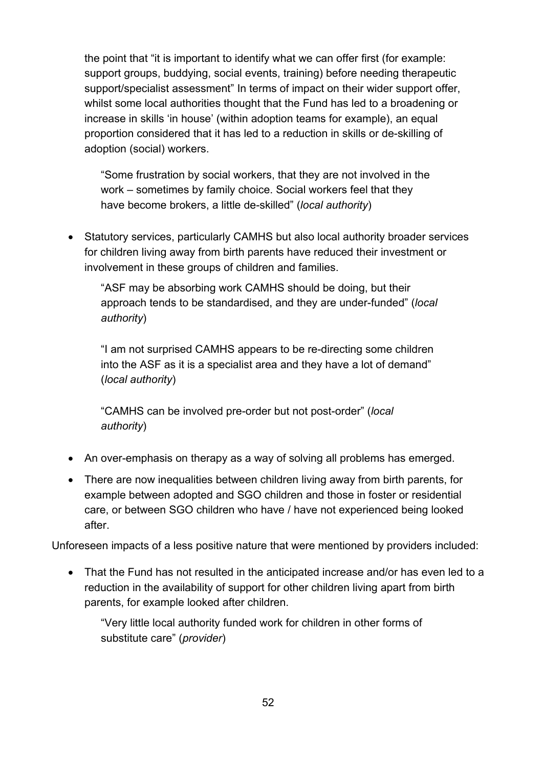the point that "it is important to identify what we can offer first (for example: support groups, buddying, social events, training) before needing therapeutic support/specialist assessment" In terms of impact on their wider support offer, whilst some local authorities thought that the Fund has led to a broadening or increase in skills 'in house' (within adoption teams for example), an equal proportion considered that it has led to a reduction in skills or de-skilling of adoption (social) workers.

> "Some frustration by social workers, that they are not involved in the work – sometimes by family choice. Social workers feel that they have become brokers, a little de-skilled" (*local authority*)

- Statutory services, particularly CAMHS but also local authority broader services for children living away from birth parents have reduced their investment or involvement in these groups of children and families.

> "ASF may be absorbing work CAMHS should be doing, but their approach tends to be standardised, and they are under-funded" (*local authority*)
>
> "I am not surprised CAMHS appears to be re-directing some children into the ASF as it is a specialist area and they have a lot of demand" (*local authority*)
>
> "CAMHS can be involved pre-order but not post-order" (*local authority*)

- An over-emphasis on therapy as a way of solving all problems has emerged.
- There are now inequalities between children living away from birth parents, for example between adopted and SGO children and those in foster or residential care, or between SGO children who have / have not experienced being looked after.

Unforeseen impacts of a less positive nature that were mentioned by providers included:

- That the Fund has not resulted in the anticipated increase and/or has even led to a reduction in the availability of support for other children living apart from birth parents, for example looked after children.

> "Very little local authority funded work for children in other forms of substitute care" (*provider*)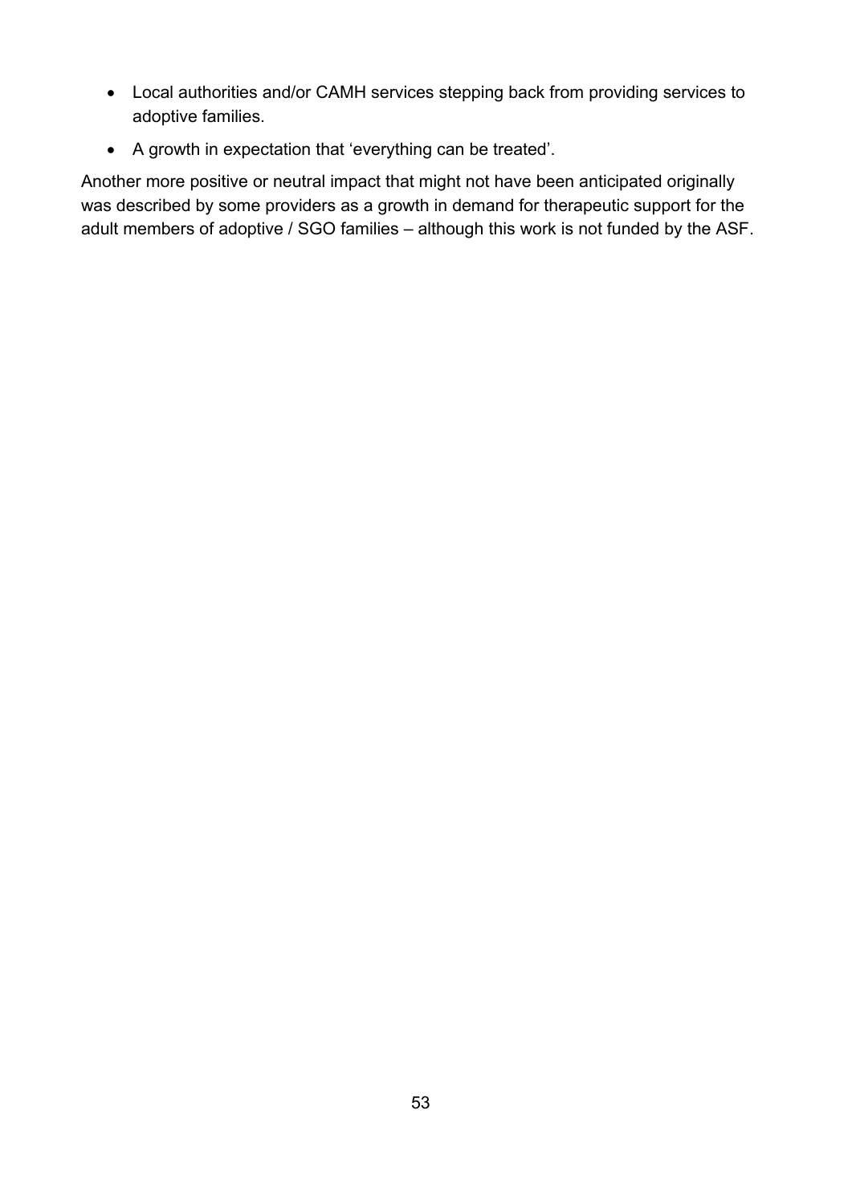- Local authorities and/or CAMH services stepping back from providing services to adoptive families.
- A growth in expectation that 'everything can be treated'.

Another more positive or neutral impact that might not have been anticipated originally was described by some providers as a growth in demand for therapeutic support for the adult members of adoptive / SGO families – although this work is not funded by the ASF.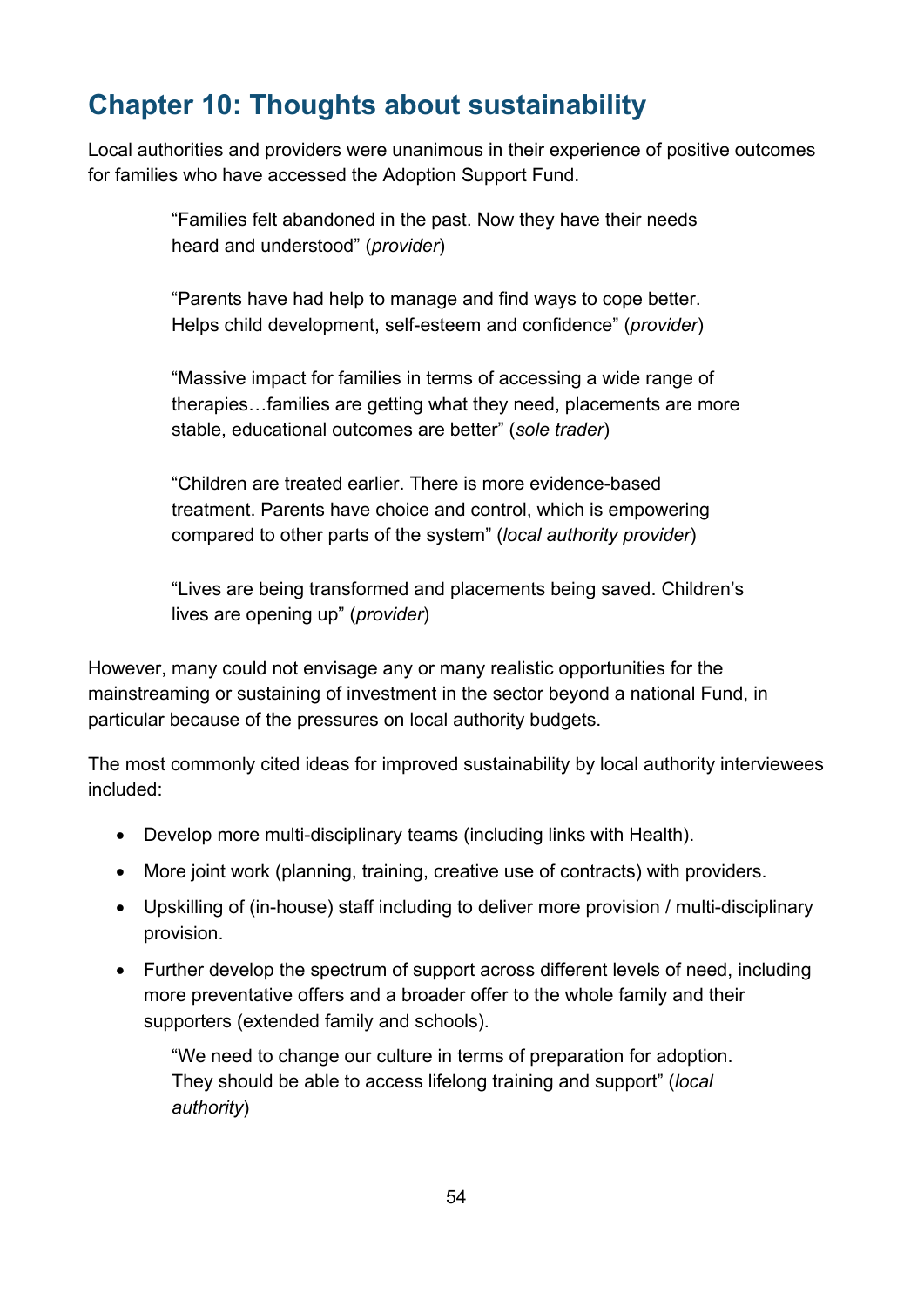# Chapter 10: Thoughts about sustainability

Local authorities and providers were unanimous in their experience of positive outcomes for families who have accessed the Adoption Support Fund.

> "Families felt abandoned in the past. Now they have their needs heard and understood" (*provider*)

> "Parents have had help to manage and find ways to cope better. Helps child development, self-esteem and confidence" (*provider*)

> "Massive impact for families in terms of accessing a wide range of therapies…families are getting what they need, placements are more stable, educational outcomes are better" (*sole trader*)

> "Children are treated earlier. There is more evidence-based treatment. Parents have choice and control, which is empowering compared to other parts of the system" (*local authority provider*)

> "Lives are being transformed and placements being saved. Children's lives are opening up" (*provider*)

However, many could not envisage any or many realistic opportunities for the mainstreaming or sustaining of investment in the sector beyond a national Fund, in particular because of the pressures on local authority budgets.

The most commonly cited ideas for improved sustainability by local authority interviewees included:

- Develop more multi-disciplinary teams (including links with Health).
- More joint work (planning, training, creative use of contracts) with providers.
- Upskilling of (in-house) staff including to deliver more provision / multi-disciplinary provision.
- Further develop the spectrum of support across different levels of need, including more preventative offers and a broader offer to the whole family and their supporters (extended family and schools).

> "We need to change our culture in terms of preparation for adoption. They should be able to access lifelong training and support" (*local authority*)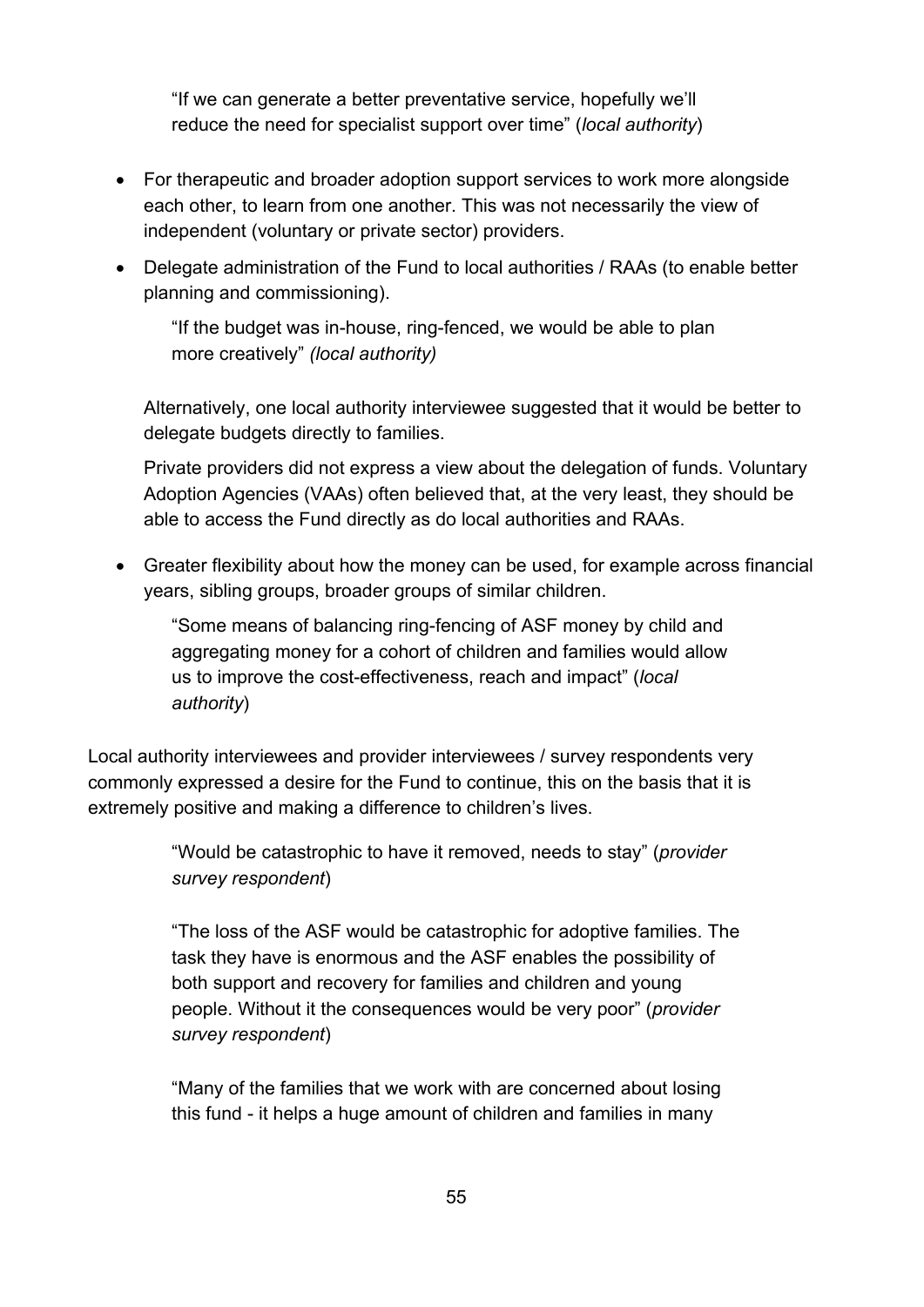"If we can generate a better preventative service, hopefully we'll reduce the need for specialist support over time" (*local authority*)

- For therapeutic and broader adoption support services to work more alongside each other, to learn from one another. This was not necessarily the view of independent (voluntary or private sector) providers.
- Delegate administration of the Fund to local authorities / RAAs (to enable better planning and commissioning).

  "If the budget was in-house, ring-fenced, we would be able to plan more creatively" *(local authority)*

  Alternatively, one local authority interviewee suggested that it would be better to delegate budgets directly to families.

  Private providers did not express a view about the delegation of funds. Voluntary Adoption Agencies (VAAs) often believed that, at the very least, they should be able to access the Fund directly as do local authorities and RAAs.

- Greater flexibility about how the money can be used, for example across financial years, sibling groups, broader groups of similar children.

  "Some means of balancing ring-fencing of ASF money by child and aggregating money for a cohort of children and families would allow us to improve the cost-effectiveness, reach and impact" (*local authority*)

Local authority interviewees and provider interviewees / survey respondents very commonly expressed a desire for the Fund to continue, this on the basis that it is extremely positive and making a difference to children's lives.

"Would be catastrophic to have it removed, needs to stay" (*provider survey respondent*)

"The loss of the ASF would be catastrophic for adoptive families. The task they have is enormous and the ASF enables the possibility of both support and recovery for families and children and young people. Without it the consequences would be very poor" (*provider survey respondent*)

"Many of the families that we work with are concerned about losing this fund - it helps a huge amount of children and families in many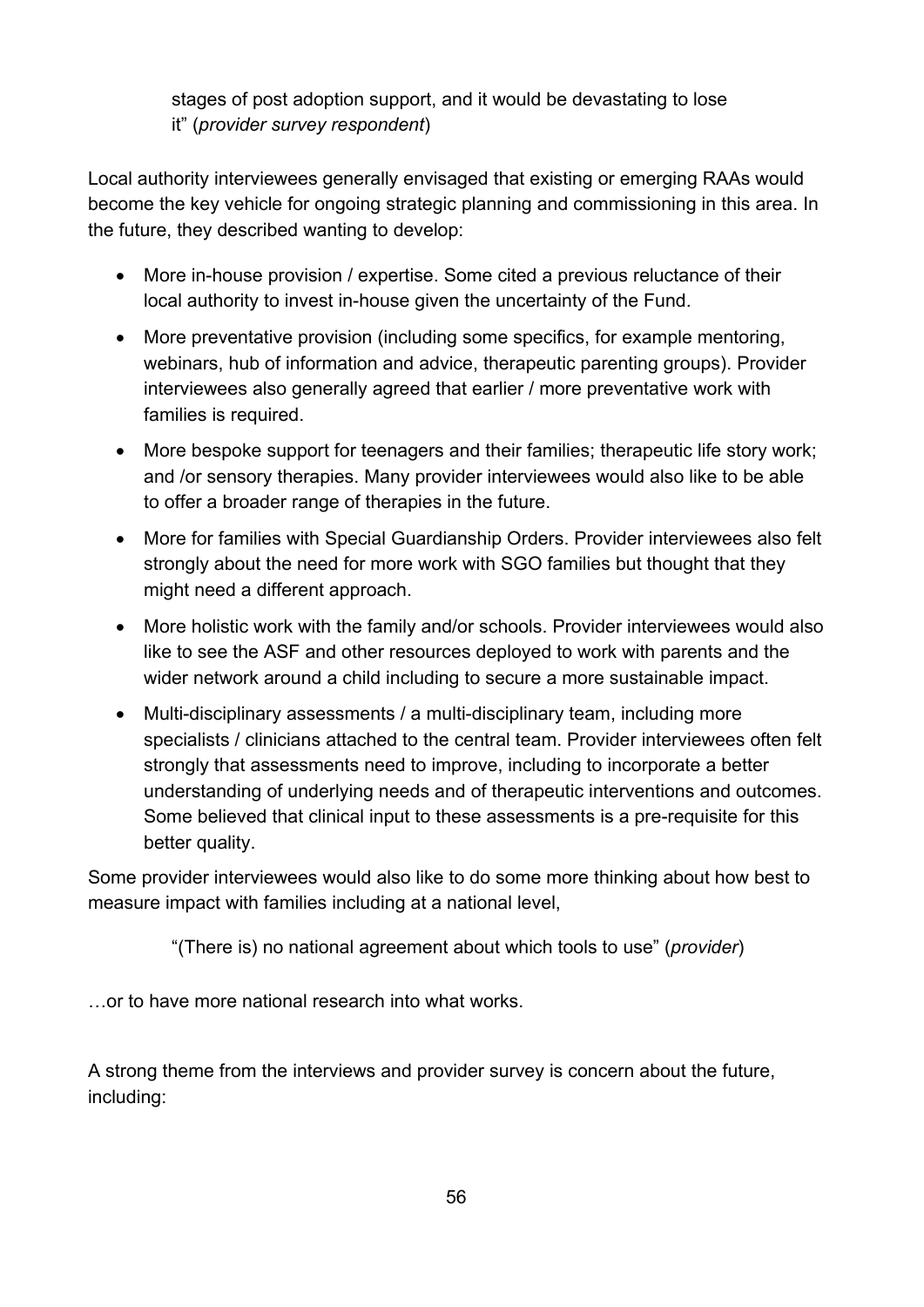> stages of post adoption support, and it would be devastating to lose it" (*provider survey respondent*)

Local authority interviewees generally envisaged that existing or emerging RAAs would become the key vehicle for ongoing strategic planning and commissioning in this area. In the future, they described wanting to develop:

- More in-house provision / expertise. Some cited a previous reluctance of their local authority to invest in-house given the uncertainty of the Fund.
- More preventative provision (including some specifics, for example mentoring, webinars, hub of information and advice, therapeutic parenting groups). Provider interviewees also generally agreed that earlier / more preventative work with families is required.
- More bespoke support for teenagers and their families; therapeutic life story work; and /or sensory therapies. Many provider interviewees would also like to be able to offer a broader range of therapies in the future.
- More for families with Special Guardianship Orders. Provider interviewees also felt strongly about the need for more work with SGO families but thought that they might need a different approach.
- More holistic work with the family and/or schools. Provider interviewees would also like to see the ASF and other resources deployed to work with parents and the wider network around a child including to secure a more sustainable impact.
- Multi-disciplinary assessments / a multi-disciplinary team, including more specialists / clinicians attached to the central team. Provider interviewees often felt strongly that assessments need to improve, including to incorporate a better understanding of underlying needs and of therapeutic interventions and outcomes. Some believed that clinical input to these assessments is a pre-requisite for this better quality.

Some provider interviewees would also like to do some more thinking about how best to measure impact with families including at a national level,

> "(There is) no national agreement about which tools to use" (*provider*)

…or to have more national research into what works.

A strong theme from the interviews and provider survey is concern about the future, including: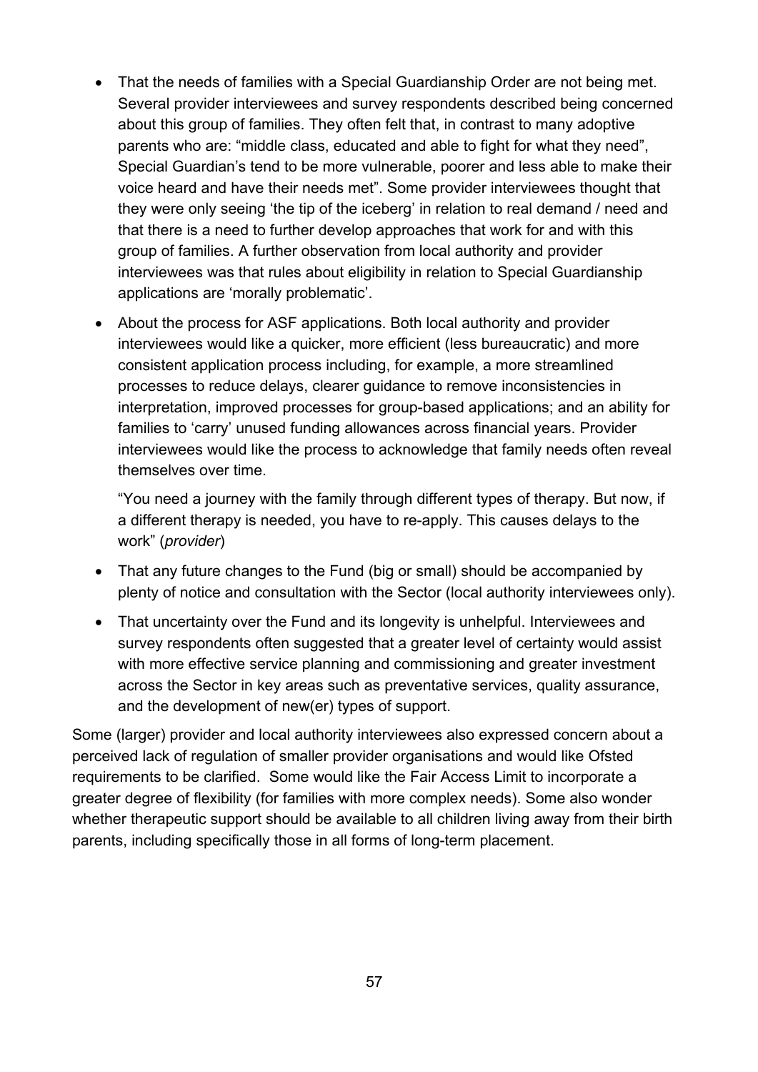- That the needs of families with a Special Guardianship Order are not being met. Several provider interviewees and survey respondents described being concerned about this group of families. They often felt that, in contrast to many adoptive parents who are: "middle class, educated and able to fight for what they need", Special Guardian's tend to be more vulnerable, poorer and less able to make their voice heard and have their needs met". Some provider interviewees thought that they were only seeing 'the tip of the iceberg' in relation to real demand / need and that there is a need to further develop approaches that work for and with this group of families. A further observation from local authority and provider interviewees was that rules about eligibility in relation to Special Guardianship applications are 'morally problematic'.
- About the process for ASF applications. Both local authority and provider interviewees would like a quicker, more efficient (less bureaucratic) and more consistent application process including, for example, a more streamlined processes to reduce delays, clearer guidance to remove inconsistencies in interpretation, improved processes for group-based applications; and an ability for families to 'carry' unused funding allowances across financial years. Provider interviewees would like the process to acknowledge that family needs often reveal themselves over time.

  "You need a journey with the family through different types of therapy. But now, if a different therapy is needed, you have to re-apply. This causes delays to the work" (*provider*)

- That any future changes to the Fund (big or small) should be accompanied by plenty of notice and consultation with the Sector (local authority interviewees only).
- That uncertainty over the Fund and its longevity is unhelpful. Interviewees and survey respondents often suggested that a greater level of certainty would assist with more effective service planning and commissioning and greater investment across the Sector in key areas such as preventative services, quality assurance, and the development of new(er) types of support.

Some (larger) provider and local authority interviewees also expressed concern about a perceived lack of regulation of smaller provider organisations and would like Ofsted requirements to be clarified. Some would like the Fair Access Limit to incorporate a greater degree of flexibility (for families with more complex needs). Some also wonder whether therapeutic support should be available to all children living away from their birth parents, including specifically those in all forms of long-term placement.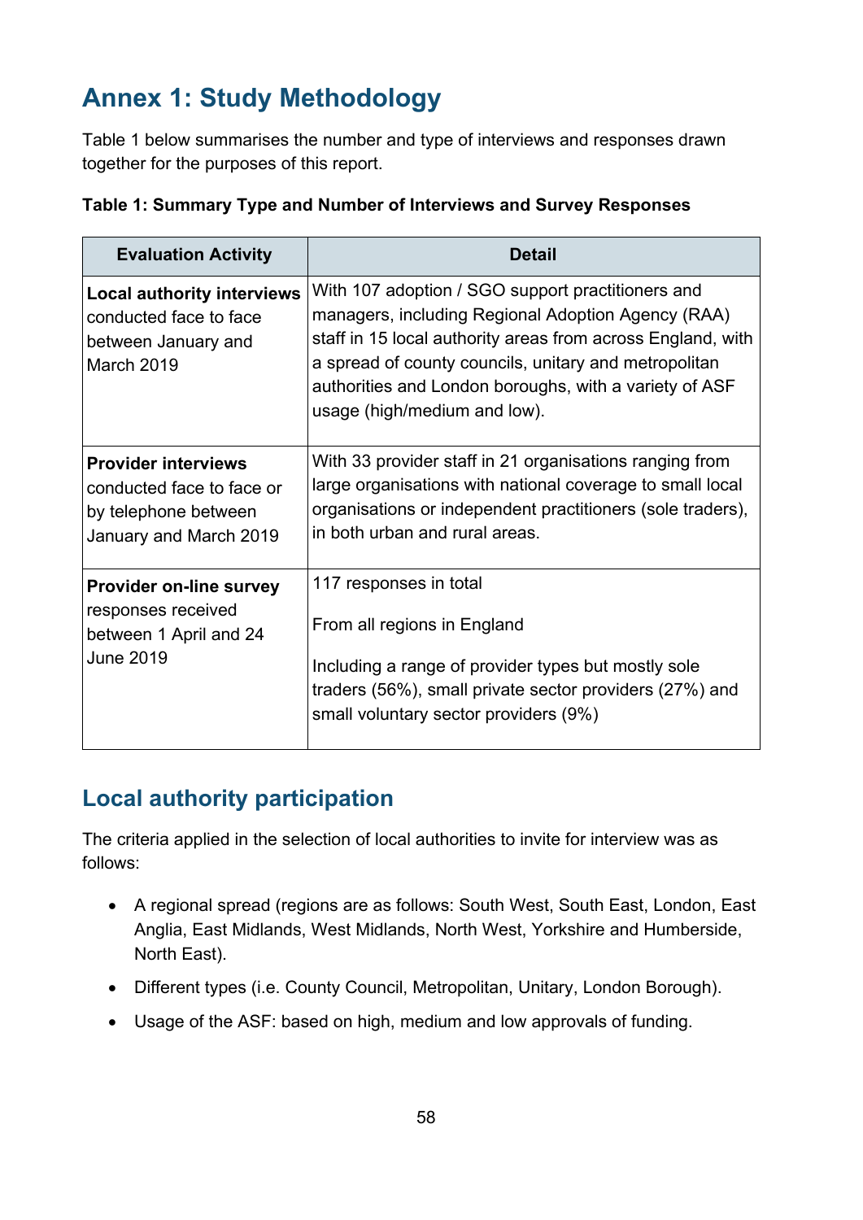# Annex 1: Study Methodology

Table 1 below summarises the number and type of interviews and responses drawn together for the purposes of this report.

**Table 1: Summary Type and Number of Interviews and Survey Responses**

| Evaluation Activity | Detail |
| --- | --- |
| **Local authority interviews** conducted face to face between January and March 2019 | With 107 adoption / SGO support practitioners and managers, including Regional Adoption Agency (RAA) staff in 15 local authority areas from across England, with a spread of county councils, unitary and metropolitan authorities and London boroughs, with a variety of ASF usage (high/medium and low). |
| **Provider interviews** conducted face to face or by telephone between January and March 2019 | With 33 provider staff in 21 organisations ranging from large organisations with national coverage to small local organisations or independent practitioners (sole traders), in both urban and rural areas. |
| **Provider on-line survey** responses received between 1 April and 24 June 2019 | 117 responses in total<br><br>From all regions in England<br><br>Including a range of provider types but mostly sole traders (56%), small private sector providers (27%) and small voluntary sector providers (9%) |

## Local authority participation

The criteria applied in the selection of local authorities to invite for interview was as follows:

- A regional spread (regions are as follows: South West, South East, London, East Anglia, East Midlands, West Midlands, North West, Yorkshire and Humberside, North East).
- Different types (i.e. County Council, Metropolitan, Unitary, London Borough).
- Usage of the ASF: based on high, medium and low approvals of funding.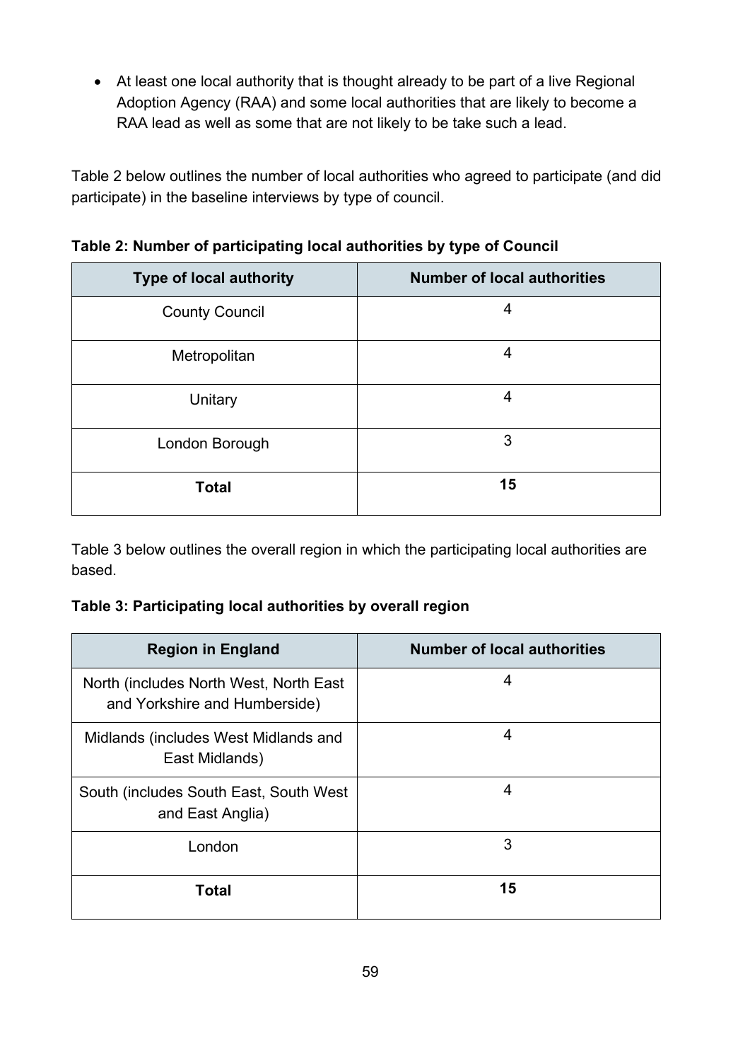- At least one local authority that is thought already to be part of a live Regional Adoption Agency (RAA) and some local authorities that are likely to become a RAA lead as well as some that are not likely to be take such a lead.

Table 2 below outlines the number of local authorities who agreed to participate (and did participate) in the baseline interviews by type of council.

**Table 2: Number of participating local authorities by type of Council**

| Type of local authority | Number of local authorities |
|---|---|
| County Council | 4 |
| Metropolitan | 4 |
| Unitary | 4 |
| London Borough | 3 |
| **Total** | **15** |

Table 3 below outlines the overall region in which the participating local authorities are based.

**Table 3: Participating local authorities by overall region**

| Region in England | Number of local authorities |
|---|---|
| North (includes North West, North East and Yorkshire and Humberside) | 4 |
| Midlands (includes West Midlands and East Midlands) | 4 |
| South (includes South East, South West and East Anglia) | 4 |
| London | 3 |
| **Total** | **15** |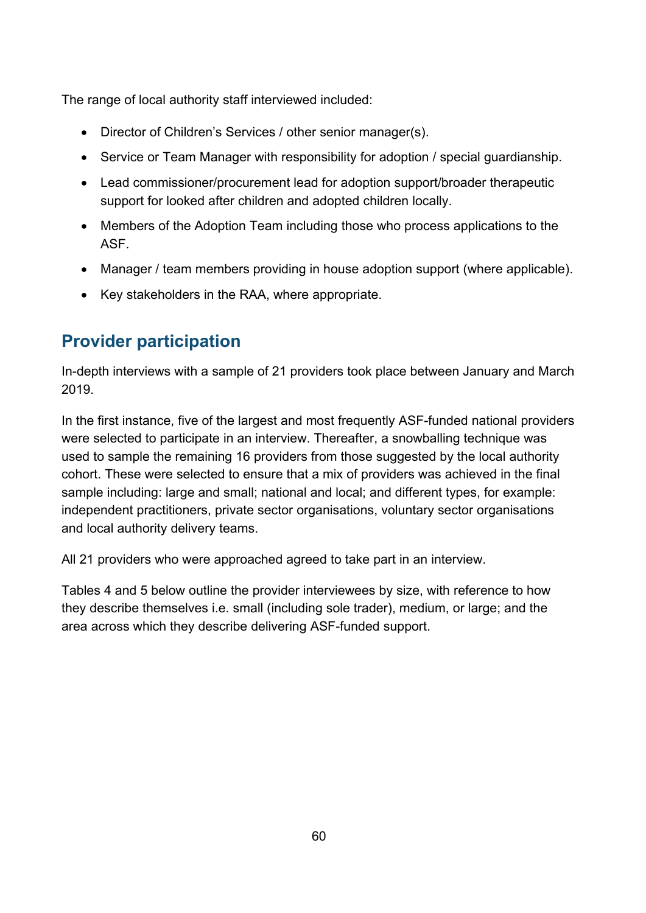The range of local authority staff interviewed included:

- Director of Children's Services / other senior manager(s).
- Service or Team Manager with responsibility for adoption / special guardianship.
- Lead commissioner/procurement lead for adoption support/broader therapeutic support for looked after children and adopted children locally.
- Members of the Adoption Team including those who process applications to the ASF.
- Manager / team members providing in house adoption support (where applicable).
- Key stakeholders in the RAA, where appropriate.

## Provider participation

In-depth interviews with a sample of 21 providers took place between January and March 2019.

In the first instance, five of the largest and most frequently ASF-funded national providers were selected to participate in an interview. Thereafter, a snowballing technique was used to sample the remaining 16 providers from those suggested by the local authority cohort. These were selected to ensure that a mix of providers was achieved in the final sample including: large and small; national and local; and different types, for example: independent practitioners, private sector organisations, voluntary sector organisations and local authority delivery teams.

All 21 providers who were approached agreed to take part in an interview.

Tables 4 and 5 below outline the provider interviewees by size, with reference to how they describe themselves i.e. small (including sole trader), medium, or large; and the area across which they describe delivering ASF-funded support.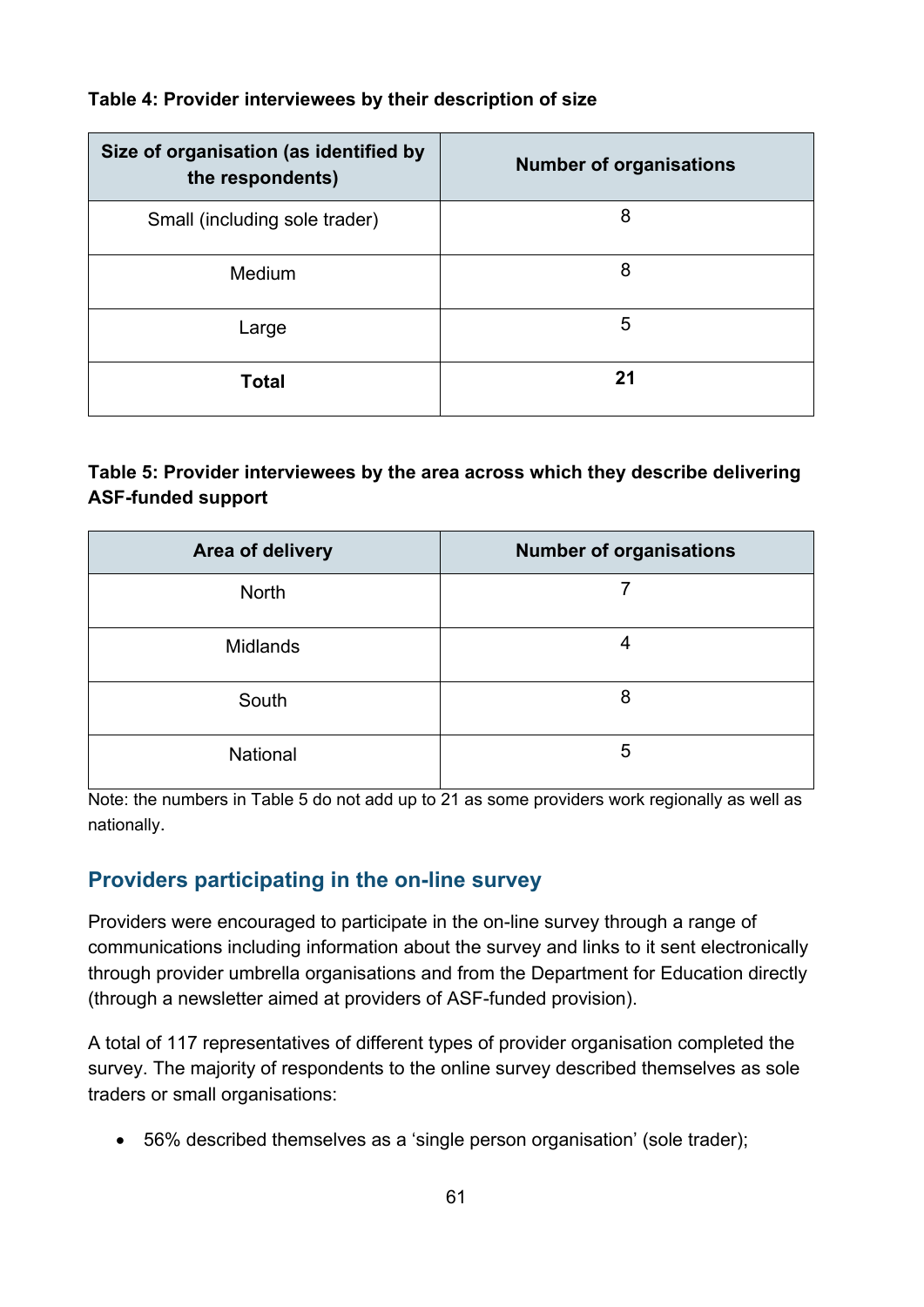**Table 4: Provider interviewees by their description of size**

| Size of organisation (as identified by the respondents) | Number of organisations |
|---|---|
| Small (including sole trader) | 8 |
| Medium | 8 |
| Large | 5 |
| **Total** | **21** |

**Table 5: Provider interviewees by the area across which they describe delivering ASF-funded support**

| Area of delivery | Number of organisations |
|---|---|
| North | 7 |
| Midlands | 4 |
| South | 8 |
| National | 5 |

Note: the numbers in Table 5 do not add up to 21 as some providers work regionally as well as nationally.

## Providers participating in the on-line survey

Providers were encouraged to participate in the on-line survey through a range of communications including information about the survey and links to it sent electronically through provider umbrella organisations and from the Department for Education directly (through a newsletter aimed at providers of ASF-funded provision).

A total of 117 representatives of different types of provider organisation completed the survey. The majority of respondents to the online survey described themselves as sole traders or small organisations:

- 56% described themselves as a 'single person organisation' (sole trader);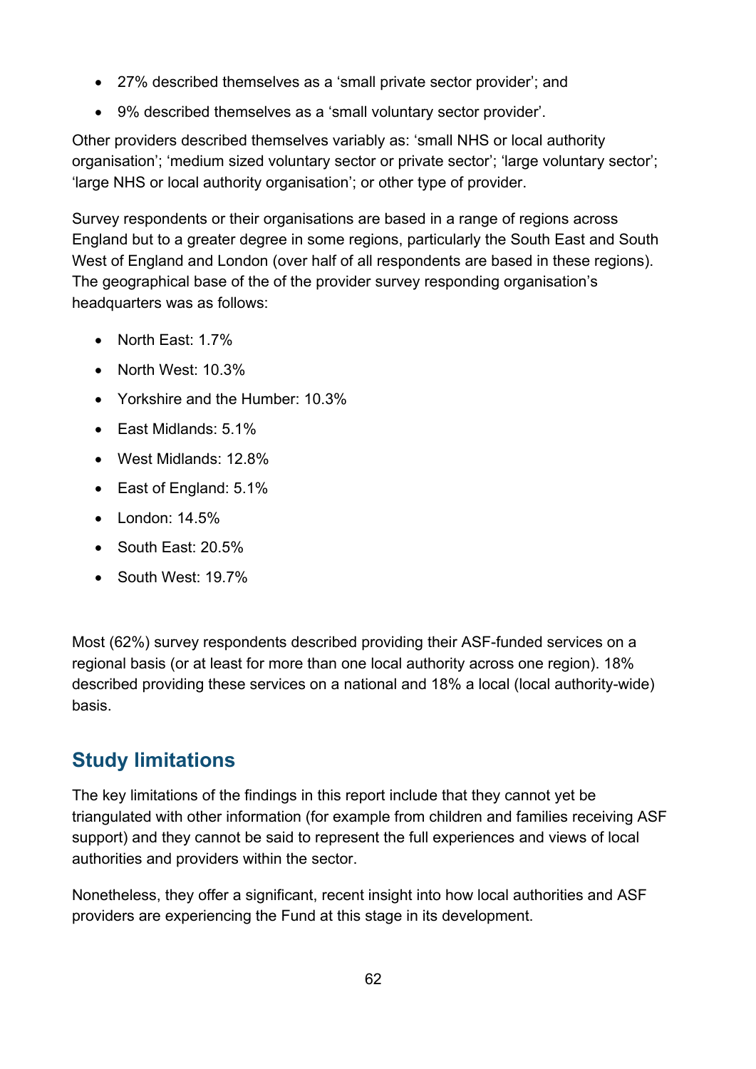- 27% described themselves as a 'small private sector provider'; and
- 9% described themselves as a 'small voluntary sector provider'.

Other providers described themselves variably as: 'small NHS or local authority organisation'; 'medium sized voluntary sector or private sector'; 'large voluntary sector'; 'large NHS or local authority organisation'; or other type of provider.

Survey respondents or their organisations are based in a range of regions across England but to a greater degree in some regions, particularly the South East and South West of England and London (over half of all respondents are based in these regions). The geographical base of the of the provider survey responding organisation's headquarters was as follows:

- North East: 1.7%
- North West: 10.3%
- Yorkshire and the Humber: 10.3%
- East Midlands: 5.1%
- West Midlands: 12.8%
- East of England: 5.1%
- London: 14.5%
- South East: 20.5%
- South West: 19.7%

Most (62%) survey respondents described providing their ASF-funded services on a regional basis (or at least for more than one local authority across one region). 18% described providing these services on a national and 18% a local (local authority-wide) basis.

## Study limitations

The key limitations of the findings in this report include that they cannot yet be triangulated with other information (for example from children and families receiving ASF support) and they cannot be said to represent the full experiences and views of local authorities and providers within the sector.

Nonetheless, they offer a significant, recent insight into how local authorities and ASF providers are experiencing the Fund at this stage in its development.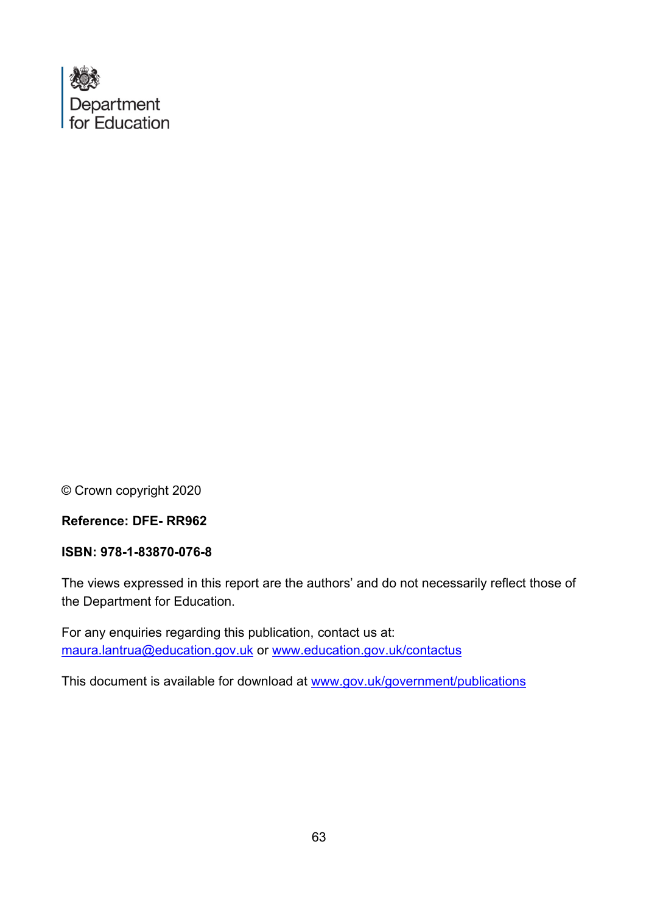Department for Education

© Crown copyright 2020

**Reference: DFE- RR962**

**ISBN: 978-1-83870-076-8**

The views expressed in this report are the authors' and do not necessarily reflect those of the Department for Education.

For any enquiries regarding this publication, contact us at: maura.lantrua@education.gov.uk or www.education.gov.uk/contactus

This document is available for download at www.gov.uk/government/publications